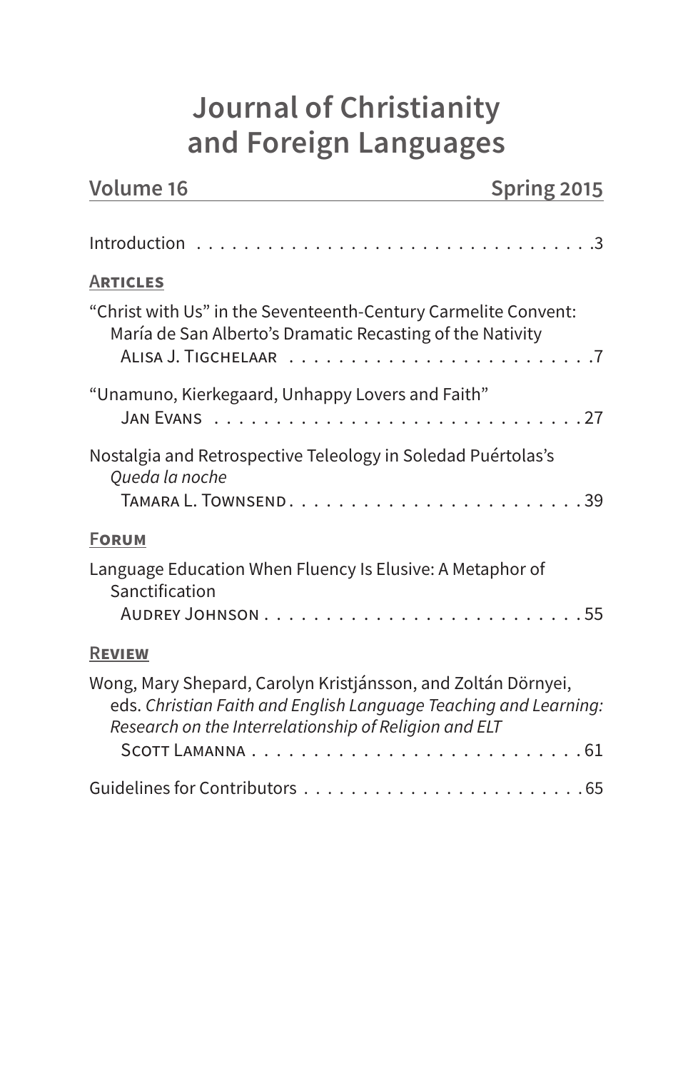# Journal of Christianity and Foreign Languages

**Volume 16** **Spring 2015**

Introduction . . . . . . . . . . . . . . . . . . . . . . . . . . . . . . . . . . . 3

## Articles

"Christ with Us" in the Seventeenth-Century Carmelite Convent: María de San Alberto's Dramatic Recasting of the Nativity
Alisa J. Tigchelaar . . . . . . . . . . . . . . . . . . . . . . . . . 7

"Unamuno, Kierkegaard, Unhappy Lovers and Faith"
Jan Evans . . . . . . . . . . . . . . . . . . . . . . . . . . . . . 27

Nostalgia and Retrospective Teleology in Soledad Puértolas's *Queda la noche*
Tamara L. Townsend . . . . . . . . . . . . . . . . . . . . . . . 39

## Forum

Language Education When Fluency Is Elusive: A Metaphor of Sanctification
Audrey Johnson . . . . . . . . . . . . . . . . . . . . . . . . . 55

## Review

Wong, Mary Shepard, Carolyn Kristjánsson, and Zoltán Dörnyei, eds. *Christian Faith and English Language Teaching and Learning: Research on the Interrelationship of Religion and ELT*
Scott Lamanna . . . . . . . . . . . . . . . . . . . . . . . . . . 61

Guidelines for Contributors . . . . . . . . . . . . . . . . . . . . . . 65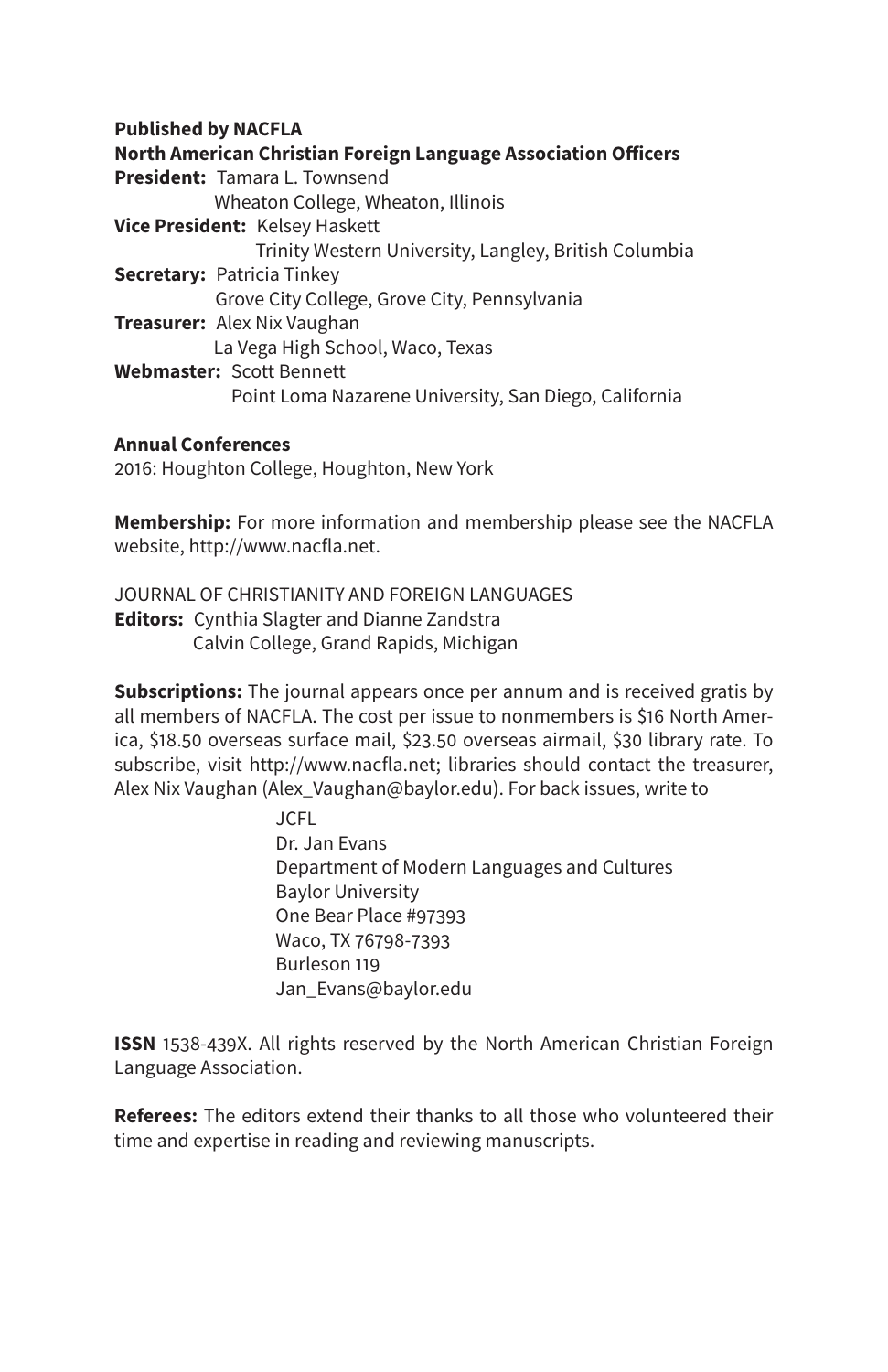**Published by NACFLA**

**North American Christian Foreign Language Association Officers**

**President:** Tamara L. Townsend
Wheaton College, Wheaton, Illinois

**Vice President:** Kelsey Haskett
Trinity Western University, Langley, British Columbia

**Secretary:** Patricia Tinkey
Grove City College, Grove City, Pennsylvania

**Treasurer:** Alex Nix Vaughan
La Vega High School, Waco, Texas

**Webmaster:** Scott Bennett
Point Loma Nazarene University, San Diego, California

**Annual Conferences**

2016: Houghton College, Houghton, New York

**Membership:** For more information and membership please see the NACFLA website, http://www.nacfla.net.

JOURNAL OF CHRISTIANITY AND FOREIGN LANGUAGES

**Editors:** Cynthia Slagter and Dianne Zandstra
Calvin College, Grand Rapids, Michigan

**Subscriptions:** The journal appears once per annum and is received gratis by all members of NACFLA. The cost per issue to nonmembers is $16 North America, $18.50 overseas surface mail, $23.50 overseas airmail, $30 library rate. To subscribe, visit http://www.nacfla.net; libraries should contact the treasurer, Alex Nix Vaughan (Alex_Vaughan@baylor.edu). For back issues, write to

JCFL
Dr. Jan Evans
Department of Modern Languages and Cultures
Baylor University
One Bear Place #97393
Waco, TX 76798-7393
Burleson 119
Jan_Evans@baylor.edu

**ISSN** 1538-439X. All rights reserved by the North American Christian Foreign Language Association.

**Referees:** The editors extend their thanks to all those who volunteered their time and expertise in reading and reviewing manuscripts.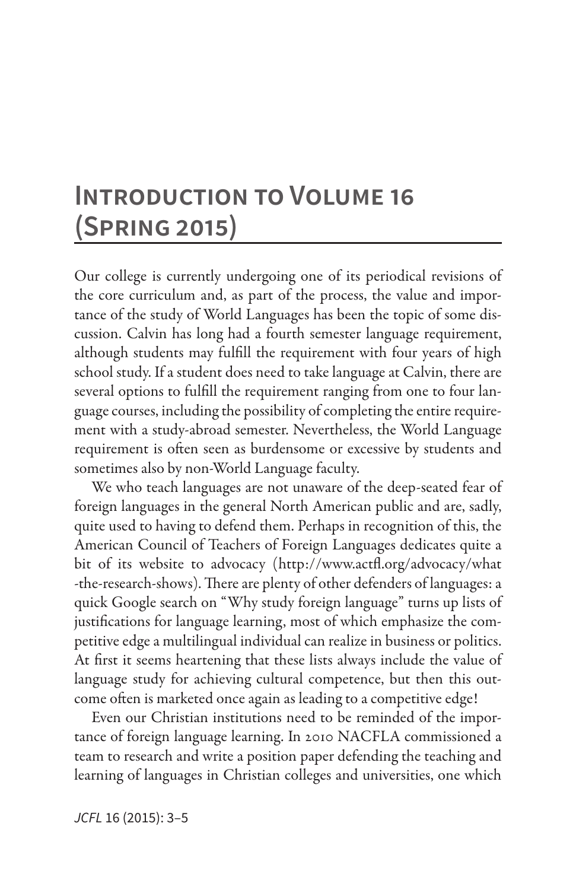# Introduction to Volume 16 (Spring 2015)

Our college is currently undergoing one of its periodical revisions of the core curriculum and, as part of the process, the value and importance of the study of World Languages has been the topic of some discussion. Calvin has long had a fourth semester language requirement, although students may fulfill the requirement with four years of high school study. If a student does need to take language at Calvin, there are several options to fulfill the requirement ranging from one to four language courses, including the possibility of completing the entire requirement with a study-abroad semester. Nevertheless, the World Language requirement is often seen as burdensome or excessive by students and sometimes also by non-World Language faculty.

We who teach languages are not unaware of the deep-seated fear of foreign languages in the general North American public and are, sadly, quite used to having to defend them. Perhaps in recognition of this, the American Council of Teachers of Foreign Languages dedicates quite a bit of its website to advocacy (http://www.actfl.org/advocacy/what-the-research-shows). There are plenty of other defenders of languages: a quick Google search on "Why study foreign language" turns up lists of justifications for language learning, most of which emphasize the competitive edge a multilingual individual can realize in business or politics. At first it seems heartening that these lists always include the value of language study for achieving cultural competence, but then this outcome often is marketed once again as leading to a competitive edge!

Even our Christian institutions need to be reminded of the importance of foreign language learning. In 2010 NACFLA commissioned a team to research and write a position paper defending the teaching and learning of languages in Christian colleges and universities, one which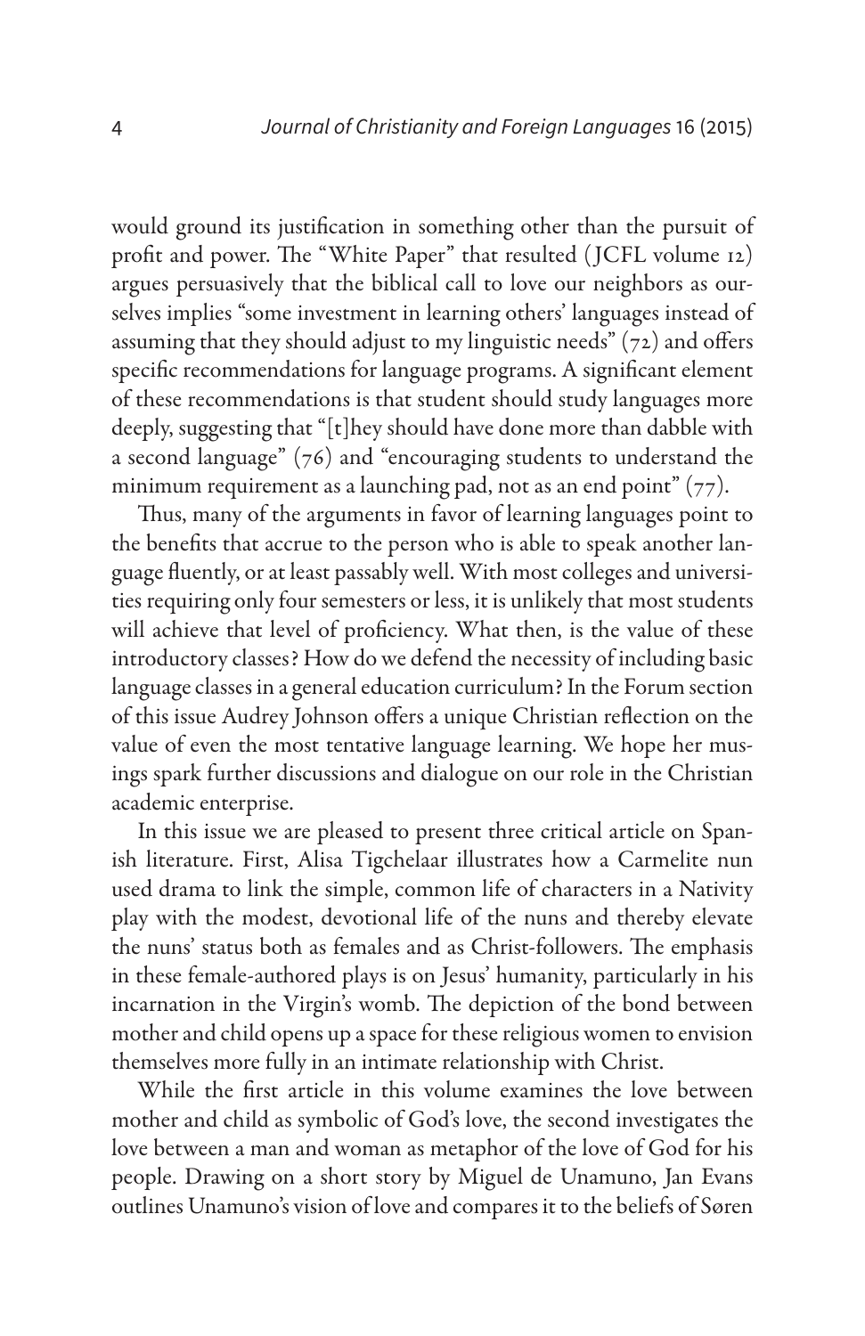would ground its justification in something other than the pursuit of profit and power. The "White Paper" that resulted (JCFL volume 12) argues persuasively that the biblical call to love our neighbors as ourselves implies "some investment in learning others' languages instead of assuming that they should adjust to my linguistic needs" (72) and offers specific recommendations for language programs. A significant element of these recommendations is that student should study languages more deeply, suggesting that "[t]hey should have done more than dabble with a second language" (76) and "encouraging students to understand the minimum requirement as a launching pad, not as an end point" (77).

Thus, many of the arguments in favor of learning languages point to the benefits that accrue to the person who is able to speak another language fluently, or at least passably well. With most colleges and universities requiring only four semesters or less, it is unlikely that most students will achieve that level of proficiency. What then, is the value of these introductory classes? How do we defend the necessity of including basic language classes in a general education curriculum? In the Forum section of this issue Audrey Johnson offers a unique Christian reflection on the value of even the most tentative language learning. We hope her musings spark further discussions and dialogue on our role in the Christian academic enterprise.

In this issue we are pleased to present three critical article on Spanish literature. First, Alisa Tigchelaar illustrates how a Carmelite nun used drama to link the simple, common life of characters in a Nativity play with the modest, devotional life of the nuns and thereby elevate the nuns' status both as females and as Christ-followers. The emphasis in these female-authored plays is on Jesus' humanity, particularly in his incarnation in the Virgin's womb. The depiction of the bond between mother and child opens up a space for these religious women to envision themselves more fully in an intimate relationship with Christ.

While the first article in this volume examines the love between mother and child as symbolic of God's love, the second investigates the love between a man and woman as metaphor of the love of God for his people. Drawing on a short story by Miguel de Unamuno, Jan Evans outlines Unamuno's vision of love and compares it to the beliefs of Søren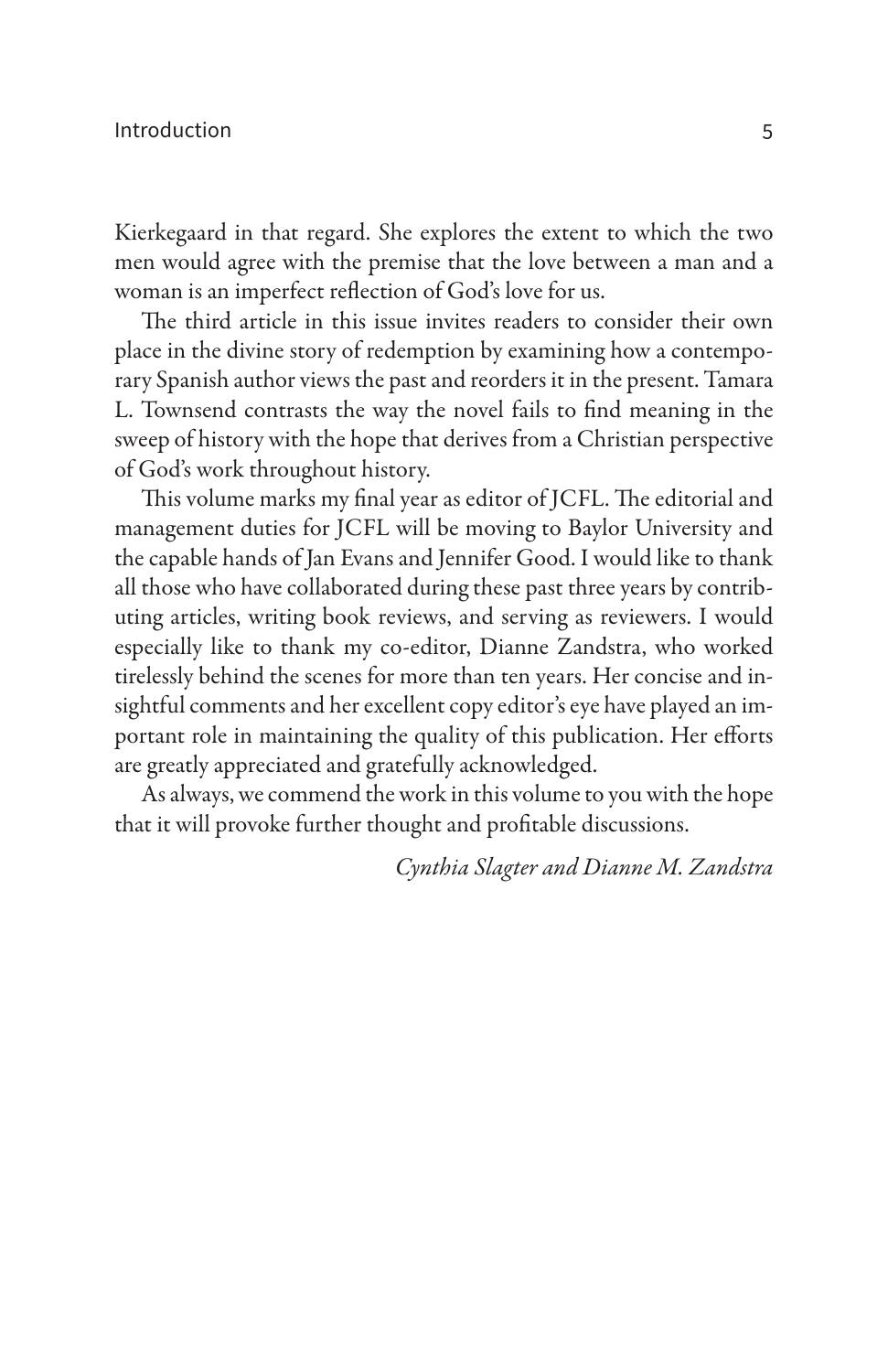Kierkegaard in that regard. She explores the extent to which the two men would agree with the premise that the love between a man and a woman is an imperfect reflection of God's love for us.

The third article in this issue invites readers to consider their own place in the divine story of redemption by examining how a contemporary Spanish author views the past and reorders it in the present. Tamara L. Townsend contrasts the way the novel fails to find meaning in the sweep of history with the hope that derives from a Christian perspective of God's work throughout history.

This volume marks my final year as editor of JCFL. The editorial and management duties for JCFL will be moving to Baylor University and the capable hands of Jan Evans and Jennifer Good. I would like to thank all those who have collaborated during these past three years by contributing articles, writing book reviews, and serving as reviewers. I would especially like to thank my co-editor, Dianne Zandstra, who worked tirelessly behind the scenes for more than ten years. Her concise and insightful comments and her excellent copy editor's eye have played an important role in maintaining the quality of this publication. Her efforts are greatly appreciated and gratefully acknowledged.

As always, we commend the work in this volume to you with the hope that it will provoke further thought and profitable discussions.

*Cynthia Slagter and Dianne M. Zandstra*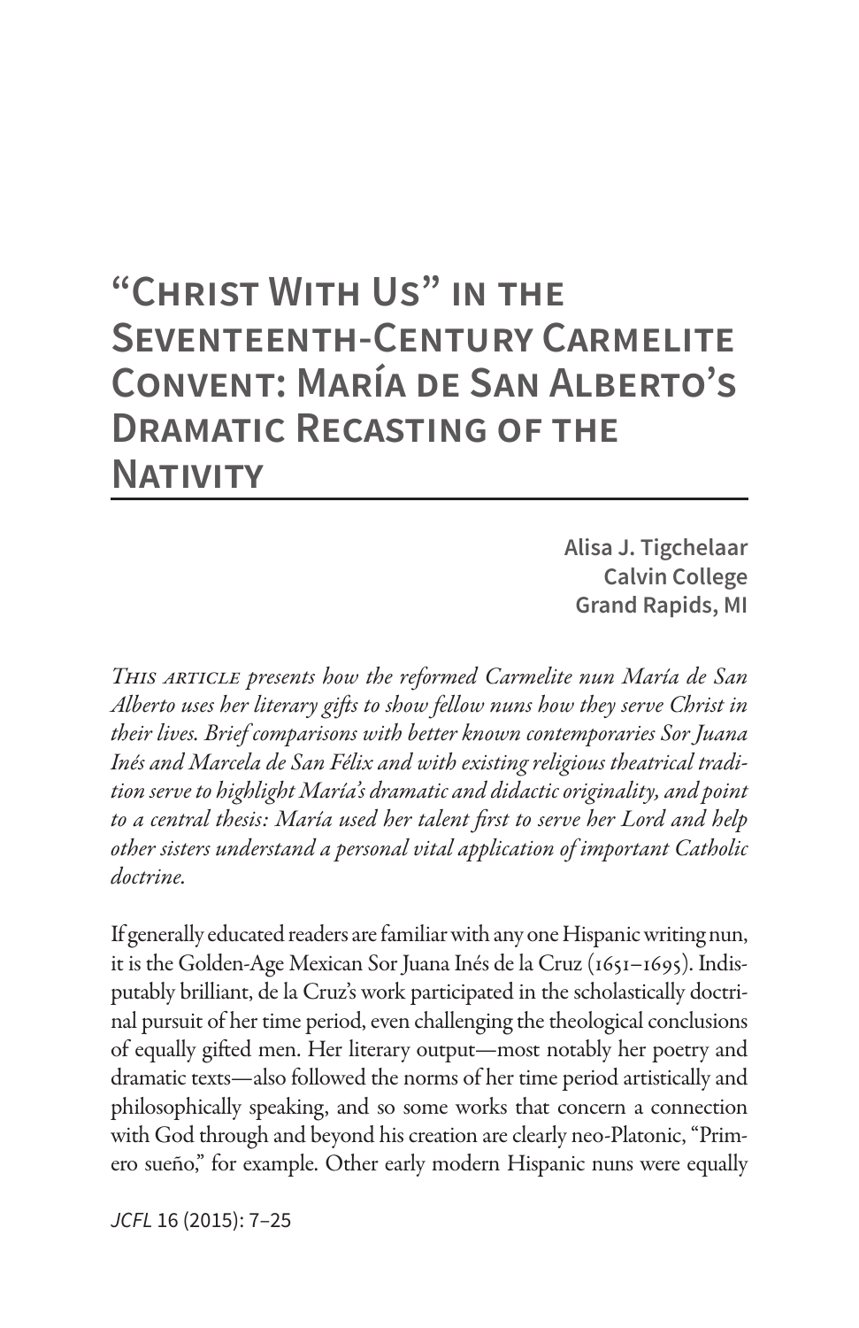# "Christ With Us" in the Seventeenth-Century Carmelite Convent: María de San Alberto's Dramatic Recasting of the Nativity

**Alisa J. Tigchelaar**
**Calvin College**
**Grand Rapids, MI**

*This article presents how the reformed Carmelite nun María de San Alberto uses her literary gifts to show fellow nuns how they serve Christ in their lives. Brief comparisons with better known contemporaries Sor Juana Inés and Marcela de San Félix and with existing religious theatrical tradition serve to highlight María's dramatic and didactic originality, and point to a central thesis: María used her talent first to serve her Lord and help other sisters understand a personal vital application of important Catholic doctrine.*

If generally educated readers are familiar with any one Hispanic writing nun, it is the Golden-Age Mexican Sor Juana Inés de la Cruz (1651–1695). Indisputably brilliant, de la Cruz's work participated in the scholastically doctrinal pursuit of her time period, even challenging the theological conclusions of equally gifted men. Her literary output—most notably her poetry and dramatic texts—also followed the norms of her time period artistically and philosophically speaking, and so some works that concern a connection with God through and beyond his creation are clearly neo-Platonic, "Primero sueño," for example. Other early modern Hispanic nuns were equally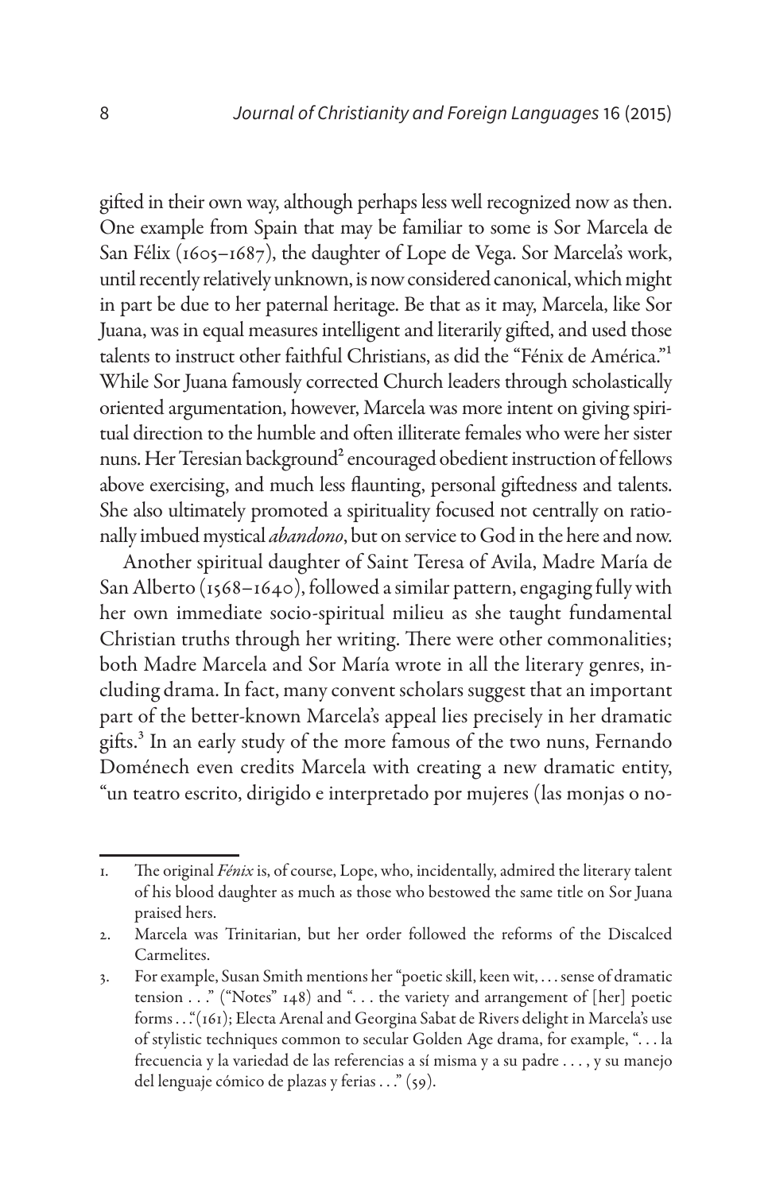gifted in their own way, although perhaps less well recognized now as then. One example from Spain that may be familiar to some is Sor Marcela de San Félix (1605–1687), the daughter of Lope de Vega. Sor Marcela's work, until recently relatively unknown, is now considered canonical, which might in part be due to her paternal heritage. Be that as it may, Marcela, like Sor Juana, was in equal measures intelligent and literarily gifted, and used those talents to instruct other faithful Christians, as did the "Fénix de América."[1] While Sor Juana famously corrected Church leaders through scholastically oriented argumentation, however, Marcela was more intent on giving spiritual direction to the humble and often illiterate females who were her sister nuns. Her Teresian background[2] encouraged obedient instruction of fellows above exercising, and much less flaunting, personal giftedness and talents. She also ultimately promoted a spirituality focused not centrally on rationally imbued mystical *abandono*, but on service to God in the here and now.

Another spiritual daughter of Saint Teresa of Avila, Madre María de San Alberto (1568–1640), followed a similar pattern, engaging fully with her own immediate socio-spiritual milieu as she taught fundamental Christian truths through her writing. There were other commonalities; both Madre Marcela and Sor María wrote in all the literary genres, including drama. In fact, many convent scholars suggest that an important part of the better-known Marcela's appeal lies precisely in her dramatic gifts.[3] In an early study of the more famous of the two nuns, Fernando Doménech even credits Marcela with creating a new dramatic entity, "un teatro escrito, dirigido e interpretado por mujeres (las monjas o no-

---

1. The original *Fénix* is, of course, Lope, who, incidentally, admired the literary talent of his blood daughter as much as those who bestowed the same title on Sor Juana praised hers.
2. Marcela was Trinitarian, but her order followed the reforms of the Discalced Carmelites.
3. For example, Susan Smith mentions her "poetic skill, keen wit, . . . sense of dramatic tension . . ." ("Notes" 148) and ". . . the variety and arrangement of [her] poetic forms . . ."(161); Electa Arenal and Georgina Sabat de Rivers delight in Marcela's use of stylistic techniques common to secular Golden Age drama, for example, ". . . la frecuencia y la variedad de las referencias a sí misma y a su padre . . . , y su manejo del lenguaje cómico de plazas y ferias . . ." (59).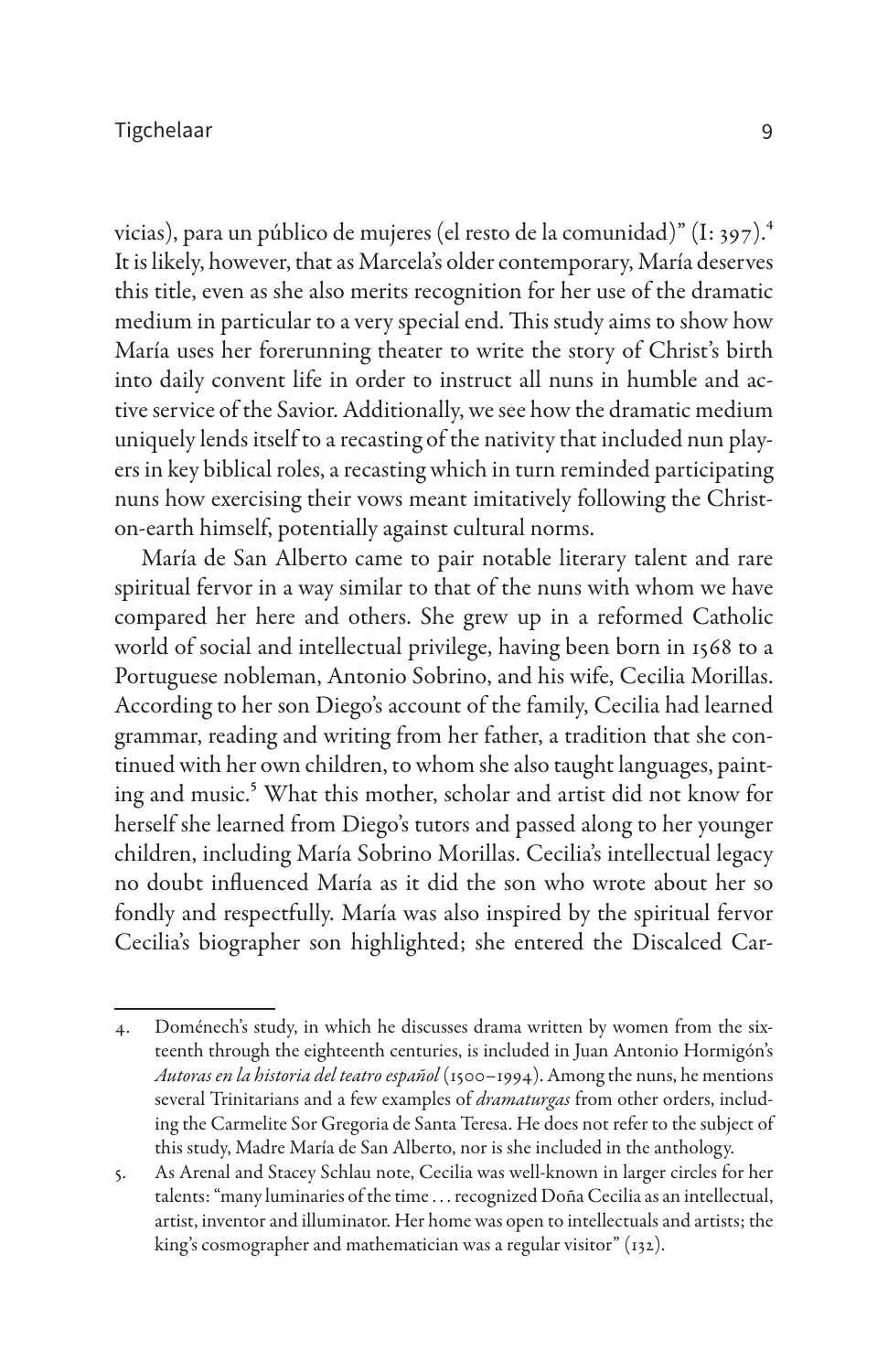vicias), para un público de mujeres (el resto de la comunidad)" (I: 397).[4] It is likely, however, that as Marcela's older contemporary, María deserves this title, even as she also merits recognition for her use of the dramatic medium in particular to a very special end. This study aims to show how María uses her forerunning theater to write the story of Christ's birth into daily convent life in order to instruct all nuns in humble and active service of the Savior. Additionally, we see how the dramatic medium uniquely lends itself to a recasting of the nativity that included nun players in key biblical roles, a recasting which in turn reminded participating nuns how exercising their vows meant imitatively following the Christ-on-earth himself, potentially against cultural norms.

María de San Alberto came to pair notable literary talent and rare spiritual fervor in a way similar to that of the nuns with whom we have compared her here and others. She grew up in a reformed Catholic world of social and intellectual privilege, having been born in 1568 to a Portuguese nobleman, Antonio Sobrino, and his wife, Cecilia Morillas. According to her son Diego's account of the family, Cecilia had learned grammar, reading and writing from her father, a tradition that she continued with her own children, to whom she also taught languages, painting and music.[5] What this mother, scholar and artist did not know for herself she learned from Diego's tutors and passed along to her younger children, including María Sobrino Morillas. Cecilia's intellectual legacy no doubt influenced María as it did the son who wrote about her so fondly and respectfully. María was also inspired by the spiritual fervor Cecilia's biographer son highlighted; she entered the Discalced Car-

4. Doménech's study, in which he discusses drama written by women from the sixteenth through the eighteenth centuries, is included in Juan Antonio Hormigón's *Autoras en la historia del teatro español* (1500–1994). Among the nuns, he mentions several Trinitarians and a few examples of *dramaturgas* from other orders, including the Carmelite Sor Gregoria de Santa Teresa. He does not refer to the subject of this study, Madre María de San Alberto, nor is she included in the anthology.

5. As Arenal and Stacey Schlau note, Cecilia was well-known in larger circles for her talents: "many luminaries of the time . . . recognized Doña Cecilia as an intellectual, artist, inventor and illuminator. Her home was open to intellectuals and artists; the king's cosmographer and mathematician was a regular visitor" (132).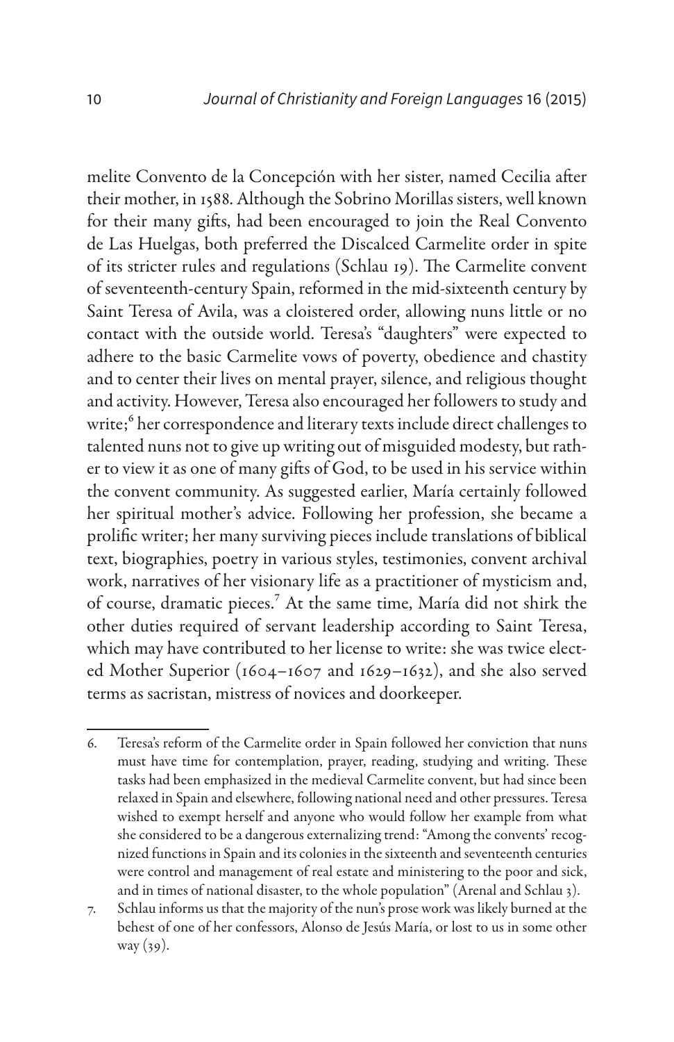melite Convento de la Concepción with her sister, named Cecilia after their mother, in 1588. Although the Sobrino Morillas sisters, well known for their many gifts, had been encouraged to join the Real Convento de Las Huelgas, both preferred the Discalced Carmelite order in spite of its stricter rules and regulations (Schlau 19). The Carmelite convent of seventeenth-century Spain, reformed in the mid-sixteenth century by Saint Teresa of Avila, was a cloistered order, allowing nuns little or no contact with the outside world. Teresa's "daughters" were expected to adhere to the basic Carmelite vows of poverty, obedience and chastity and to center their lives on mental prayer, silence, and religious thought and activity. However, Teresa also encouraged her followers to study and write;[6] her correspondence and literary texts include direct challenges to talented nuns not to give up writing out of misguided modesty, but rather to view it as one of many gifts of God, to be used in his service within the convent community. As suggested earlier, María certainly followed her spiritual mother's advice. Following her profession, she became a prolific writer; her many surviving pieces include translations of biblical text, biographies, poetry in various styles, testimonies, convent archival work, narratives of her visionary life as a practitioner of mysticism and, of course, dramatic pieces.[7] At the same time, María did not shirk the other duties required of servant leadership according to Saint Teresa, which may have contributed to her license to write: she was twice elected Mother Superior (1604–1607 and 1629–1632), and she also served terms as sacristan, mistress of novices and doorkeeper.

6. Teresa's reform of the Carmelite order in Spain followed her conviction that nuns must have time for contemplation, prayer, reading, studying and writing. These tasks had been emphasized in the medieval Carmelite convent, but had since been relaxed in Spain and elsewhere, following national need and other pressures. Teresa wished to exempt herself and anyone who would follow her example from what she considered to be a dangerous externalizing trend: "Among the convents' recognized functions in Spain and its colonies in the sixteenth and seventeenth centuries were control and management of real estate and ministering to the poor and sick, and in times of national disaster, to the whole population" (Arenal and Schlau 3).

7. Schlau informs us that the majority of the nun's prose work was likely burned at the behest of one of her confessors, Alonso de Jesús María, or lost to us in some other way (39).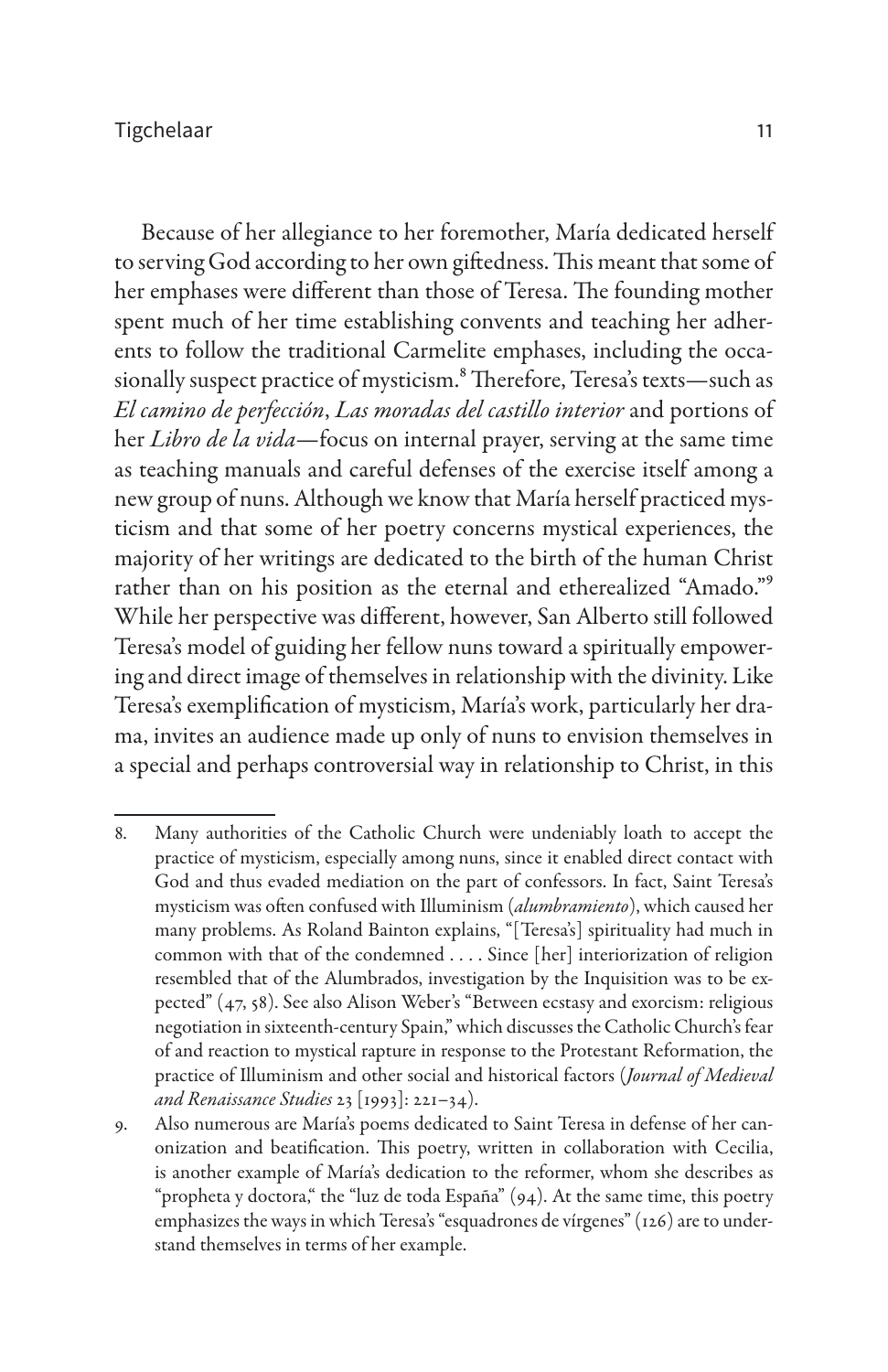Because of her allegiance to her foremother, María dedicated herself to serving God according to her own giftedness. This meant that some of her emphases were different than those of Teresa. The founding mother spent much of her time establishing convents and teaching her adherents to follow the traditional Carmelite emphases, including the occasionally suspect practice of mysticism.[8] Therefore, Teresa's texts—such as *El camino de perfección*, *Las moradas del castillo interior* and portions of her *Libro de la vida*—focus on internal prayer, serving at the same time as teaching manuals and careful defenses of the exercise itself among a new group of nuns. Although we know that María herself practiced mysticism and that some of her poetry concerns mystical experiences, the majority of her writings are dedicated to the birth of the human Christ rather than on his position as the eternal and etherealized "Amado."[9] While her perspective was different, however, San Alberto still followed Teresa's model of guiding her fellow nuns toward a spiritually empowering and direct image of themselves in relationship with the divinity. Like Teresa's exemplification of mysticism, María's work, particularly her drama, invites an audience made up only of nuns to envision themselves in a special and perhaps controversial way in relationship to Christ, in this

---

8. Many authorities of the Catholic Church were undeniably loath to accept the practice of mysticism, especially among nuns, since it enabled direct contact with God and thus evaded mediation on the part of confessors. In fact, Saint Teresa's mysticism was often confused with Illuminism (*alumbramiento*), which caused her many problems. As Roland Bainton explains, "[Teresa's] spirituality had much in common with that of the condemned . . . . Since [her] interiorization of religion resembled that of the Alumbrados, investigation by the Inquisition was to be expected" (47, 58). See also Alison Weber's "Between ecstasy and exorcism: religious negotiation in sixteenth-century Spain," which discusses the Catholic Church's fear of and reaction to mystical rapture in response to the Protestant Reformation, the practice of Illuminism and other social and historical factors (*Journal of Medieval and Renaissance Studies* 23 [1993]: 221–34).

9. Also numerous are María's poems dedicated to Saint Teresa in defense of her canonization and beatification. This poetry, written in collaboration with Cecilia, is another example of María's dedication to the reformer, whom she describes as "propheta y doctora," the "luz de toda España" (94). At the same time, this poetry emphasizes the ways in which Teresa's "esquadrones de vírgenes" (126) are to understand themselves in terms of her example.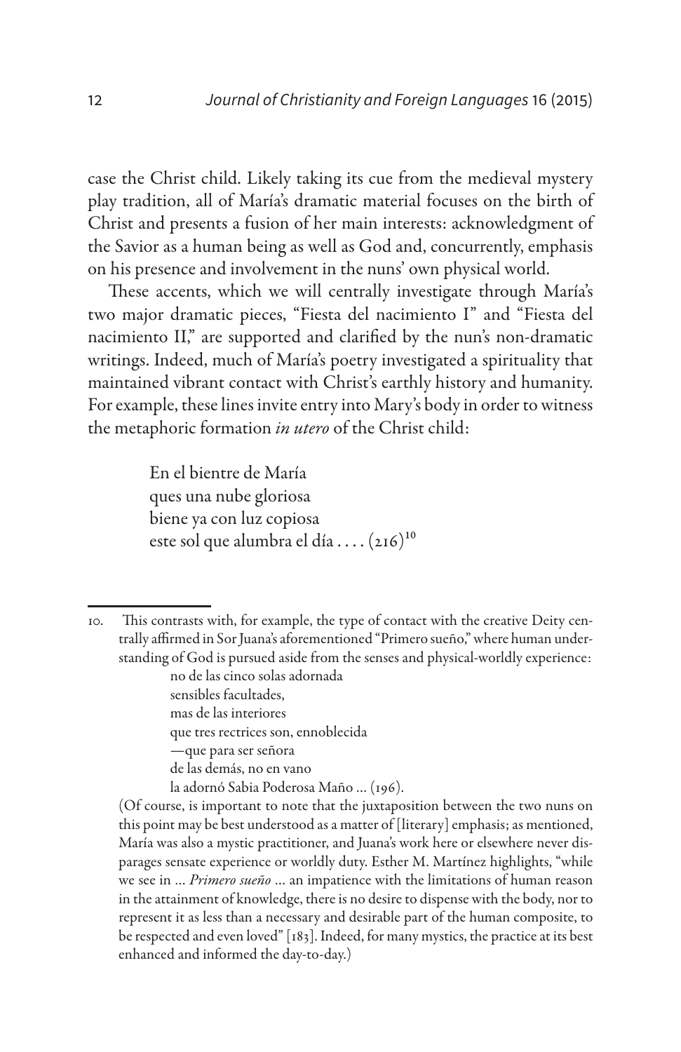case the Christ child. Likely taking its cue from the medieval mystery play tradition, all of María's dramatic material focuses on the birth of Christ and presents a fusion of her main interests: acknowledgment of the Savior as a human being as well as God and, concurrently, emphasis on his presence and involvement in the nuns' own physical world.

These accents, which we will centrally investigate through María's two major dramatic pieces, "Fiesta del nacimiento I" and "Fiesta del nacimiento II," are supported and clarified by the nun's non-dramatic writings. Indeed, much of María's poetry investigated a spirituality that maintained vibrant contact with Christ's earthly history and humanity. For example, these lines invite entry into Mary's body in order to witness the metaphoric formation *in utero* of the Christ child:

> En el bientre de María
> ques una nube gloriosa
> biene ya con luz copiosa
> este sol que alumbra el día . . . . (216)[10]

---

10. This contrasts with, for example, the type of contact with the creative Deity centrally affirmed in Sor Juana's aforementioned "Primero sueño," where human understanding of God is pursued aside from the senses and physical-worldly experience:

> no de las cinco solas adornada
> sensibles facultades,
> mas de las interiores
> que tres rectrices son, ennoblecida
> —que para ser señora
> de las demás, no en vano
> la adornó Sabia Poderosa Maño ... (196).

(Of course, is important to note that the juxtaposition between the two nuns on this point may be best understood as a matter of [literary] emphasis; as mentioned, María was also a mystic practitioner, and Juana's work here or elsewhere never disparages sensate experience or worldly duty. Esther M. Martínez highlights, "while we see in ... *Primero sueño* ... an impatience with the limitations of human reason in the attainment of knowledge, there is no desire to dispense with the body, nor to represent it as less than a necessary and desirable part of the human composite, to be respected and even loved" [183]. Indeed, for many mystics, the practice at its best enhanced and informed the day-to-day.)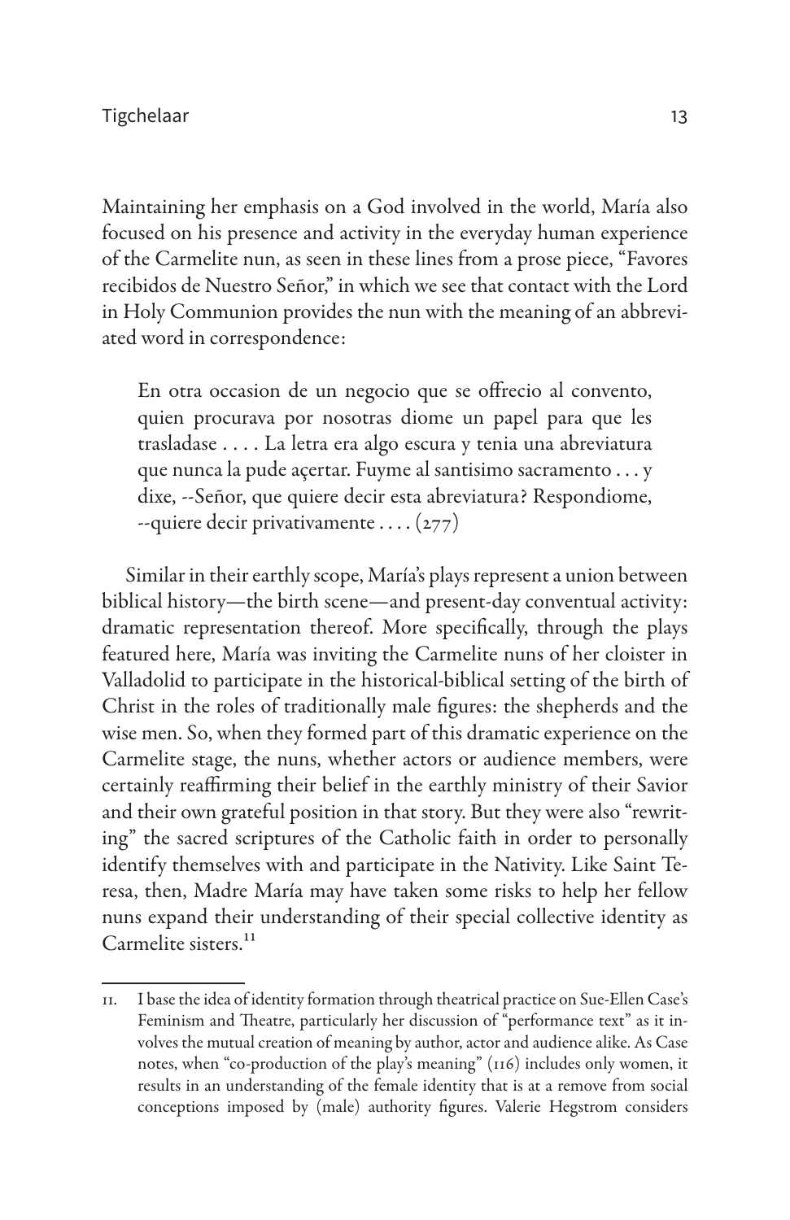Maintaining her emphasis on a God involved in the world, María also focused on his presence and activity in the everyday human experience of the Carmelite nun, as seen in these lines from a prose piece, "Favores recibidos de Nuestro Señor," in which we see that contact with the Lord in Holy Communion provides the nun with the meaning of an abbreviated word in correspondence:

> En otra occasion de un negocio que se offrecio al convento, quien procurava por nosotras diome un papel para que les trasladase . . . . La letra era algo escura y tenia una abreviatura que nunca la pude açertar. Fuyme al santisimo sacramento . . . y dixe, --Señor, que quiere decir esta abreviatura? Respondiome, --quiere decir privativamente . . . . (277)

Similar in their earthly scope, María's plays represent a union between biblical history—the birth scene—and present-day conventual activity: dramatic representation thereof. More specifically, through the plays featured here, María was inviting the Carmelite nuns of her cloister in Valladolid to participate in the historical-biblical setting of the birth of Christ in the roles of traditionally male figures: the shepherds and the wise men. So, when they formed part of this dramatic experience on the Carmelite stage, the nuns, whether actors or audience members, were certainly reaffirming their belief in the earthly ministry of their Savior and their own grateful position in that story. But they were also "rewriting" the sacred scriptures of the Catholic faith in order to personally identify themselves with and participate in the Nativity. Like Saint Teresa, then, Madre María may have taken some risks to help her fellow nuns expand their understanding of their special collective identity as Carmelite sisters.[11]

---

11. I base the idea of identity formation through theatrical practice on Sue-Ellen Case's Feminism and Theatre, particularly her discussion of "performance text" as it involves the mutual creation of meaning by author, actor and audience alike. As Case notes, when "co-production of the play's meaning" (116) includes only women, it results in an understanding of the female identity that is at a remove from social conceptions imposed by (male) authority figures. Valerie Hegstrom considers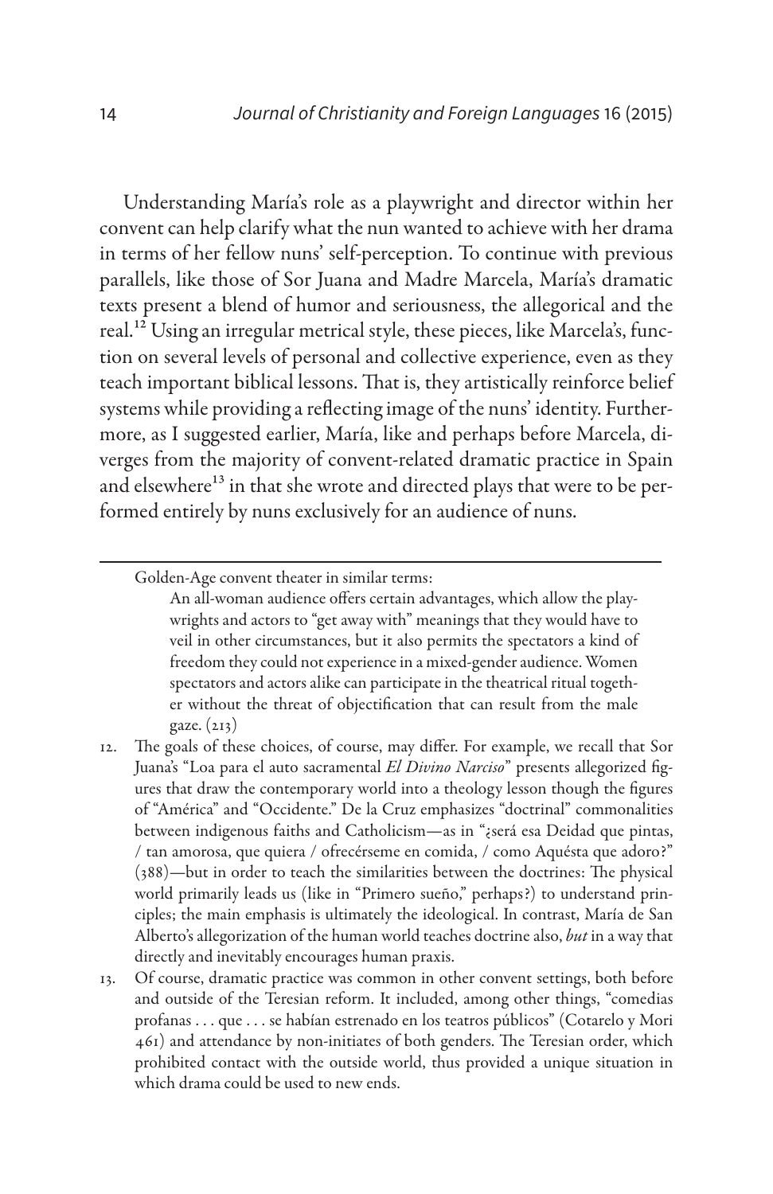Understanding María's role as a playwright and director within her convent can help clarify what the nun wanted to achieve with her drama in terms of her fellow nuns' self-perception. To continue with previous parallels, like those of Sor Juana and Madre Marcela, María's dramatic texts present a blend of humor and seriousness, the allegorical and the real.[12] Using an irregular metrical style, these pieces, like Marcela's, function on several levels of personal and collective experience, even as they teach important biblical lessons. That is, they artistically reinforce belief systems while providing a reflecting image of the nuns' identity. Furthermore, as I suggested earlier, María, like and perhaps before Marcela, diverges from the majority of convent-related dramatic practice in Spain and elsewhere[13] in that she wrote and directed plays that were to be performed entirely by nuns exclusively for an audience of nuns.

---

Golden-Age convent theater in similar terms:

> An all-woman audience offers certain advantages, which allow the playwrights and actors to "get away with" meanings that they would have to veil in other circumstances, but it also permits the spectators a kind of freedom they could not experience in a mixed-gender audience. Women spectators and actors alike can participate in the theatrical ritual together without the threat of objectification that can result from the male gaze. (213)

12. The goals of these choices, of course, may differ. For example, we recall that Sor Juana's "Loa para el auto sacramental *El Divino Narciso*" presents allegorized figures that draw the contemporary world into a theology lesson though the figures of "América" and "Occidente." De la Cruz emphasizes "doctrinal" commonalities between indigenous faiths and Catholicism—as in "¿será esa Deidad que pintas, / tan amorosa, que quiera / ofrecérseme en comida, / como Aquésta que adoro?" (388)—but in order to teach the similarities between the doctrines: The physical world primarily leads us (like in "Primero sueño," perhaps?) to understand principles; the main emphasis is ultimately the ideological. In contrast, María de San Alberto's allegorization of the human world teaches doctrine also, *but* in a way that directly and inevitably encourages human praxis.

13. Of course, dramatic practice was common in other convent settings, both before and outside of the Teresian reform. It included, among other things, "comedias profanas . . . que . . . se habían estrenado en los teatros públicos" (Cotarelo y Mori 461) and attendance by non-initiates of both genders. The Teresian order, which prohibited contact with the outside world, thus provided a unique situation in which drama could be used to new ends.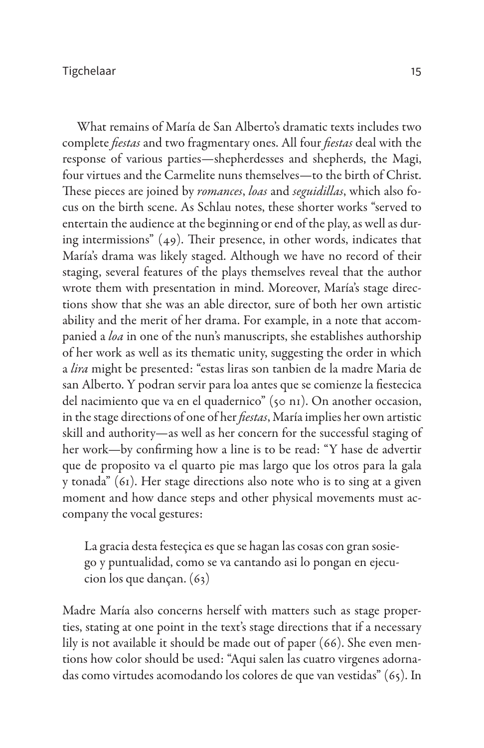What remains of María de San Alberto's dramatic texts includes two complete *fiestas* and two fragmentary ones. All four *fiestas* deal with the response of various parties—shepherdesses and shepherds, the Magi, four virtues and the Carmelite nuns themselves—to the birth of Christ. These pieces are joined by *romances*, *loas* and *seguidillas*, which also focus on the birth scene. As Schlau notes, these shorter works "served to entertain the audience at the beginning or end of the play, as well as during intermissions" (49). Their presence, in other words, indicates that María's drama was likely staged. Although we have no record of their staging, several features of the plays themselves reveal that the author wrote them with presentation in mind. Moreover, María's stage directions show that she was an able director, sure of both her own artistic ability and the merit of her drama. For example, in a note that accompanied a *loa* in one of the nun's manuscripts, she establishes authorship of her work as well as its thematic unity, suggesting the order in which a *lira* might be presented: "estas liras son tanbien de la madre Maria de san Alberto. Y podran servir para loa antes que se comienze la fiestecica del nacimiento que va en el quadernico" (50 n1). On another occasion, in the stage directions of one of her *fiestas*, María implies her own artistic skill and authority—as well as her concern for the successful staging of her work—by confirming how a line is to be read: "Y hase de advertir que de proposito va el quarto pie mas largo que los otros para la gala y tonada" (61). Her stage directions also note who is to sing at a given moment and how dance steps and other physical movements must accompany the vocal gestures:

> La gracia desta festeçica es que se hagan las cosas con gran sosiego y puntualidad, como se va cantando asi lo pongan en ejecucion los que dançan. (63)

Madre María also concerns herself with matters such as stage properties, stating at one point in the text's stage directions that if a necessary lily is not available it should be made out of paper (66). She even mentions how color should be used: "Aqui salen las cuatro virgenes adornadas como virtudes acomodando los colores de que van vestidas" (65). In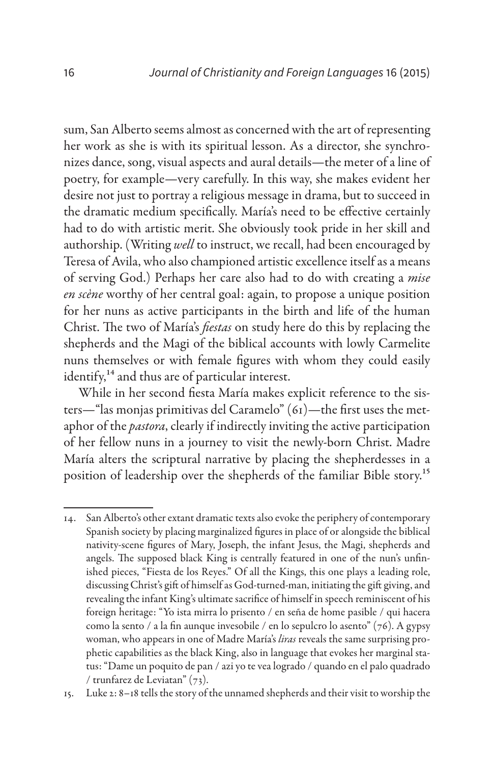sum, San Alberto seems almost as concerned with the art of representing her work as she is with its spiritual lesson. As a director, she synchronizes dance, song, visual aspects and aural details—the meter of a line of poetry, for example—very carefully. In this way, she makes evident her desire not just to portray a religious message in drama, but to succeed in the dramatic medium specifically. María's need to be effective certainly had to do with artistic merit. She obviously took pride in her skill and authorship. (Writing *well* to instruct, we recall, had been encouraged by Teresa of Avila, who also championed artistic excellence itself as a means of serving God.) Perhaps her care also had to do with creating a *mise en scène* worthy of her central goal: again, to propose a unique position for her nuns as active participants in the birth and life of the human Christ. The two of María's *fiestas* on study here do this by replacing the shepherds and the Magi of the biblical accounts with lowly Carmelite nuns themselves or with female figures with whom they could easily identify,[14] and thus are of particular interest.

While in her second fiesta María makes explicit reference to the sisters—"las monjas primitivas del Caramelo" (61)—the first uses the metaphor of the *pastora*, clearly if indirectly inviting the active participation of her fellow nuns in a journey to visit the newly-born Christ. Madre María alters the scriptural narrative by placing the shepherdesses in a position of leadership over the shepherds of the familiar Bible story.[15]

14. San Alberto's other extant dramatic texts also evoke the periphery of contemporary Spanish society by placing marginalized figures in place of or alongside the biblical nativity-scene figures of Mary, Joseph, the infant Jesus, the Magi, shepherds and angels. The supposed black King is centrally featured in one of the nun's unfinished pieces, "Fiesta de los Reyes." Of all the Kings, this one plays a leading role, discussing Christ's gift of himself as God-turned-man, initiating the gift giving, and revealing the infant King's ultimate sacrifice of himself in speech reminiscent of his foreign heritage: "Yo ista mirra lo prisento / en seña de home pasible / qui hacera como la sento / a la fin aunque invesobile / en lo sepulcro lo asento" (76). A gypsy woman, who appears in one of Madre María's *liras* reveals the same surprising prophetic capabilities as the black King, also in language that evokes her marginal status: "Dame un poquito de pan / azi yo te vea logrado / quando en el palo quadrado / trunfarez de Leviatan" (73).

15. Luke 2: 8–18 tells the story of the unnamed shepherds and their visit to worship the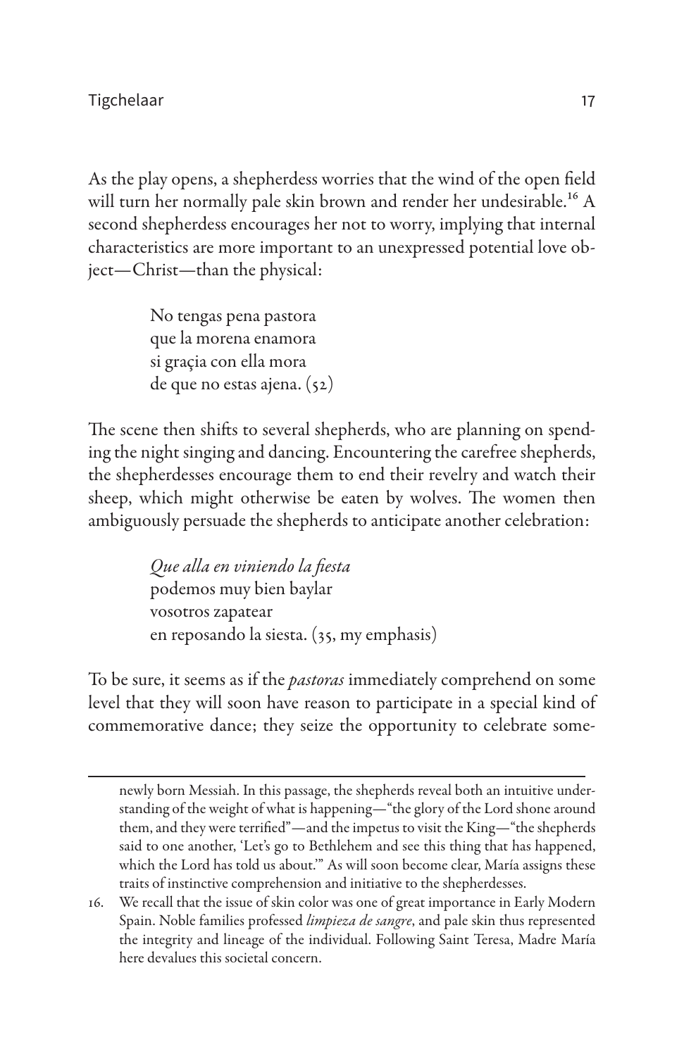As the play opens, a shepherdess worries that the wind of the open field will turn her normally pale skin brown and render her undesirable.[16] A second shepherdess encourages her not to worry, implying that internal characteristics are more important to an unexpressed potential love object—Christ—than the physical:

> No tengas pena pastora  
> que la morena enamora  
> si graçia con ella mora  
> de que no estas ajena. (52)

The scene then shifts to several shepherds, who are planning on spending the night singing and dancing. Encountering the carefree shepherds, the shepherdesses encourage them to end their revelry and watch their sheep, which might otherwise be eaten by wolves. The women then ambiguously persuade the shepherds to anticipate another celebration:

> *Que alla en viniendo la fiesta*  
> podemos muy bien baylar  
> vosotros zapatear  
> en reposando la siesta. (35, my emphasis)

To be sure, it seems as if the *pastoras* immediately comprehend on some level that they will soon have reason to participate in a special kind of commemorative dance; they seize the opportunity to celebrate some-

---

newly born Messiah. In this passage, the shepherds reveal both an intuitive understanding of the weight of what is happening—"the glory of the Lord shone around them, and they were terrified"—and the impetus to visit the King—"the shepherds said to one another, 'Let's go to Bethlehem and see this thing that has happened, which the Lord has told us about.'" As will soon become clear, María assigns these traits of instinctive comprehension and initiative to the shepherdesses.

16. We recall that the issue of skin color was one of great importance in Early Modern Spain. Noble families professed *limpieza de sangre*, and pale skin thus represented the integrity and lineage of the individual. Following Saint Teresa, Madre María here devalues this societal concern.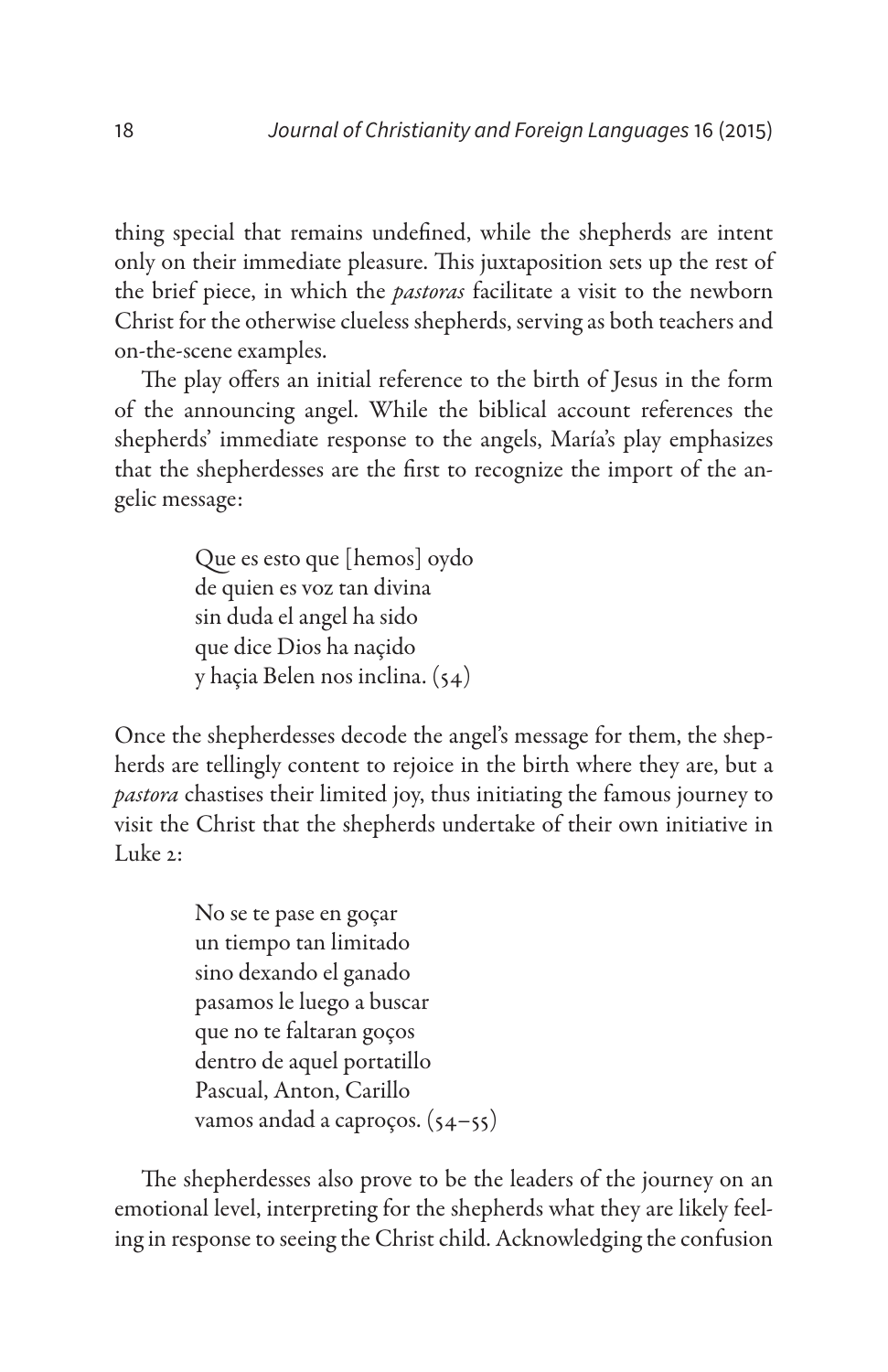thing special that remains undefined, while the shepherds are intent only on their immediate pleasure. This juxtaposition sets up the rest of the brief piece, in which the *pastoras* facilitate a visit to the newborn Christ for the otherwise clueless shepherds, serving as both teachers and on-the-scene examples.

The play offers an initial reference to the birth of Jesus in the form of the announcing angel. While the biblical account references the shepherds' immediate response to the angels, María's play emphasizes that the shepherdesses are the first to recognize the import of the angelic message:

> Que es esto que [hemos] oydo
> de quien es voz tan divina
> sin duda el angel ha sido
> que dice Dios ha naçido
> y haçia Belen nos inclina. (54)

Once the shepherdesses decode the angel's message for them, the shepherds are tellingly content to rejoice in the birth where they are, but a *pastora* chastises their limited joy, thus initiating the famous journey to visit the Christ that the shepherds undertake of their own initiative in Luke 2:

> No se te pase en goçar
> un tiempo tan limitado
> sino dexando el ganado
> pasamos le luego a buscar
> que no te faltaran goços
> dentro de aquel portatillo
> Pascual, Anton, Carillo
> vamos andad a caproços. (54–55)

The shepherdesses also prove to be the leaders of the journey on an emotional level, interpreting for the shepherds what they are likely feeling in response to seeing the Christ child. Acknowledging the confusion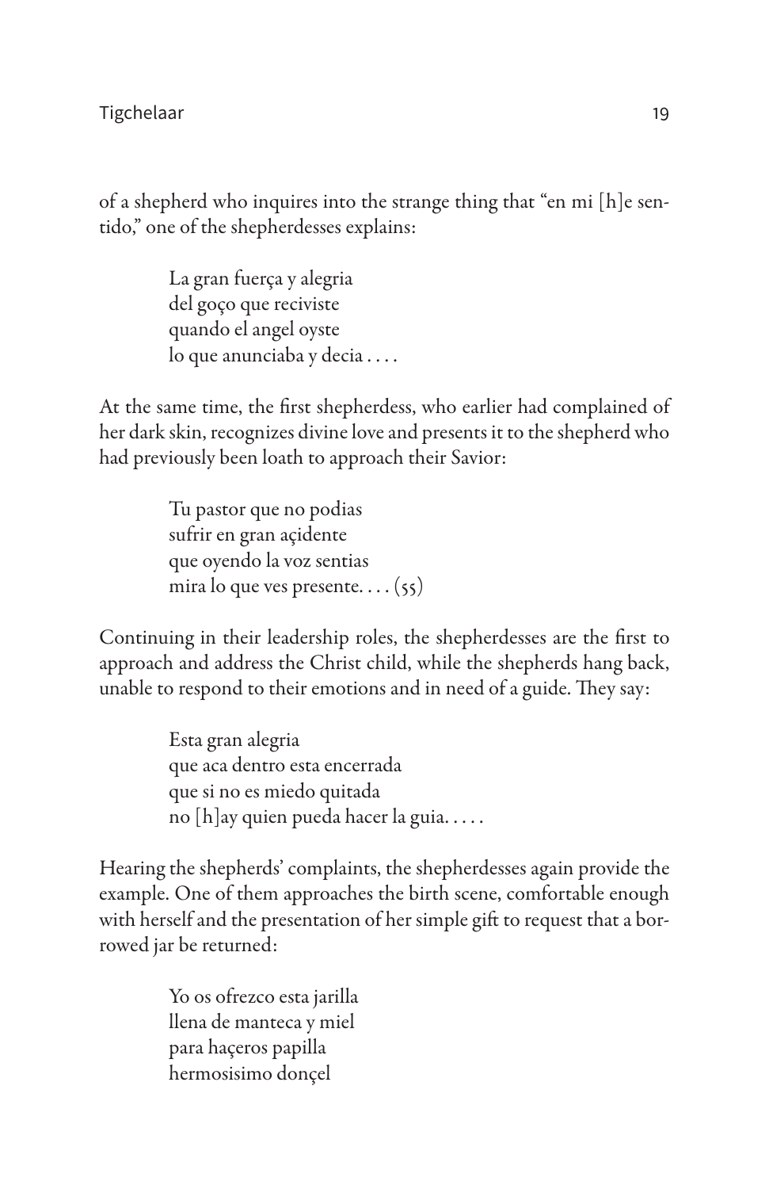of a shepherd who inquires into the strange thing that "en mi [h]e sentido," one of the shepherdesses explains:

> La gran fuerça y alegria  
> del goço que reciviste  
> quando el angel oyste  
> lo que anunciaba y decia . . . .

At the same time, the first shepherdess, who earlier had complained of her dark skin, recognizes divine love and presents it to the shepherd who had previously been loath to approach their Savior:

> Tu pastor que no podias  
> sufrir en gran açidente  
> que oyendo la voz sentias  
> mira lo que ves presente. . . . (55)

Continuing in their leadership roles, the shepherdesses are the first to approach and address the Christ child, while the shepherds hang back, unable to respond to their emotions and in need of a guide. They say:

> Esta gran alegria  
> que aca dentro esta encerrada  
> que si no es miedo quitada  
> no [h]ay quien pueda hacer la guia. . . . .

Hearing the shepherds' complaints, the shepherdesses again provide the example. One of them approaches the birth scene, comfortable enough with herself and the presentation of her simple gift to request that a borrowed jar be returned:

> Yo os ofrezco esta jarilla  
> llena de manteca y miel  
> para haçeros papilla  
> hermosisimo dončel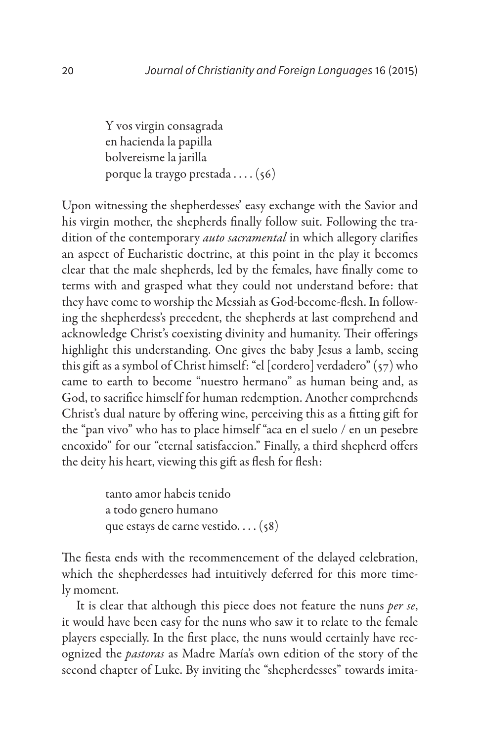> Y vos virgin consagrada
> en hacienda la papilla
> bolvereisme la jarilla
> porque la traygo prestada . . . . (56)

Upon witnessing the shepherdesses' easy exchange with the Savior and his virgin mother, the shepherds finally follow suit. Following the tradition of the contemporary *auto sacramental* in which allegory clarifies an aspect of Eucharistic doctrine, at this point in the play it becomes clear that the male shepherds, led by the females, have finally come to terms with and grasped what they could not understand before: that they have come to worship the Messiah as God-become-flesh. In following the shepherdess's precedent, the shepherds at last comprehend and acknowledge Christ's coexisting divinity and humanity. Their offerings highlight this understanding. One gives the baby Jesus a lamb, seeing this gift as a symbol of Christ himself: "el [cordero] verdadero" (57) who came to earth to become "nuestro hermano" as human being and, as God, to sacrifice himself for human redemption. Another comprehends Christ's dual nature by offering wine, perceiving this as a fitting gift for the "pan vivo" who has to place himself "aca en el suelo / en un pesebre encoxido" for our "eternal satisfaccion." Finally, a third shepherd offers the deity his heart, viewing this gift as flesh for flesh:

> tanto amor habeis tenido
> a todo genero humano
> que estays de carne vestido. . . . (58)

The fiesta ends with the recommencement of the delayed celebration, which the shepherdesses had intuitively deferred for this more timely moment.

It is clear that although this piece does not feature the nuns *per se*, it would have been easy for the nuns who saw it to relate to the female players especially. In the first place, the nuns would certainly have recognized the *pastoras* as Madre María's own edition of the story of the second chapter of Luke. By inviting the "shepherdesses" towards imita-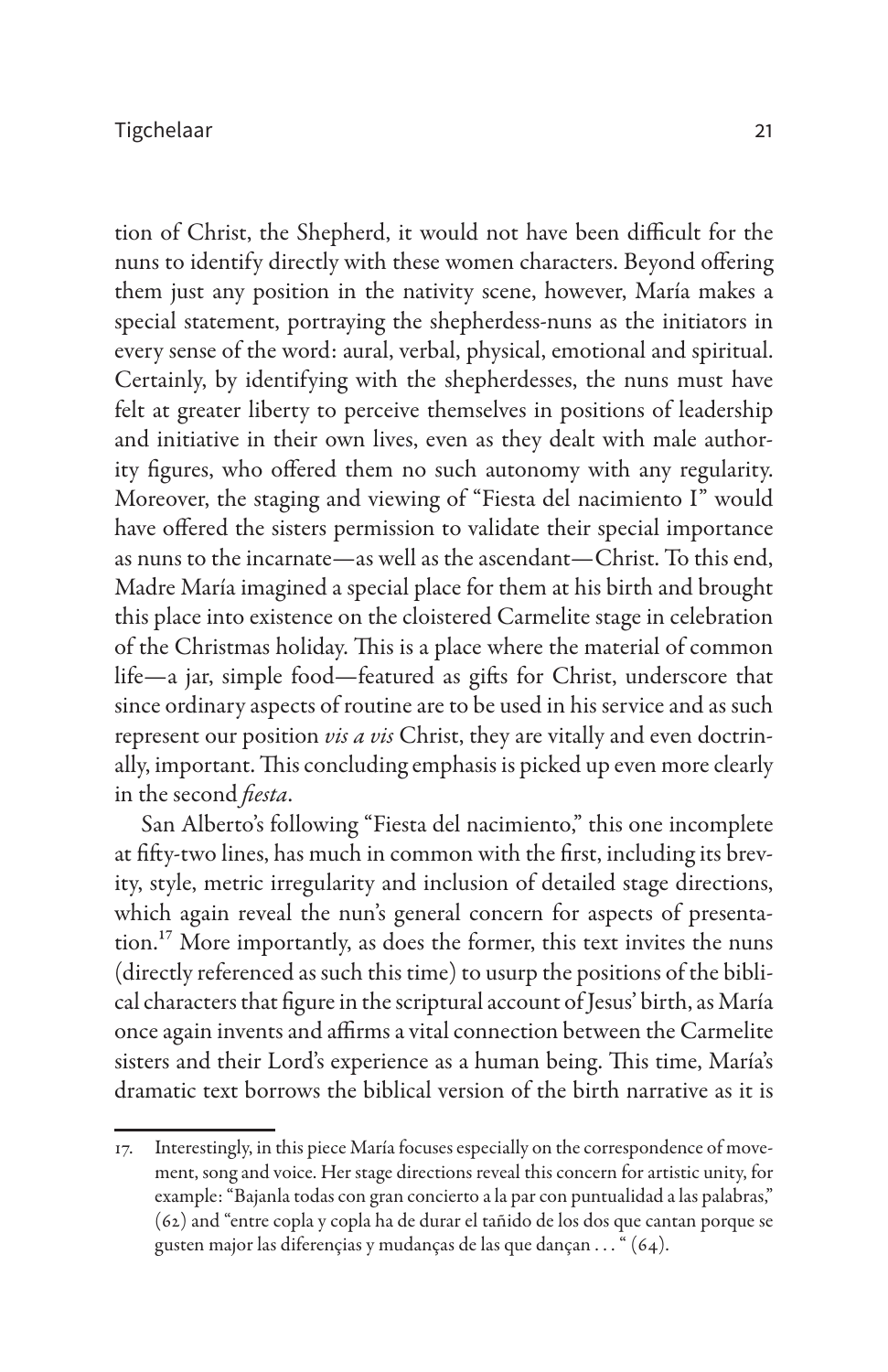tion of Christ, the Shepherd, it would not have been difficult for the nuns to identify directly with these women characters. Beyond offering them just any position in the nativity scene, however, María makes a special statement, portraying the shepherdess-nuns as the initiators in every sense of the word: aural, verbal, physical, emotional and spiritual. Certainly, by identifying with the shepherdesses, the nuns must have felt at greater liberty to perceive themselves in positions of leadership and initiative in their own lives, even as they dealt with male authority figures, who offered them no such autonomy with any regularity. Moreover, the staging and viewing of "Fiesta del nacimiento I" would have offered the sisters permission to validate their special importance as nuns to the incarnate—as well as the ascendant—Christ. To this end, Madre María imagined a special place for them at his birth and brought this place into existence on the cloistered Carmelite stage in celebration of the Christmas holiday. This is a place where the material of common life—a jar, simple food—featured as gifts for Christ, underscore that since ordinary aspects of routine are to be used in his service and as such represent our position *vis a vis* Christ, they are vitally and even doctrinally, important. This concluding emphasis is picked up even more clearly in the second *fiesta*.

San Alberto's following "Fiesta del nacimiento," this one incomplete at fifty-two lines, has much in common with the first, including its brevity, style, metric irregularity and inclusion of detailed stage directions, which again reveal the nun's general concern for aspects of presentation.[17] More importantly, as does the former, this text invites the nuns (directly referenced as such this time) to usurp the positions of the biblical characters that figure in the scriptural account of Jesus' birth, as María once again invents and affirms a vital connection between the Carmelite sisters and their Lord's experience as a human being. This time, María's dramatic text borrows the biblical version of the birth narrative as it is

17. Interestingly, in this piece María focuses especially on the correspondence of movement, song and voice. Her stage directions reveal this concern for artistic unity, for example: "Bajanla todas con gran concierto a la par con puntualidad a las palabras," (62) and "entre copla y copla ha de durar el tañido de los dos que cantan porque se gusten major las diferençias y mudanças de las que dançan . . . " (64).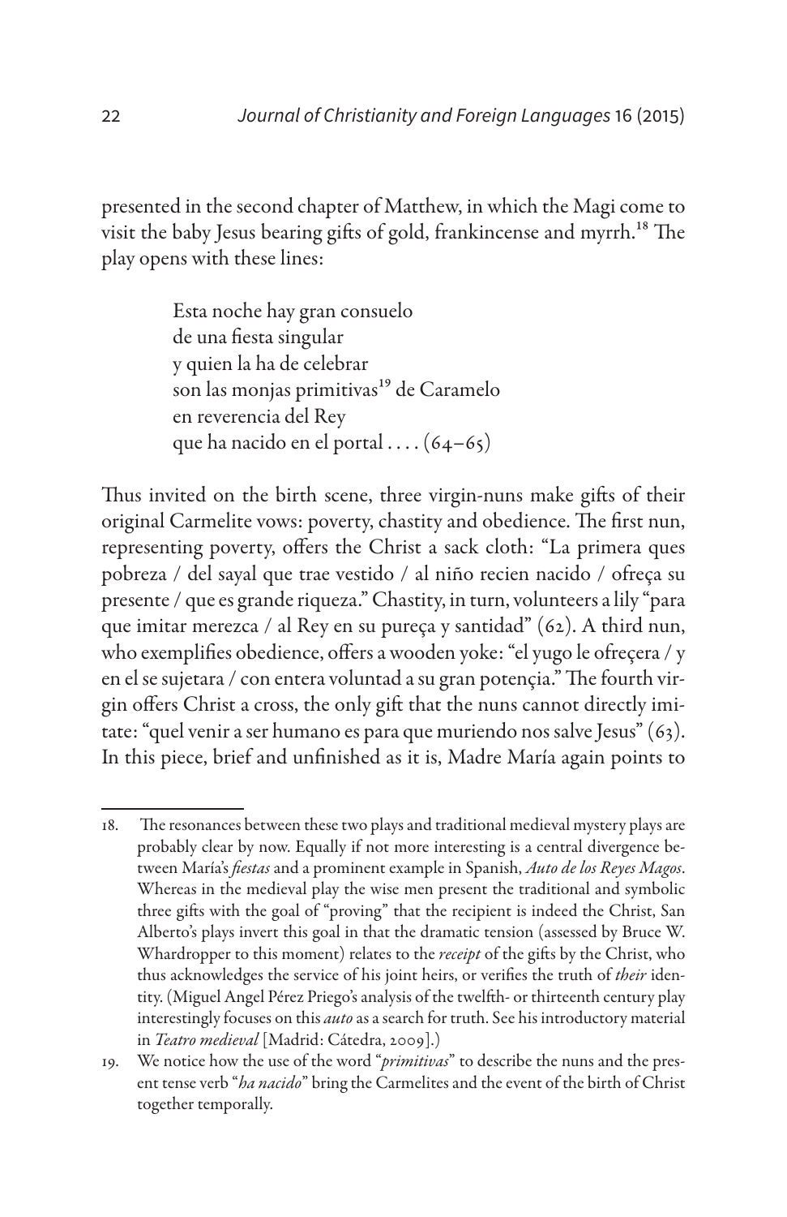presented in the second chapter of Matthew, in which the Magi come to visit the baby Jesus bearing gifts of gold, frankincense and myrrh.[18] The play opens with these lines:

> Esta noche hay gran consuelo
> de una fiesta singular
> y quien la ha de celebrar
> son las monjas primitivas[19] de Caramelo
> en reverencia del Rey
> que ha nacido en el portal . . . . (64–65)

Thus invited on the birth scene, three virgin-nuns make gifts of their original Carmelite vows: poverty, chastity and obedience. The first nun, representing poverty, offers the Christ a sack cloth: "La primera ques pobreza / del sayal que trae vestido / al niño recien nacido / ofreça su presente / que es grande riqueza." Chastity, in turn, volunteers a lily "para que imitar merezca / al Rey en su pureça y santidad" (62). A third nun, who exemplifies obedience, offers a wooden yoke: "el yugo le ofreçera / y en el se sujetara / con entera voluntad a su gran potençia." The fourth virgin offers Christ a cross, the only gift that the nuns cannot directly imitate: "quel venir a ser humano es para que muriendo nos salve Jesus" (63). In this piece, brief and unfinished as it is, Madre María again points to

---

18. The resonances between these two plays and traditional medieval mystery plays are probably clear by now. Equally if not more interesting is a central divergence between María's *fiestas* and a prominent example in Spanish, *Auto de los Reyes Magos*. Whereas in the medieval play the wise men present the traditional and symbolic three gifts with the goal of "proving" that the recipient is indeed the Christ, San Alberto's plays invert this goal in that the dramatic tension (assessed by Bruce W. Whardropper to this moment) relates to the *receipt* of the gifts by the Christ, who thus acknowledges the service of his joint heirs, or verifies the truth of *their* identity. (Miguel Angel Pérez Priego's analysis of the twelfth- or thirteenth century play interestingly focuses on this *auto* as a search for truth. See his introductory material in *Teatro medieval* [Madrid: Cátedra, 2009].)

19. We notice how the use of the word "*primitivas*" to describe the nuns and the present tense verb "*ha nacido*" bring the Carmelites and the event of the birth of Christ together temporally.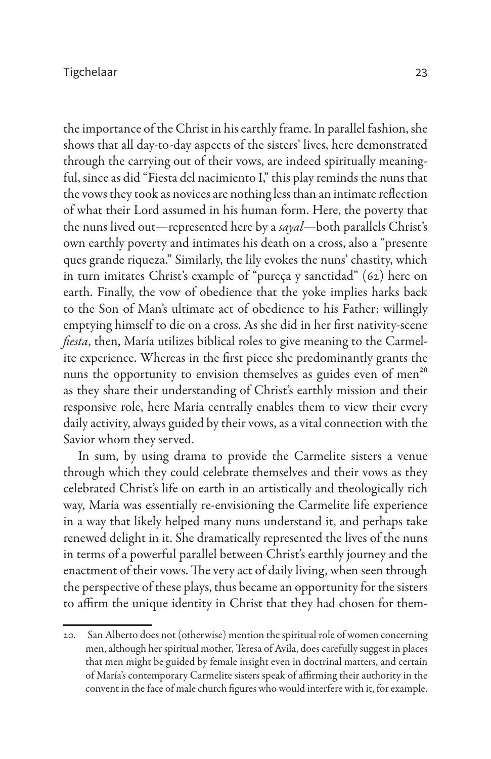the importance of the Christ in his earthly frame. In parallel fashion, she shows that all day-to-day aspects of the sisters' lives, here demonstrated through the carrying out of their vows, are indeed spiritually meaningful, since as did "Fiesta del nacimiento I," this play reminds the nuns that the vows they took as novices are nothing less than an intimate reflection of what their Lord assumed in his human form. Here, the poverty that the nuns lived out—represented here by a *sayal*—both parallels Christ's own earthly poverty and intimates his death on a cross, also a "presente ques grande riqueza." Similarly, the lily evokes the nuns' chastity, which in turn imitates Christ's example of "pureça y sanctidad" (62) here on earth. Finally, the vow of obedience that the yoke implies harks back to the Son of Man's ultimate act of obedience to his Father: willingly emptying himself to die on a cross. As she did in her first nativity-scene *fiesta*, then, María utilizes biblical roles to give meaning to the Carmelite experience. Whereas in the first piece she predominantly grants the nuns the opportunity to envision themselves as guides even of men[20] as they share their understanding of Christ's earthly mission and their responsive role, here María centrally enables them to view their every daily activity, always guided by their vows, as a vital connection with the Savior whom they served.

In sum, by using drama to provide the Carmelite sisters a venue through which they could celebrate themselves and their vows as they celebrated Christ's life on earth in an artistically and theologically rich way, María was essentially re-envisioning the Carmelite life experience in a way that likely helped many nuns understand it, and perhaps take renewed delight in it. She dramatically represented the lives of the nuns in terms of a powerful parallel between Christ's earthly journey and the enactment of their vows. The very act of daily living, when seen through the perspective of these plays, thus became an opportunity for the sisters to affirm the unique identity in Christ that they had chosen for them-

20. San Alberto does not (otherwise) mention the spiritual role of women concerning men, although her spiritual mother, Teresa of Avila, does carefully suggest in places that men might be guided by female insight even in doctrinal matters, and certain of María's contemporary Carmelite sisters speak of affirming their authority in the convent in the face of male church figures who would interfere with it, for example.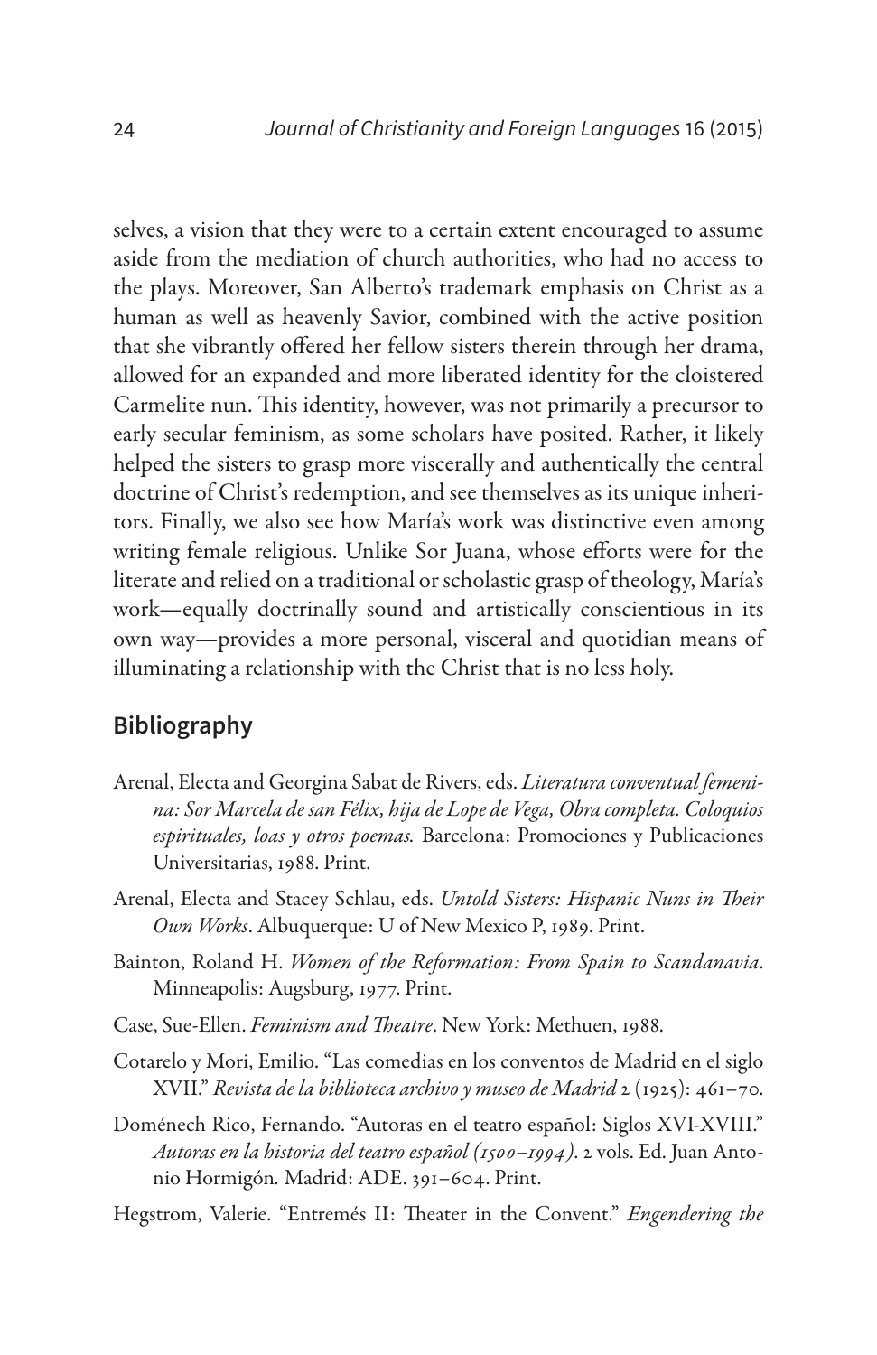selves, a vision that they were to a certain extent encouraged to assume aside from the mediation of church authorities, who had no access to the plays. Moreover, San Alberto's trademark emphasis on Christ as a human as well as heavenly Savior, combined with the active position that she vibrantly offered her fellow sisters therein through her drama, allowed for an expanded and more liberated identity for the cloistered Carmelite nun. This identity, however, was not primarily a precursor to early secular feminism, as some scholars have posited. Rather, it likely helped the sisters to grasp more viscerally and authentically the central doctrine of Christ's redemption, and see themselves as its unique inheritors. Finally, we also see how María's work was distinctive even among writing female religious. Unlike Sor Juana, whose efforts were for the literate and relied on a traditional or scholastic grasp of theology, María's work—equally doctrinally sound and artistically conscientious in its own way—provides a more personal, visceral and quotidian means of illuminating a relationship with the Christ that is no less holy.

## Bibliography

Arenal, Electa and Georgina Sabat de Rivers, eds. *Literatura conventual femenina: Sor Marcela de san Félix, hija de Lope de Vega, Obra completa. Coloquios espirituales, loas y otros poemas.* Barcelona: Promociones y Publicaciones Universitarias, 1988. Print.

Arenal, Electa and Stacey Schlau, eds. *Untold Sisters: Hispanic Nuns in Their Own Works*. Albuquerque: U of New Mexico P, 1989. Print.

Bainton, Roland H. *Women of the Reformation: From Spain to Scandanavia*. Minneapolis: Augsburg, 1977. Print.

Case, Sue-Ellen. *Feminism and Theatre*. New York: Methuen, 1988.

Cotarelo y Mori, Emilio. "Las comedias en los conventos de Madrid en el siglo XVII." *Revista de la biblioteca archivo y museo de Madrid* 2 (1925): 461–70.

Doménech Rico, Fernando. "Autoras en el teatro español: Siglos XVI-XVIII." *Autoras en la historia del teatro español (1500–1994)*. 2 vols. Ed. Juan Antonio Hormigón. Madrid: ADE. 391–604. Print.

Hegstrom, Valerie. "Entremés II: Theater in the Convent." *Engendering the*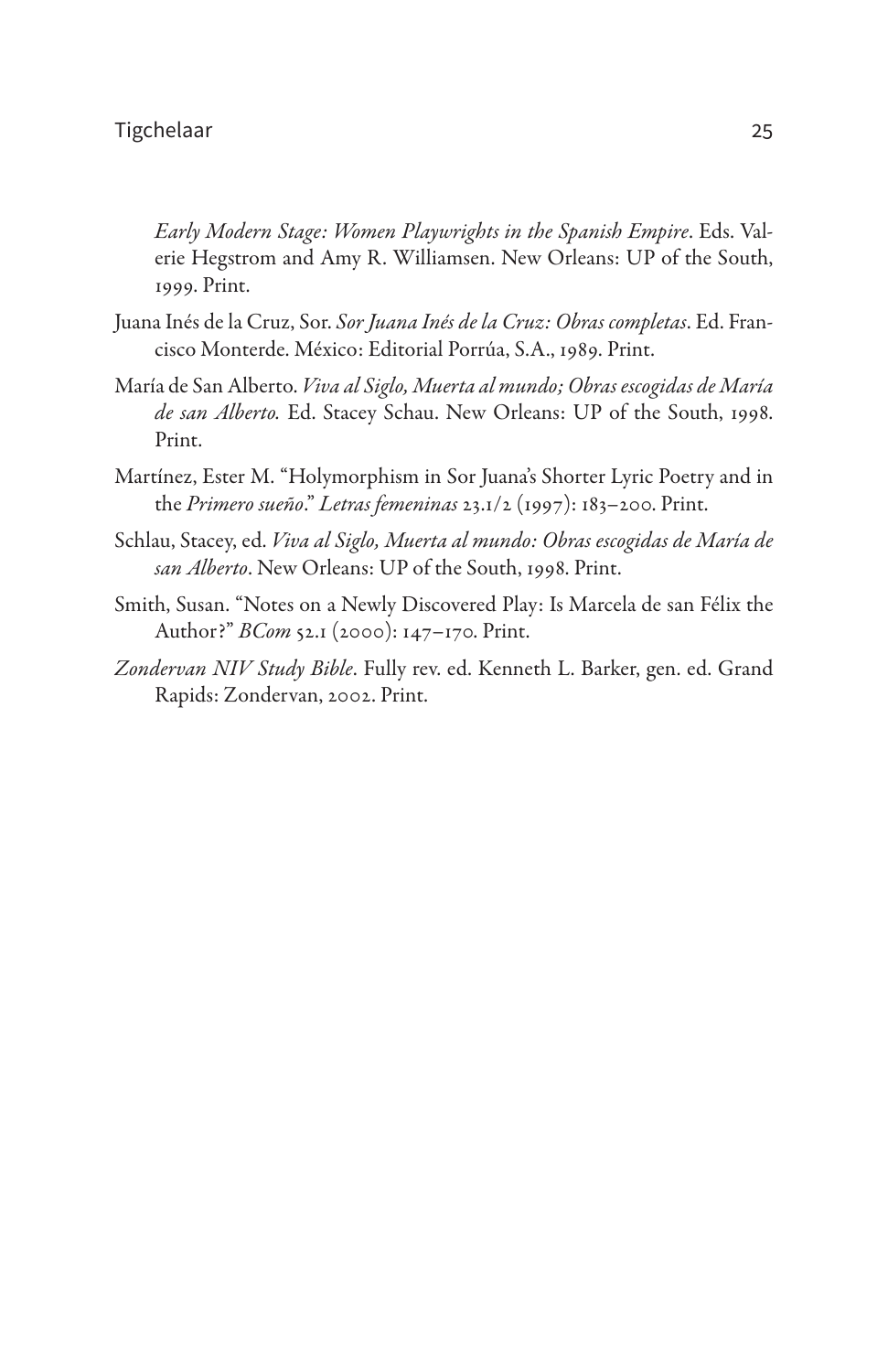*Early Modern Stage: Women Playwrights in the Spanish Empire*. Eds. Valerie Hegstrom and Amy R. Williamsen. New Orleans: UP of the South, 1999. Print.

Juana Inés de la Cruz, Sor. *Sor Juana Inés de la Cruz: Obras completas*. Ed. Francisco Monterde. México: Editorial Porrúa, S.A., 1989. Print.

María de San Alberto. *Viva al Siglo, Muerta al mundo; Obras escogidas de María de san Alberto.* Ed. Stacey Schau. New Orleans: UP of the South, 1998. Print.

Martínez, Ester M. "Holymorphism in Sor Juana's Shorter Lyric Poetry and in the *Primero sueño*." *Letras femeninas* 23.1/2 (1997): 183–200. Print.

Schlau, Stacey, ed. *Viva al Siglo, Muerta al mundo: Obras escogidas de María de san Alberto*. New Orleans: UP of the South, 1998. Print.

Smith, Susan. "Notes on a Newly Discovered Play: Is Marcela de san Félix the Author?" *BCom* 52.1 (2000): 147–170. Print.

*Zondervan NIV Study Bible*. Fully rev. ed. Kenneth L. Barker, gen. ed. Grand Rapids: Zondervan, 2002. Print.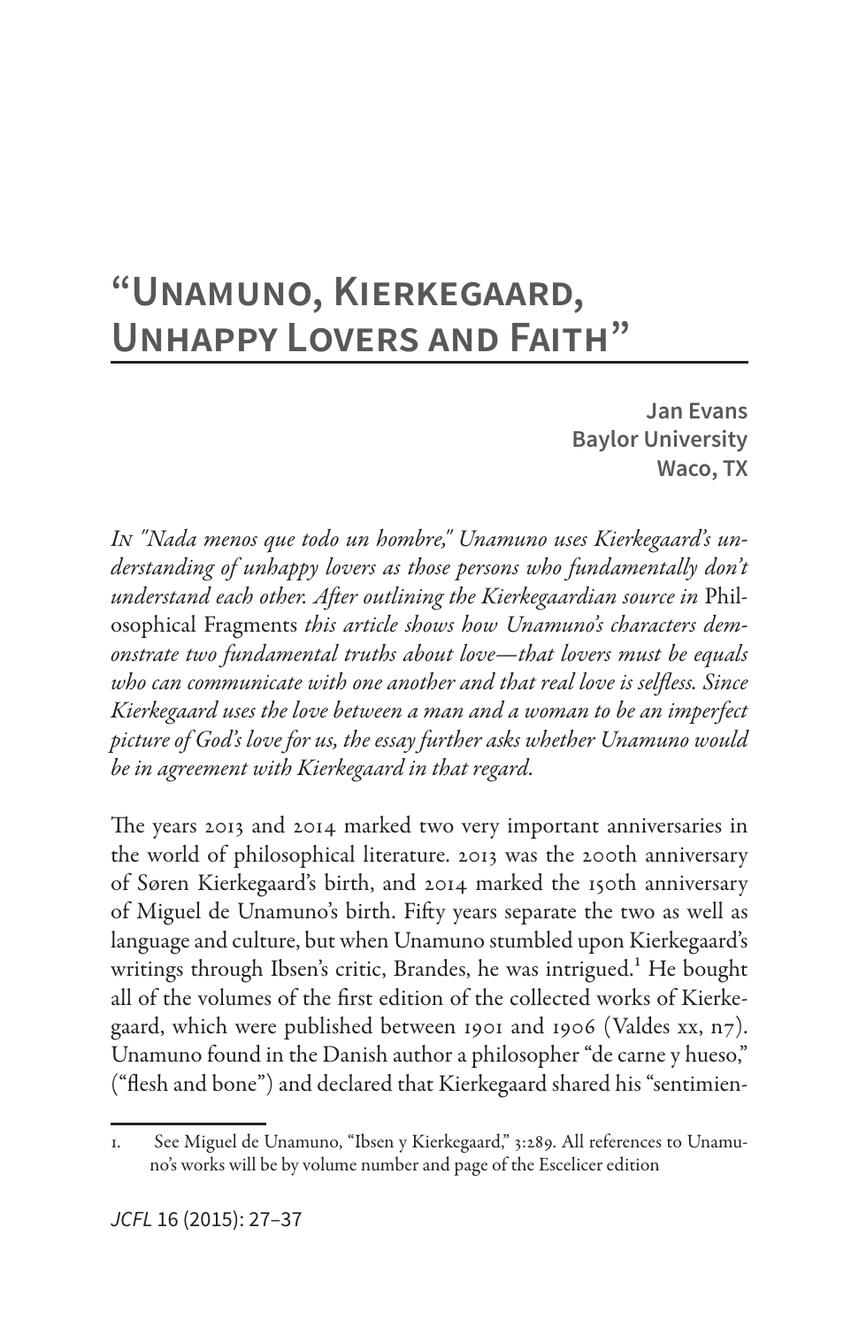# "Unamuno, Kierkegaard, Unhappy Lovers and Faith"

**Jan Evans**
**Baylor University**
**Waco, TX**

*In "Nada menos que todo un hombre," Unamuno uses Kierkegaard's understanding of unhappy lovers as those persons who fundamentally don't understand each other. After outlining the Kierkegaardian source in* Philosophical Fragments *this article shows how Unamuno's characters demonstrate two fundamental truths about love—that lovers must be equals who can communicate with one another and that real love is selfless. Since Kierkegaard uses the love between a man and a woman to be an imperfect picture of God's love for us, the essay further asks whether Unamuno would be in agreement with Kierkegaard in that regard.*

The years 2013 and 2014 marked two very important anniversaries in the world of philosophical literature. 2013 was the 200th anniversary of Søren Kierkegaard's birth, and 2014 marked the 150th anniversary of Miguel de Unamuno's birth. Fifty years separate the two as well as language and culture, but when Unamuno stumbled upon Kierkegaard's writings through Ibsen's critic, Brandes, he was intrigued.[1] He bought all of the volumes of the first edition of the collected works of Kierkegaard, which were published between 1901 and 1906 (Valdes xx, n7). Unamuno found in the Danish author a philosopher "de carne y hueso," ("flesh and bone") and declared that Kierkegaard shared his "sentimien-

1. See Miguel de Unamuno, "Ibsen y Kierkegaard," 3:289. All references to Unamuno's works will be by volume number and page of the Escelicer edition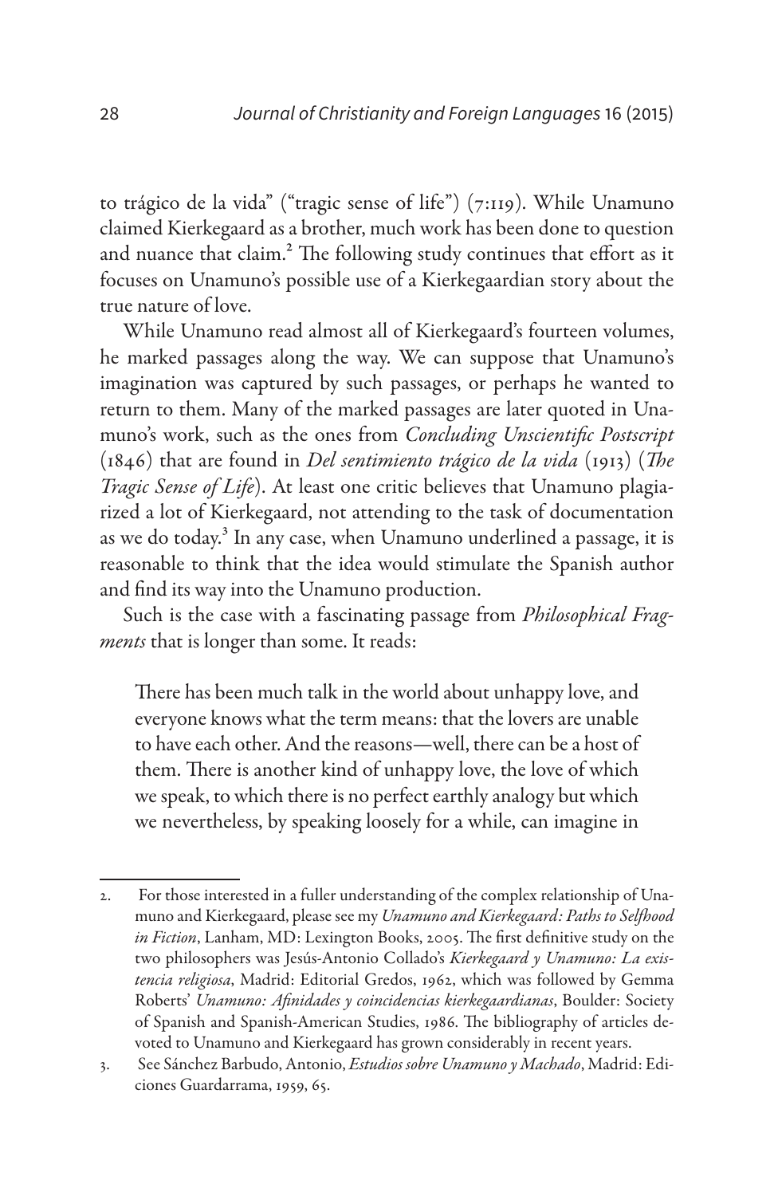to trágico de la vida" ("tragic sense of life") (7:119). While Unamuno claimed Kierkegaard as a brother, much work has been done to question and nuance that claim.[2] The following study continues that effort as it focuses on Unamuno's possible use of a Kierkegaardian story about the true nature of love.

While Unamuno read almost all of Kierkegaard's fourteen volumes, he marked passages along the way. We can suppose that Unamuno's imagination was captured by such passages, or perhaps he wanted to return to them. Many of the marked passages are later quoted in Unamuno's work, such as the ones from *Concluding Unscientific Postscript* (1846) that are found in *Del sentimiento trágico de la vida* (1913) (*The Tragic Sense of Life*). At least one critic believes that Unamuno plagiarized a lot of Kierkegaard, not attending to the task of documentation as we do today.[3] In any case, when Unamuno underlined a passage, it is reasonable to think that the idea would stimulate the Spanish author and find its way into the Unamuno production.

Such is the case with a fascinating passage from *Philosophical Fragments* that is longer than some. It reads:

> There has been much talk in the world about unhappy love, and everyone knows what the term means: that the lovers are unable to have each other. And the reasons—well, there can be a host of them. There is another kind of unhappy love, the love of which we speak, to which there is no perfect earthly analogy but which we nevertheless, by speaking loosely for a while, can imagine in

---

2. For those interested in a fuller understanding of the complex relationship of Unamuno and Kierkegaard, please see my *Unamuno and Kierkegaard: Paths to Selfhood in Fiction*, Lanham, MD: Lexington Books, 2005. The first definitive study on the two philosophers was Jesús-Antonio Collado's *Kierkegaard y Unamuno: La existencia religiosa*, Madrid: Editorial Gredos, 1962, which was followed by Gemma Roberts' *Unamuno: Afinidades y coincidencias kierkegaardianas*, Boulder: Society of Spanish and Spanish-American Studies, 1986. The bibliography of articles devoted to Unamuno and Kierkegaard has grown considerably in recent years.

3. See Sánchez Barbudo, Antonio, *Estudios sobre Unamuno y Machado*, Madrid: Ediciones Guardarrama, 1959, 65.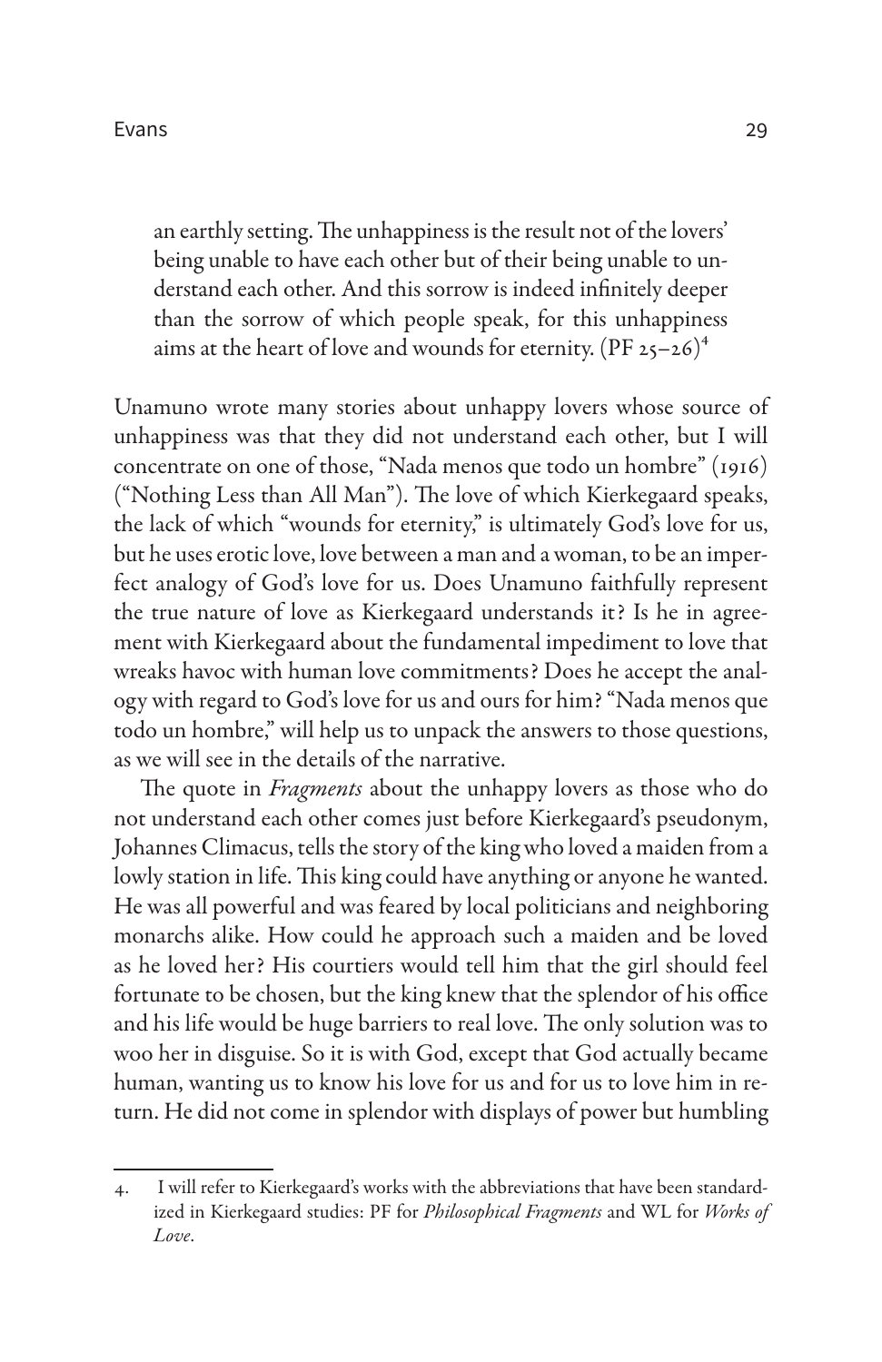> an earthly setting. The unhappiness is the result not of the lovers' being unable to have each other but of their being unable to understand each other. And this sorrow is indeed infinitely deeper than the sorrow of which people speak, for this unhappiness aims at the heart of love and wounds for eternity. (PF 25–26)[4]

Unamuno wrote many stories about unhappy lovers whose source of unhappiness was that they did not understand each other, but I will concentrate on one of those, "Nada menos que todo un hombre" (1916) ("Nothing Less than All Man"). The love of which Kierkegaard speaks, the lack of which "wounds for eternity," is ultimately God's love for us, but he uses erotic love, love between a man and a woman, to be an imperfect analogy of God's love for us. Does Unamuno faithfully represent the true nature of love as Kierkegaard understands it? Is he in agreement with Kierkegaard about the fundamental impediment to love that wreaks havoc with human love commitments? Does he accept the analogy with regard to God's love for us and ours for him? "Nada menos que todo un hombre," will help us to unpack the answers to those questions, as we will see in the details of the narrative.

The quote in *Fragments* about the unhappy lovers as those who do not understand each other comes just before Kierkegaard's pseudonym, Johannes Climacus, tells the story of the king who loved a maiden from a lowly station in life. This king could have anything or anyone he wanted. He was all powerful and was feared by local politicians and neighboring monarchs alike. How could he approach such a maiden and be loved as he loved her? His courtiers would tell him that the girl should feel fortunate to be chosen, but the king knew that the splendor of his office and his life would be huge barriers to real love. The only solution was to woo her in disguise. So it is with God, except that God actually became human, wanting us to know his love for us and for us to love him in return. He did not come in splendor with displays of power but humbling

---

4. I will refer to Kierkegaard's works with the abbreviations that have been standardized in Kierkegaard studies: PF for *Philosophical Fragments* and WL for *Works of Love*.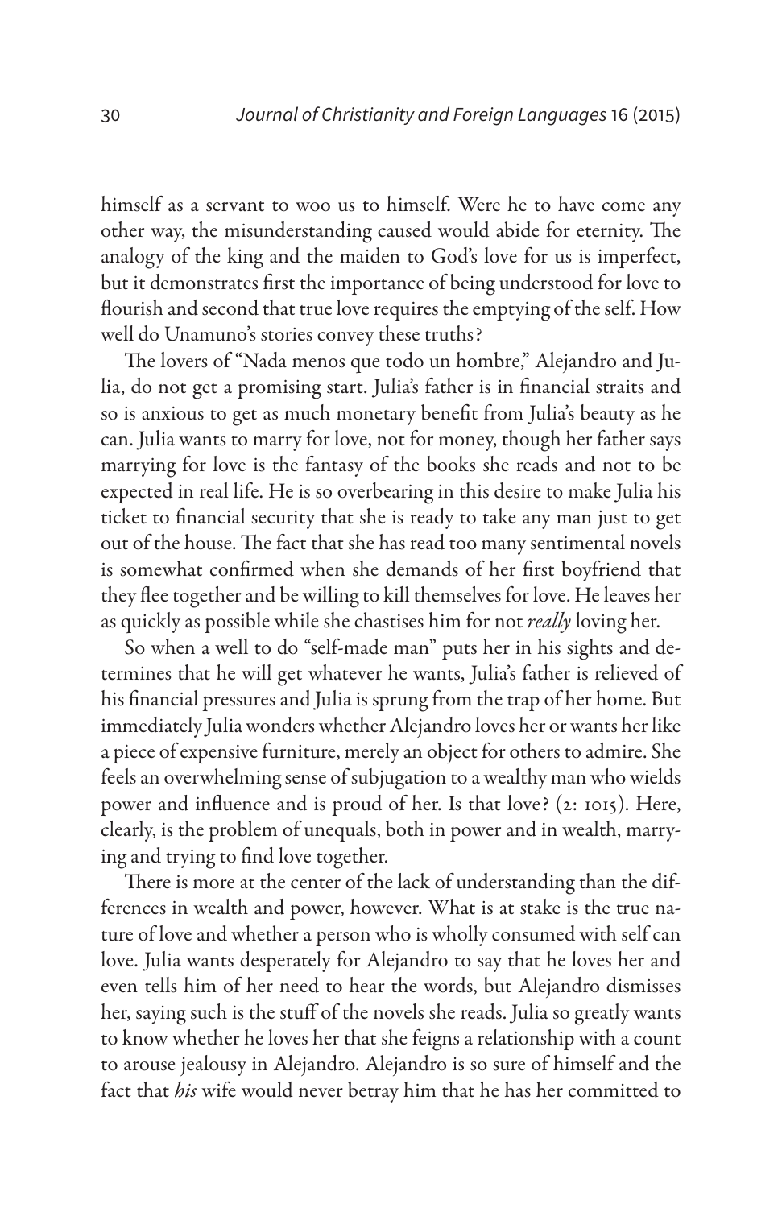himself as a servant to woo us to himself. Were he to have come any other way, the misunderstanding caused would abide for eternity. The analogy of the king and the maiden to God's love for us is imperfect, but it demonstrates first the importance of being understood for love to flourish and second that true love requires the emptying of the self. How well do Unamuno's stories convey these truths?

The lovers of "Nada menos que todo un hombre," Alejandro and Julia, do not get a promising start. Julia's father is in financial straits and so is anxious to get as much monetary benefit from Julia's beauty as he can. Julia wants to marry for love, not for money, though her father says marrying for love is the fantasy of the books she reads and not to be expected in real life. He is so overbearing in this desire to make Julia his ticket to financial security that she is ready to take any man just to get out of the house. The fact that she has read too many sentimental novels is somewhat confirmed when she demands of her first boyfriend that they flee together and be willing to kill themselves for love. He leaves her as quickly as possible while she chastises him for not *really* loving her.

So when a well to do "self-made man" puts her in his sights and determines that he will get whatever he wants, Julia's father is relieved of his financial pressures and Julia is sprung from the trap of her home. But immediately Julia wonders whether Alejandro loves her or wants her like a piece of expensive furniture, merely an object for others to admire. She feels an overwhelming sense of subjugation to a wealthy man who wields power and influence and is proud of her. Is that love? (2: 1015). Here, clearly, is the problem of unequals, both in power and in wealth, marrying and trying to find love together.

There is more at the center of the lack of understanding than the differences in wealth and power, however. What is at stake is the true nature of love and whether a person who is wholly consumed with self can love. Julia wants desperately for Alejandro to say that he loves her and even tells him of her need to hear the words, but Alejandro dismisses her, saying such is the stuff of the novels she reads. Julia so greatly wants to know whether he loves her that she feigns a relationship with a count to arouse jealousy in Alejandro. Alejandro is so sure of himself and the fact that *his* wife would never betray him that he has her committed to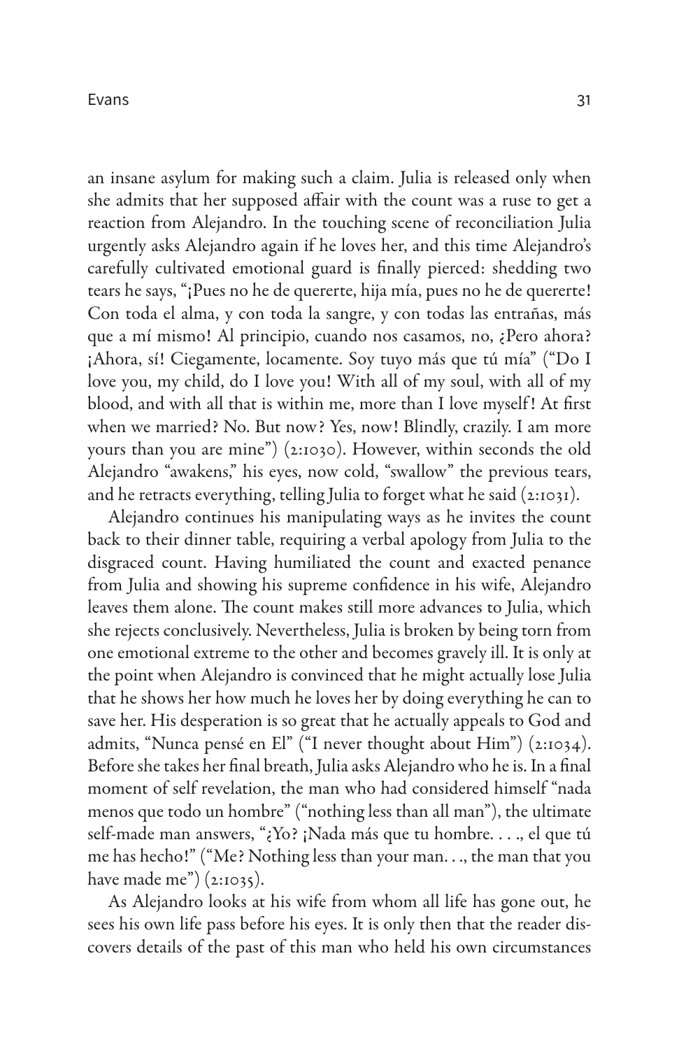an insane asylum for making such a claim. Julia is released only when she admits that her supposed affair with the count was a ruse to get a reaction from Alejandro. In the touching scene of reconciliation Julia urgently asks Alejandro again if he loves her, and this time Alejandro's carefully cultivated emotional guard is finally pierced: shedding two tears he says, "¡Pues no he de quererte, hija mía, pues no he de quererte! Con toda el alma, y con toda la sangre, y con todas las entrañas, más que a mí mismo! Al principio, cuando nos casamos, no, ¿Pero ahora? ¡Ahora, sí! Ciegamente, locamente. Soy tuyo más que tú mía" ("Do I love you, my child, do I love you! With all of my soul, with all of my blood, and with all that is within me, more than I love myself! At first when we married? No. But now? Yes, now! Blindly, crazily. I am more yours than you are mine") (2:1030). However, within seconds the old Alejandro "awakens," his eyes, now cold, "swallow" the previous tears, and he retracts everything, telling Julia to forget what he said (2:1031).

Alejandro continues his manipulating ways as he invites the count back to their dinner table, requiring a verbal apology from Julia to the disgraced count. Having humiliated the count and exacted penance from Julia and showing his supreme confidence in his wife, Alejandro leaves them alone. The count makes still more advances to Julia, which she rejects conclusively. Nevertheless, Julia is broken by being torn from one emotional extreme to the other and becomes gravely ill. It is only at the point when Alejandro is convinced that he might actually lose Julia that he shows her how much he loves her by doing everything he can to save her. His desperation is so great that he actually appeals to God and admits, "Nunca pensé en El" ("I never thought about Him") (2:1034). Before she takes her final breath, Julia asks Alejandro who he is. In a final moment of self revelation, the man who had considered himself "nada menos que todo un hombre" ("nothing less than all man"), the ultimate self-made man answers, "¿Yo? ¡Nada más que tu hombre. . . ., el que tú me has hecho!" ("Me? Nothing less than your man. . ., the man that you have made me") (2:1035).

As Alejandro looks at his wife from whom all life has gone out, he sees his own life pass before his eyes. It is only then that the reader discovers details of the past of this man who held his own circumstances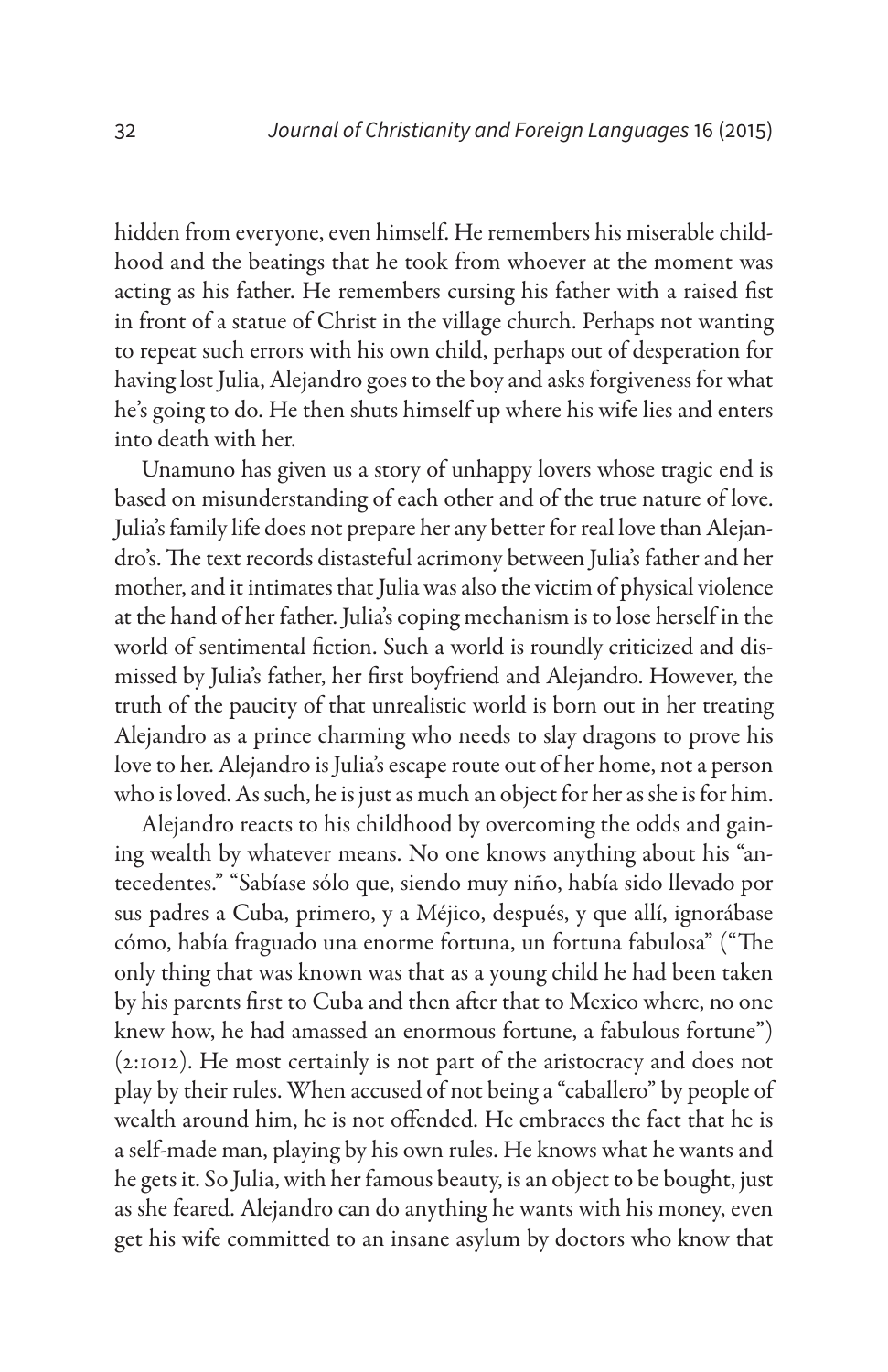hidden from everyone, even himself. He remembers his miserable childhood and the beatings that he took from whoever at the moment was acting as his father. He remembers cursing his father with a raised fist in front of a statue of Christ in the village church. Perhaps not wanting to repeat such errors with his own child, perhaps out of desperation for having lost Julia, Alejandro goes to the boy and asks forgiveness for what he's going to do. He then shuts himself up where his wife lies and enters into death with her.

Unamuno has given us a story of unhappy lovers whose tragic end is based on misunderstanding of each other and of the true nature of love. Julia's family life does not prepare her any better for real love than Alejandro's. The text records distasteful acrimony between Julia's father and her mother, and it intimates that Julia was also the victim of physical violence at the hand of her father. Julia's coping mechanism is to lose herself in the world of sentimental fiction. Such a world is roundly criticized and dismissed by Julia's father, her first boyfriend and Alejandro. However, the truth of the paucity of that unrealistic world is born out in her treating Alejandro as a prince charming who needs to slay dragons to prove his love to her. Alejandro is Julia's escape route out of her home, not a person who is loved. As such, he is just as much an object for her as she is for him.

Alejandro reacts to his childhood by overcoming the odds and gaining wealth by whatever means. No one knows anything about his "antecedentes." "Sabíase sólo que, siendo muy niño, había sido llevado por sus padres a Cuba, primero, y a Méjico, después, y que allí, ignorábase cómo, había fraguado una enorme fortuna, un fortuna fabulosa" ("The only thing that was known was that as a young child he had been taken by his parents first to Cuba and then after that to Mexico where, no one knew how, he had amassed an enormous fortune, a fabulous fortune") (2:1012). He most certainly is not part of the aristocracy and does not play by their rules. When accused of not being a "caballero" by people of wealth around him, he is not offended. He embraces the fact that he is a self-made man, playing by his own rules. He knows what he wants and he gets it. So Julia, with her famous beauty, is an object to be bought, just as she feared. Alejandro can do anything he wants with his money, even get his wife committed to an insane asylum by doctors who know that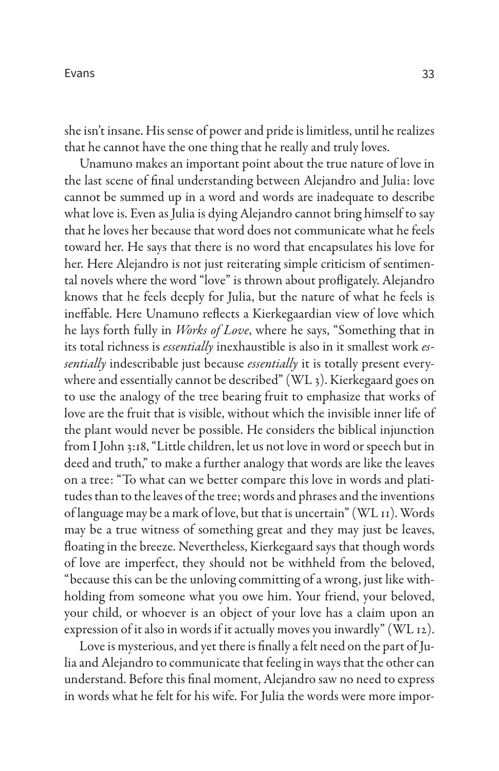she isn't insane. His sense of power and pride is limitless, until he realizes that he cannot have the one thing that he really and truly loves.

Unamuno makes an important point about the true nature of love in the last scene of final understanding between Alejandro and Julia: love cannot be summed up in a word and words are inadequate to describe what love is. Even as Julia is dying Alejandro cannot bring himself to say that he loves her because that word does not communicate what he feels toward her. He says that there is no word that encapsulates his love for her. Here Alejandro is not just reiterating simple criticism of sentimental novels where the word "love" is thrown about profligately. Alejandro knows that he feels deeply for Julia, but the nature of what he feels is ineffable. Here Unamuno reflects a Kierkegaardian view of love which he lays forth fully in *Works of Love*, where he says, "Something that in its total richness is *essentially* inexhaustible is also in it smallest work *essentially* indescribable just because *essentially* it is totally present everywhere and essentially cannot be described" (WL 3). Kierkegaard goes on to use the analogy of the tree bearing fruit to emphasize that works of love are the fruit that is visible, without which the invisible inner life of the plant would never be possible. He considers the biblical injunction from I John 3:18, "Little children, let us not love in word or speech but in deed and truth," to make a further analogy that words are like the leaves on a tree: "To what can we better compare this love in words and platitudes than to the leaves of the tree; words and phrases and the inventions of language may be a mark of love, but that is uncertain" (WL 11). Words may be a true witness of something great and they may just be leaves, floating in the breeze. Nevertheless, Kierkegaard says that though words of love are imperfect, they should not be withheld from the beloved, "because this can be the unloving committing of a wrong, just like withholding from someone what you owe him. Your friend, your beloved, your child, or whoever is an object of your love has a claim upon an expression of it also in words if it actually moves you inwardly" (WL 12).

Love is mysterious, and yet there is finally a felt need on the part of Julia and Alejandro to communicate that feeling in ways that the other can understand. Before this final moment, Alejandro saw no need to express in words what he felt for his wife. For Julia the words were more impor-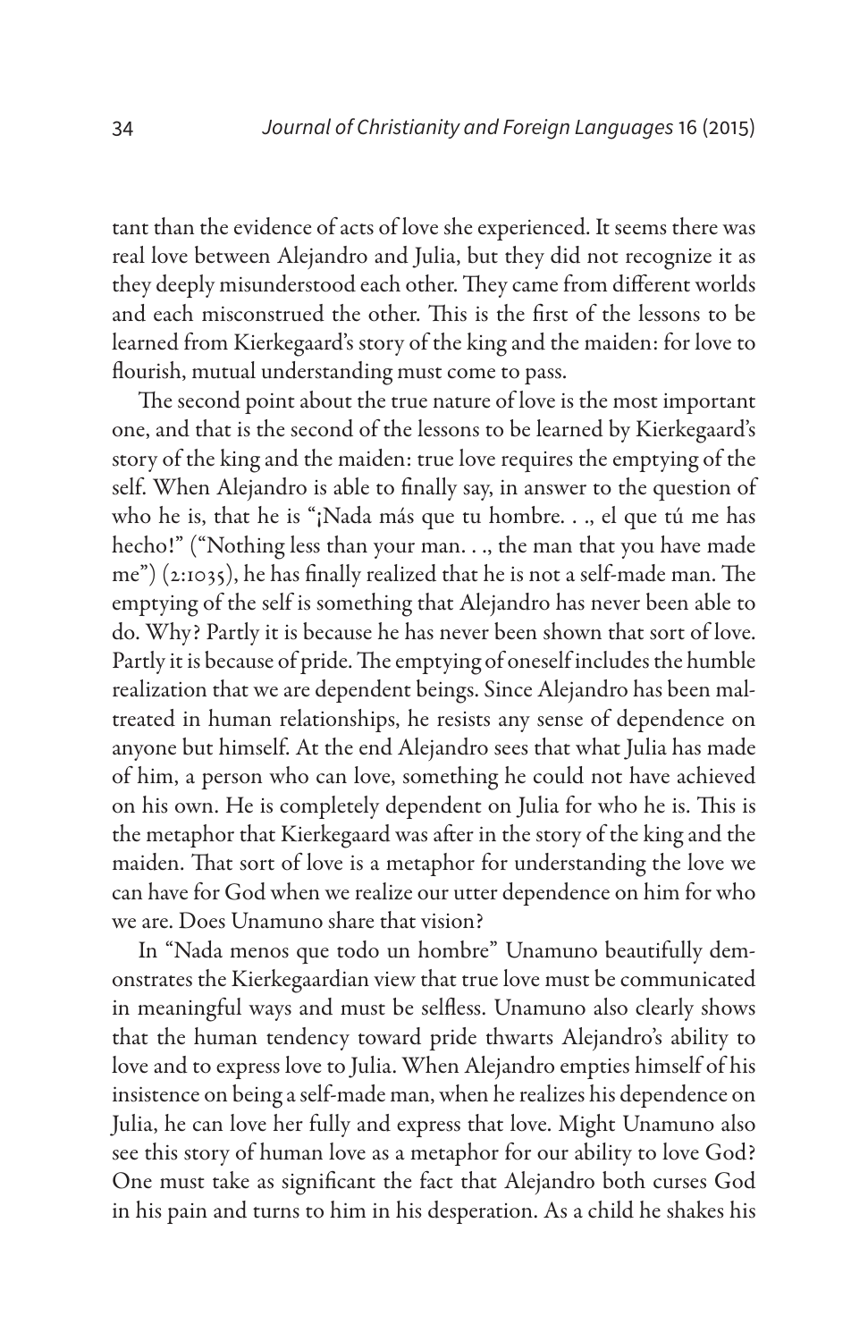tant than the evidence of acts of love she experienced. It seems there was real love between Alejandro and Julia, but they did not recognize it as they deeply misunderstood each other. They came from different worlds and each misconstrued the other. This is the first of the lessons to be learned from Kierkegaard's story of the king and the maiden: for love to flourish, mutual understanding must come to pass.

The second point about the true nature of love is the most important one, and that is the second of the lessons to be learned by Kierkegaard's story of the king and the maiden: true love requires the emptying of the self. When Alejandro is able to finally say, in answer to the question of who he is, that he is "¡Nada más que tu hombre. . ., el que tú me has hecho!" ("Nothing less than your man. . ., the man that you have made me") (2:1035), he has finally realized that he is not a self-made man. The emptying of the self is something that Alejandro has never been able to do. Why? Partly it is because he has never been shown that sort of love. Partly it is because of pride. The emptying of oneself includes the humble realization that we are dependent beings. Since Alejandro has been maltreated in human relationships, he resists any sense of dependence on anyone but himself. At the end Alejandro sees that what Julia has made of him, a person who can love, something he could not have achieved on his own. He is completely dependent on Julia for who he is. This is the metaphor that Kierkegaard was after in the story of the king and the maiden. That sort of love is a metaphor for understanding the love we can have for God when we realize our utter dependence on him for who we are. Does Unamuno share that vision?

In "Nada menos que todo un hombre" Unamuno beautifully demonstrates the Kierkegaardian view that true love must be communicated in meaningful ways and must be selfless. Unamuno also clearly shows that the human tendency toward pride thwarts Alejandro's ability to love and to express love to Julia. When Alejandro empties himself of his insistence on being a self-made man, when he realizes his dependence on Julia, he can love her fully and express that love. Might Unamuno also see this story of human love as a metaphor for our ability to love God? One must take as significant the fact that Alejandro both curses God in his pain and turns to him in his desperation. As a child he shakes his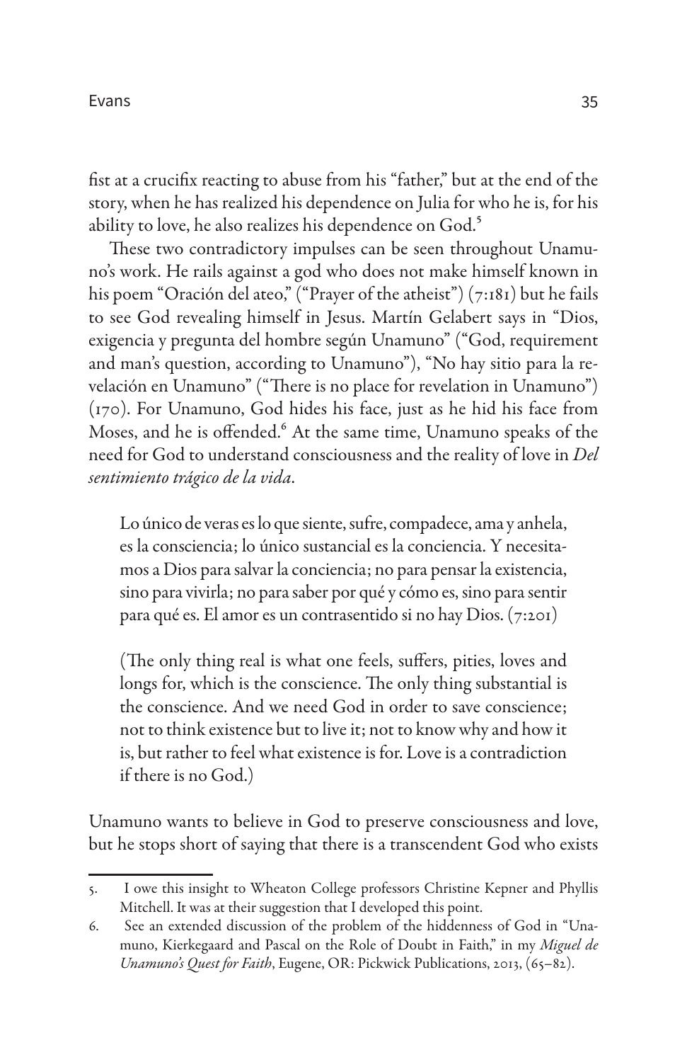fist at a crucifix reacting to abuse from his "father," but at the end of the story, when he has realized his dependence on Julia for who he is, for his ability to love, he also realizes his dependence on God.[5]

These two contradictory impulses can be seen throughout Unamuno's work. He rails against a god who does not make himself known in his poem "Oración del ateo," ("Prayer of the atheist") (7:181) but he fails to see God revealing himself in Jesus. Martín Gelabert says in "Dios, exigencia y pregunta del hombre según Unamuno" ("God, requirement and man's question, according to Unamuno"), "No hay sitio para la revelación en Unamuno" ("There is no place for revelation in Unamuno") (170). For Unamuno, God hides his face, just as he hid his face from Moses, and he is offended.[6] At the same time, Unamuno speaks of the need for God to understand consciousness and the reality of love in *Del sentimiento trágico de la vida*.

> Lo único de veras es lo que siente, sufre, compadece, ama y anhela, es la consciencia; lo único sustancial es la conciencia. Y necesitamos a Dios para salvar la conciencia; no para pensar la existencia, sino para vivirla; no para saber por qué y cómo es, sino para sentir para qué es. El amor es un contrasentido si no hay Dios. (7:201)
>
> (The only thing real is what one feels, suffers, pities, loves and longs for, which is the conscience. The only thing substantial is the conscience. And we need God in order to save conscience; not to think existence but to live it; not to know why and how it is, but rather to feel what existence is for. Love is a contradiction if there is no God.)

Unamuno wants to believe in God to preserve consciousness and love, but he stops short of saying that there is a transcendent God who exists

5. I owe this insight to Wheaton College professors Christine Kepner and Phyllis Mitchell. It was at their suggestion that I developed this point.

6. See an extended discussion of the problem of the hiddenness of God in "Unamuno, Kierkegaard and Pascal on the Role of Doubt in Faith," in my *Miguel de Unamuno's Quest for Faith*, Eugene, OR: Pickwick Publications, 2013, (65–82).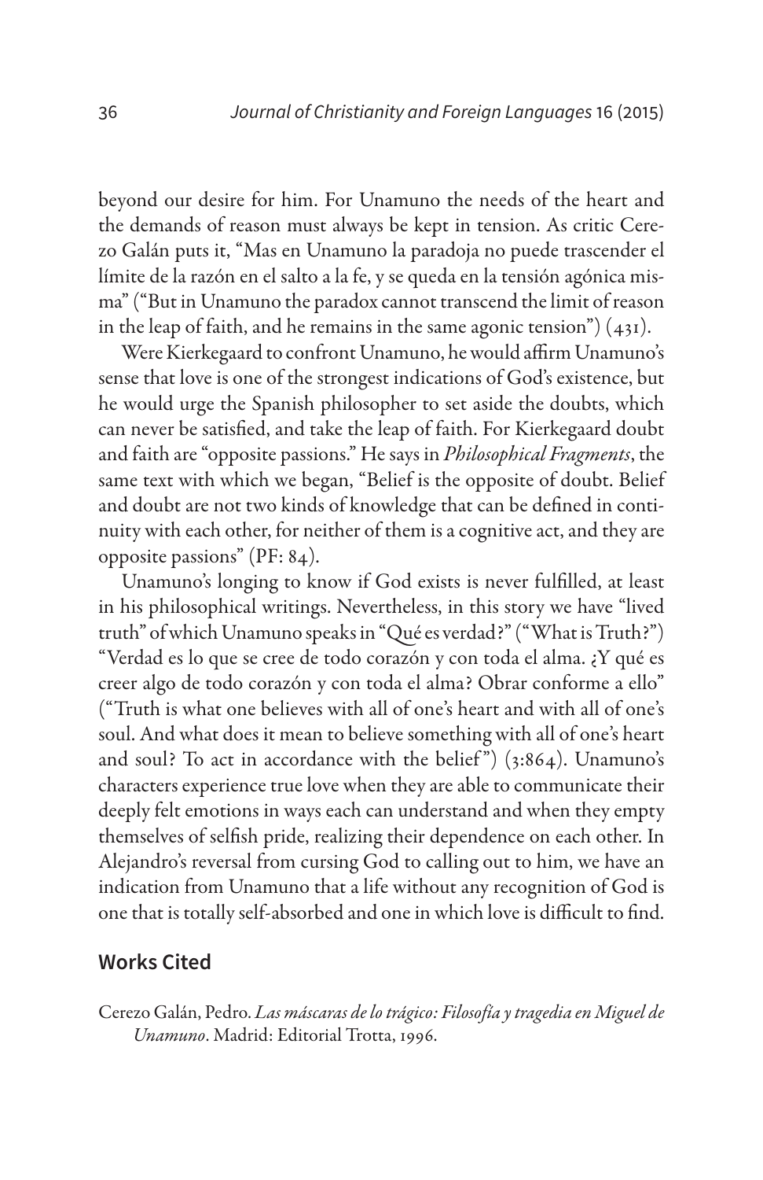beyond our desire for him. For Unamuno the needs of the heart and the demands of reason must always be kept in tension. As critic Cerezo Galán puts it, "Mas en Unamuno la paradoja no puede trascender el límite de la razón en el salto a la fe, y se queda en la tensión agónica misma" ("But in Unamuno the paradox cannot transcend the limit of reason in the leap of faith, and he remains in the same agonic tension") (431).

Were Kierkegaard to confront Unamuno, he would affirm Unamuno's sense that love is one of the strongest indications of God's existence, but he would urge the Spanish philosopher to set aside the doubts, which can never be satisfied, and take the leap of faith. For Kierkegaard doubt and faith are "opposite passions." He says in *Philosophical Fragments*, the same text with which we began, "Belief is the opposite of doubt. Belief and doubt are not two kinds of knowledge that can be defined in continuity with each other, for neither of them is a cognitive act, and they are opposite passions" (PF: 84).

Unamuno's longing to know if God exists is never fulfilled, at least in his philosophical writings. Nevertheless, in this story we have "lived truth" of which Unamuno speaks in "Qué es verdad?" ("What is Truth?") "Verdad es lo que se cree de todo corazón y con toda el alma. ¿Y qué es creer algo de todo corazón y con toda el alma? Obrar conforme a ello" ("Truth is what one believes with all of one's heart and with all of one's soul. And what does it mean to believe something with all of one's heart and soul? To act in accordance with the belief") (3:864). Unamuno's characters experience true love when they are able to communicate their deeply felt emotions in ways each can understand and when they empty themselves of selfish pride, realizing their dependence on each other. In Alejandro's reversal from cursing God to calling out to him, we have an indication from Unamuno that a life without any recognition of God is one that is totally self-absorbed and one in which love is difficult to find.

## Works Cited

Cerezo Galán, Pedro. *Las máscaras de lo trágico: Filosofía y tragedia en Miguel de Unamuno*. Madrid: Editorial Trotta, 1996.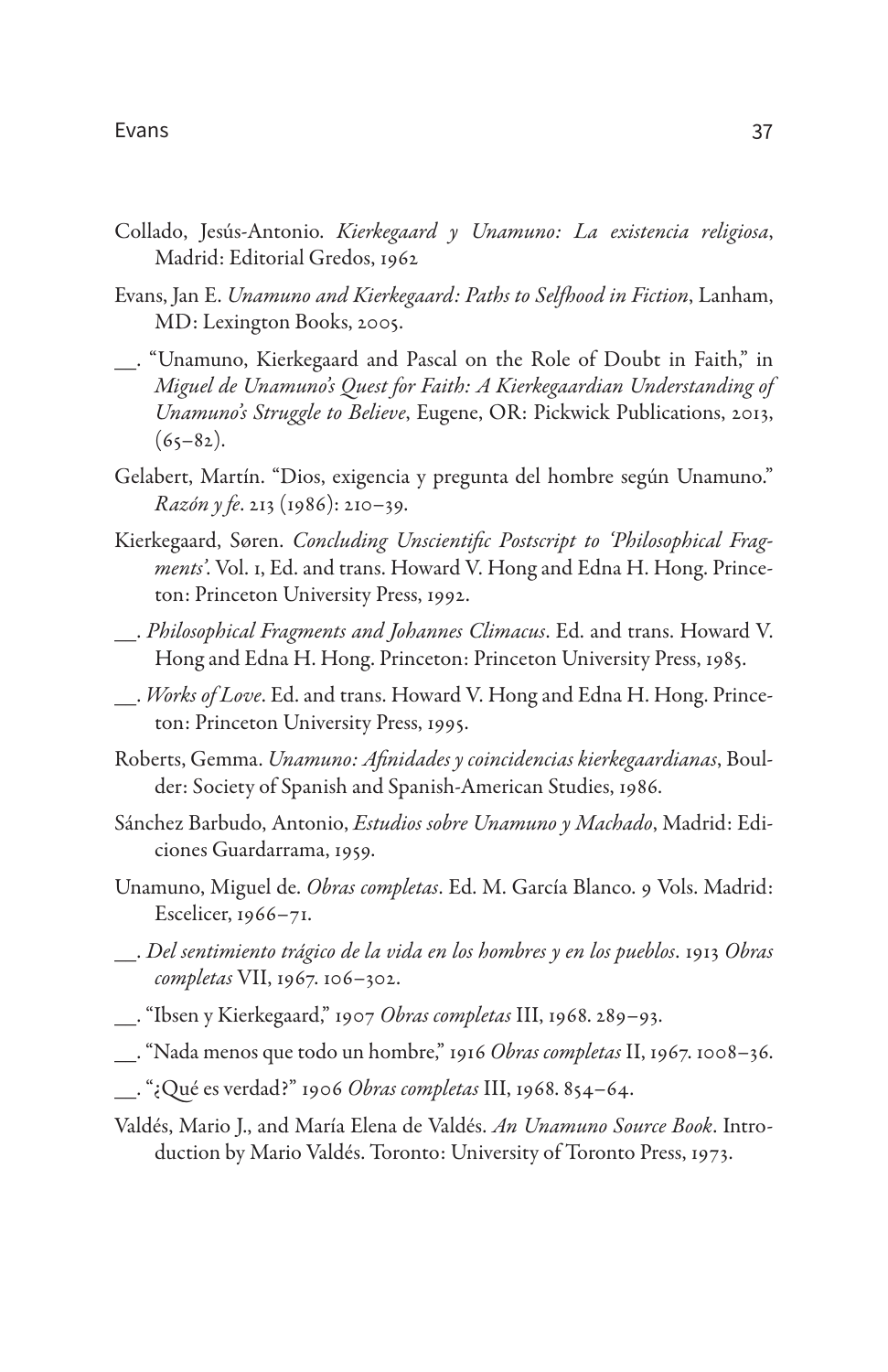Collado, Jesús-Antonio. *Kierkegaard y Unamuno: La existencia religiosa*, Madrid: Editorial Gredos, 1962

Evans, Jan E. *Unamuno and Kierkegaard: Paths to Selfhood in Fiction*, Lanham, MD: Lexington Books, 2005.

__. "Unamuno, Kierkegaard and Pascal on the Role of Doubt in Faith," in *Miguel de Unamuno's Quest for Faith: A Kierkegaardian Understanding of Unamuno's Struggle to Believe*, Eugene, OR: Pickwick Publications, 2013, (65–82).

Gelabert, Martín. "Dios, exigencia y pregunta del hombre según Unamuno." *Razón y fe*. 213 (1986): 210–39.

Kierkegaard, Søren. *Concluding Unscientific Postscript to 'Philosophical Fragments'*. Vol. 1, Ed. and trans. Howard V. Hong and Edna H. Hong. Princeton: Princeton University Press, 1992.

__. *Philosophical Fragments and Johannes Climacus*. Ed. and trans. Howard V. Hong and Edna H. Hong. Princeton: Princeton University Press, 1985.

__. *Works of Love*. Ed. and trans. Howard V. Hong and Edna H. Hong. Princeton: Princeton University Press, 1995.

Roberts, Gemma. *Unamuno: Afinidades y coincidencias kierkegaardianas*, Boulder: Society of Spanish and Spanish-American Studies, 1986.

Sánchez Barbudo, Antonio, *Estudios sobre Unamuno y Machado*, Madrid: Ediciones Guardarrama, 1959.

Unamuno, Miguel de. *Obras completas*. Ed. M. García Blanco. 9 Vols. Madrid: Escelicer, 1966–71.

__. *Del sentimiento trágico de la vida en los hombres y en los pueblos*. 1913 *Obras completas* VII, 1967. 106–302.

__. "Ibsen y Kierkegaard," 1907 *Obras completas* III, 1968. 289–93.

__. "Nada menos que todo un hombre," 1916 *Obras completas* II, 1967. 1008–36.

__. "¿Qué es verdad?" 1906 *Obras completas* III, 1968. 854–64.

Valdés, Mario J., and María Elena de Valdés. *An Unamuno Source Book*. Introduction by Mario Valdés. Toronto: University of Toronto Press, 1973.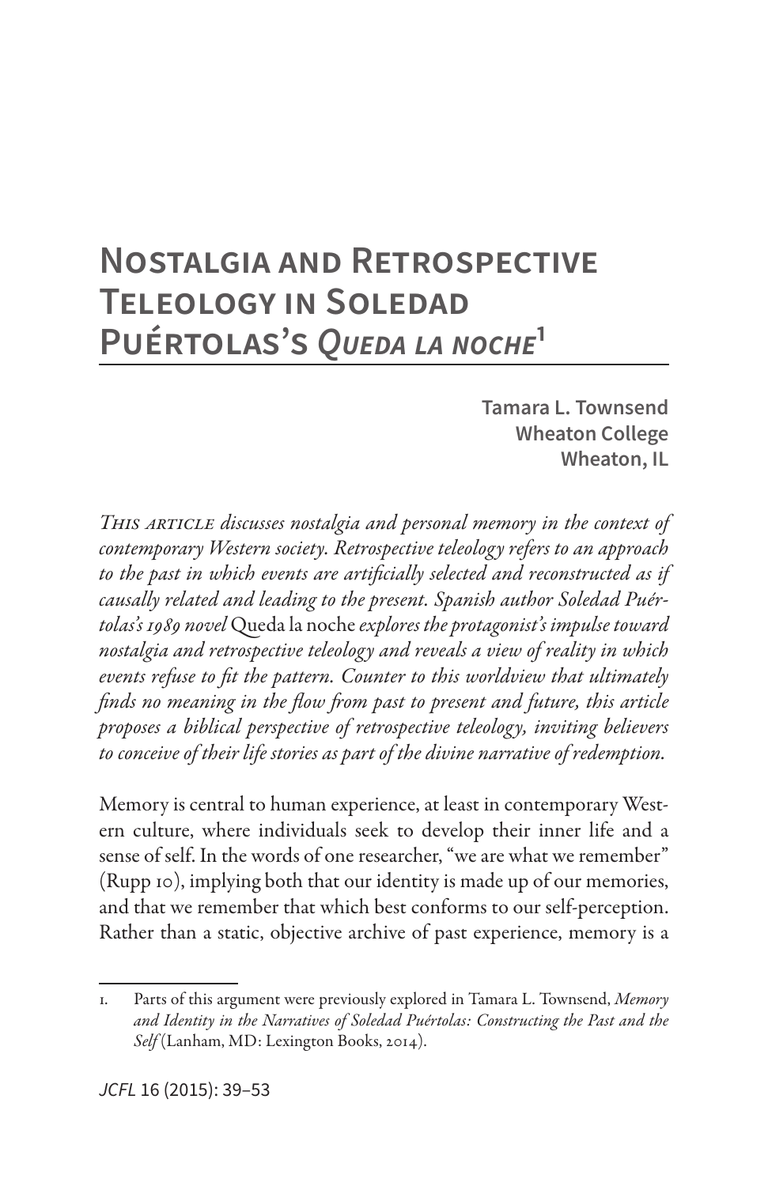# Nostalgia and Retrospective Teleology in Soledad Puértolas's *Queda la noche*[1]

**Tamara L. Townsend**
**Wheaton College**
**Wheaton, IL**

*This article discusses nostalgia and personal memory in the context of contemporary Western society. Retrospective teleology refers to an approach to the past in which events are artificially selected and reconstructed as if causally related and leading to the present. Spanish author Soledad Puértolas's 1989 novel* Queda la noche *explores the protagonist's impulse toward nostalgia and retrospective teleology and reveals a view of reality in which events refuse to fit the pattern. Counter to this worldview that ultimately finds no meaning in the flow from past to present and future, this article proposes a biblical perspective of retrospective teleology, inviting believers to conceive of their life stories as part of the divine narrative of redemption.*

Memory is central to human experience, at least in contemporary Western culture, where individuals seek to develop their inner life and a sense of self. In the words of one researcher, "we are what we remember" (Rupp 10), implying both that our identity is made up of our memories, and that we remember that which best conforms to our self-perception. Rather than a static, objective archive of past experience, memory is a

---

1. Parts of this argument were previously explored in Tamara L. Townsend, *Memory and Identity in the Narratives of Soledad Puértolas: Constructing the Past and the Self* (Lanham, MD: Lexington Books, 2014).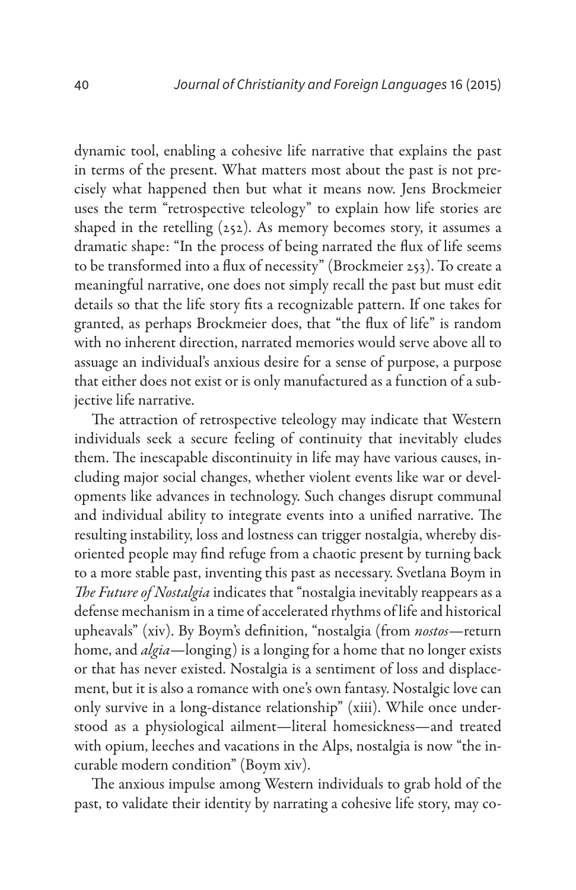dynamic tool, enabling a cohesive life narrative that explains the past in terms of the present. What matters most about the past is not precisely what happened then but what it means now. Jens Brockmeier uses the term "retrospective teleology" to explain how life stories are shaped in the retelling (252). As memory becomes story, it assumes a dramatic shape: "In the process of being narrated the flux of life seems to be transformed into a flux of necessity" (Brockmeier 253). To create a meaningful narrative, one does not simply recall the past but must edit details so that the life story fits a recognizable pattern. If one takes for granted, as perhaps Brockmeier does, that "the flux of life" is random with no inherent direction, narrated memories would serve above all to assuage an individual's anxious desire for a sense of purpose, a purpose that either does not exist or is only manufactured as a function of a subjective life narrative.

The attraction of retrospective teleology may indicate that Western individuals seek a secure feeling of continuity that inevitably eludes them. The inescapable discontinuity in life may have various causes, including major social changes, whether violent events like war or developments like advances in technology. Such changes disrupt communal and individual ability to integrate events into a unified narrative. The resulting instability, loss and lostness can trigger nostalgia, whereby disoriented people may find refuge from a chaotic present by turning back to a more stable past, inventing this past as necessary. Svetlana Boym in *The Future of Nostalgia* indicates that "nostalgia inevitably reappears as a defense mechanism in a time of accelerated rhythms of life and historical upheavals" (xiv). By Boym's definition, "nostalgia (from *nostos*—return home, and *algia*—longing) is a longing for a home that no longer exists or that has never existed. Nostalgia is a sentiment of loss and displacement, but it is also a romance with one's own fantasy. Nostalgic love can only survive in a long-distance relationship" (xiii). While once understood as a physiological ailment—literal homesickness—and treated with opium, leeches and vacations in the Alps, nostalgia is now "the incurable modern condition" (Boym xiv).

The anxious impulse among Western individuals to grab hold of the past, to validate their identity by narrating a cohesive life story, may co-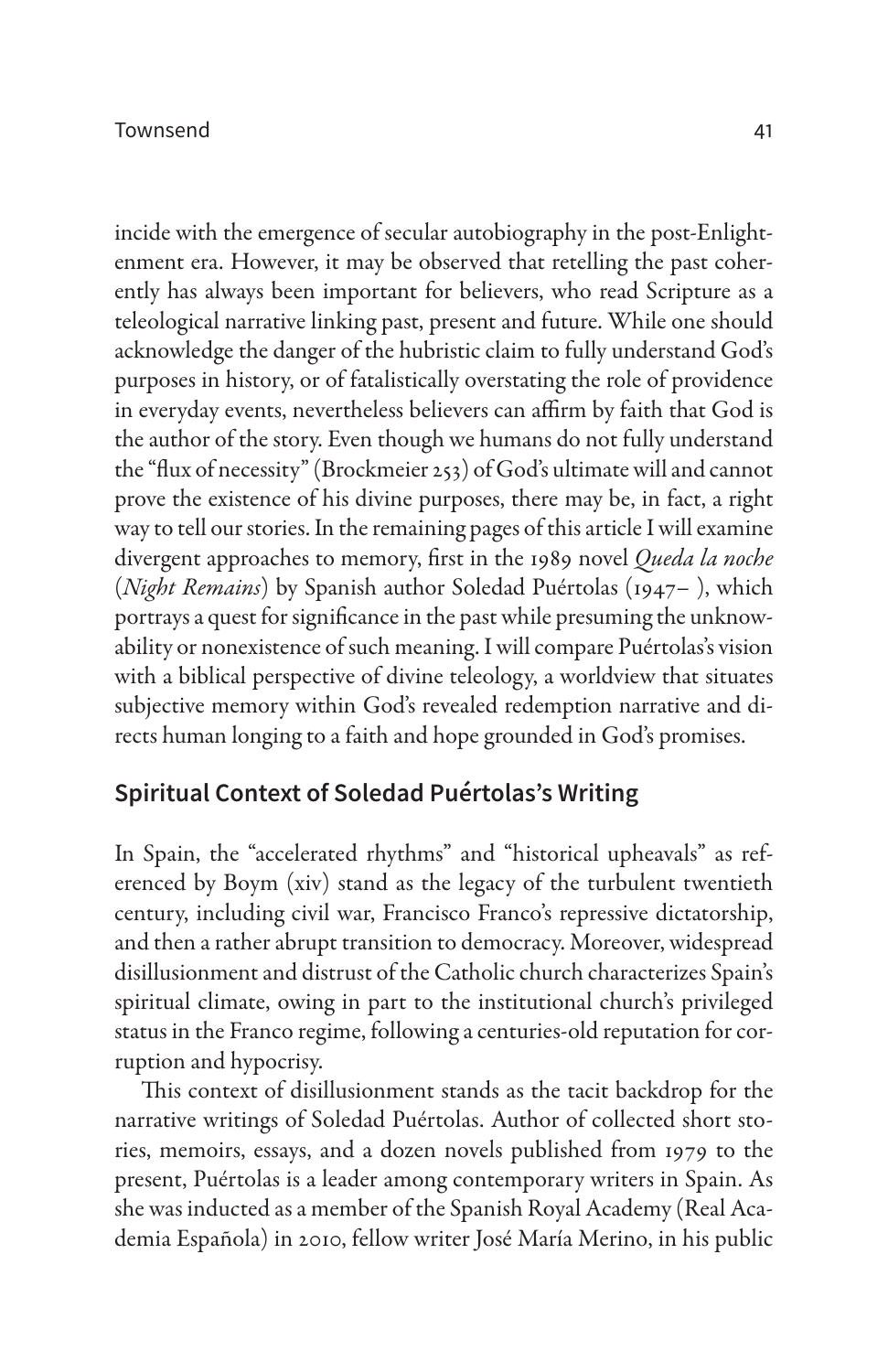incide with the emergence of secular autobiography in the post-Enlightenment era. However, it may be observed that retelling the past coherently has always been important for believers, who read Scripture as a teleological narrative linking past, present and future. While one should acknowledge the danger of the hubristic claim to fully understand God's purposes in history, or of fatalistically overstating the role of providence in everyday events, nevertheless believers can affirm by faith that God is the author of the story. Even though we humans do not fully understand the "flux of necessity" (Brockmeier 253) of God's ultimate will and cannot prove the existence of his divine purposes, there may be, in fact, a right way to tell our stories. In the remaining pages of this article I will examine divergent approaches to memory, first in the 1989 novel *Queda la noche* (*Night Remains*) by Spanish author Soledad Puértolas (1947– ), which portrays a quest for significance in the past while presuming the unknowability or nonexistence of such meaning. I will compare Puértolas's vision with a biblical perspective of divine teleology, a worldview that situates subjective memory within God's revealed redemption narrative and directs human longing to a faith and hope grounded in God's promises.

## Spiritual Context of Soledad Puértolas's Writing

In Spain, the "accelerated rhythms" and "historical upheavals" as referenced by Boym (xiv) stand as the legacy of the turbulent twentieth century, including civil war, Francisco Franco's repressive dictatorship, and then a rather abrupt transition to democracy. Moreover, widespread disillusionment and distrust of the Catholic church characterizes Spain's spiritual climate, owing in part to the institutional church's privileged status in the Franco regime, following a centuries-old reputation for corruption and hypocrisy.

This context of disillusionment stands as the tacit backdrop for the narrative writings of Soledad Puértolas. Author of collected short stories, memoirs, essays, and a dozen novels published from 1979 to the present, Puértolas is a leader among contemporary writers in Spain. As she was inducted as a member of the Spanish Royal Academy (Real Academia Española) in 2010, fellow writer José María Merino, in his public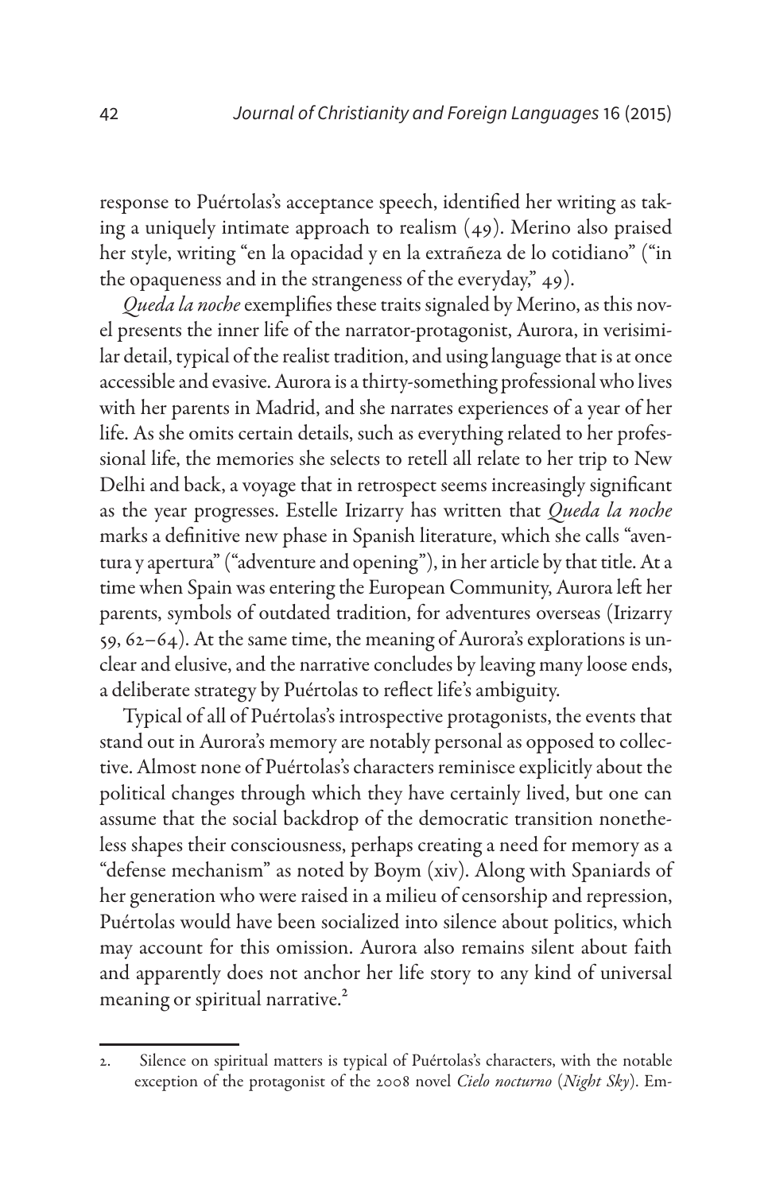response to Puértolas's acceptance speech, identified her writing as taking a uniquely intimate approach to realism (49). Merino also praised her style, writing "en la opacidad y en la extrañeza de lo cotidiano" ("in the opaqueness and in the strangeness of the everyday," 49).

*Queda la noche* exemplifies these traits signaled by Merino, as this novel presents the inner life of the narrator-protagonist, Aurora, in verisimilar detail, typical of the realist tradition, and using language that is at once accessible and evasive. Aurora is a thirty-something professional who lives with her parents in Madrid, and she narrates experiences of a year of her life. As she omits certain details, such as everything related to her professional life, the memories she selects to retell all relate to her trip to New Delhi and back, a voyage that in retrospect seems increasingly significant as the year progresses. Estelle Irizarry has written that *Queda la noche* marks a definitive new phase in Spanish literature, which she calls "aventura y apertura" ("adventure and opening"), in her article by that title. At a time when Spain was entering the European Community, Aurora left her parents, symbols of outdated tradition, for adventures overseas (Irizarry 59, 62–64). At the same time, the meaning of Aurora's explorations is unclear and elusive, and the narrative concludes by leaving many loose ends, a deliberate strategy by Puértolas to reflect life's ambiguity.

Typical of all of Puértolas's introspective protagonists, the events that stand out in Aurora's memory are notably personal as opposed to collective. Almost none of Puértolas's characters reminisce explicitly about the political changes through which they have certainly lived, but one can assume that the social backdrop of the democratic transition nonetheless shapes their consciousness, perhaps creating a need for memory as a "defense mechanism" as noted by Boym (xiv). Along with Spaniards of her generation who were raised in a milieu of censorship and repression, Puértolas would have been socialized into silence about politics, which may account for this omission. Aurora also remains silent about faith and apparently does not anchor her life story to any kind of universal meaning or spiritual narrative.[2]

2. Silence on spiritual matters is typical of Puértolas's characters, with the notable exception of the protagonist of the 2008 novel *Cielo nocturno* (*Night Sky*). Em-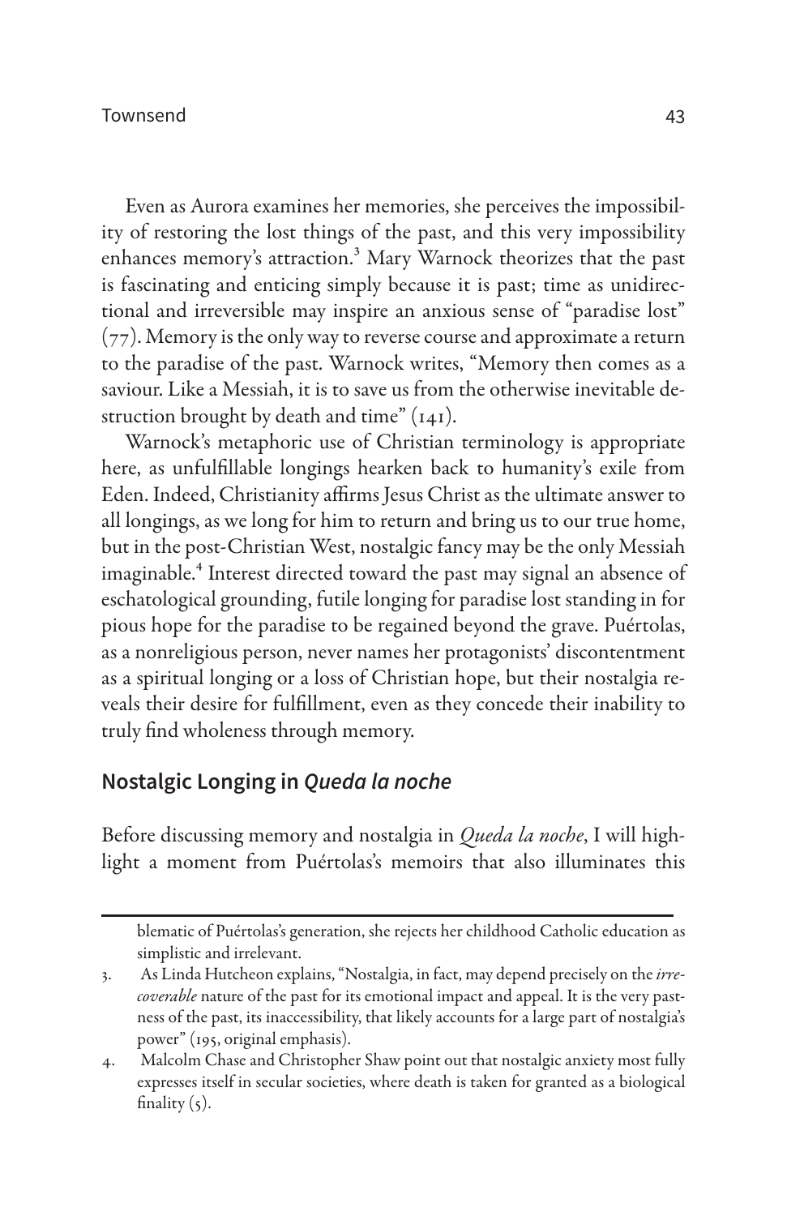Even as Aurora examines her memories, she perceives the impossibility of restoring the lost things of the past, and this very impossibility enhances memory's attraction.[3] Mary Warnock theorizes that the past is fascinating and enticing simply because it is past; time as unidirectional and irreversible may inspire an anxious sense of "paradise lost" (77). Memory is the only way to reverse course and approximate a return to the paradise of the past. Warnock writes, "Memory then comes as a saviour. Like a Messiah, it is to save us from the otherwise inevitable destruction brought by death and time" (141).

Warnock's metaphoric use of Christian terminology is appropriate here, as unfulfillable longings hearken back to humanity's exile from Eden. Indeed, Christianity affirms Jesus Christ as the ultimate answer to all longings, as we long for him to return and bring us to our true home, but in the post-Christian West, nostalgic fancy may be the only Messiah imaginable.[4] Interest directed toward the past may signal an absence of eschatological grounding, futile longing for paradise lost standing in for pious hope for the paradise to be regained beyond the grave. Puértolas, as a nonreligious person, never names her protagonists' discontentment as a spiritual longing or a loss of Christian hope, but their nostalgia reveals their desire for fulfillment, even as they concede their inability to truly find wholeness through memory.

## Nostalgic Longing in *Queda la noche*

Before discussing memory and nostalgia in *Queda la noche*, I will highlight a moment from Puértolas's memoirs that also illuminates this

---

blematic of Puértolas's generation, she rejects her childhood Catholic education as simplistic and irrelevant.

3. As Linda Hutcheon explains, "Nostalgia, in fact, may depend precisely on the *irrecoverable* nature of the past for its emotional impact and appeal. It is the very pastness of the past, its inaccessibility, that likely accounts for a large part of nostalgia's power" (195, original emphasis).

4. Malcolm Chase and Christopher Shaw point out that nostalgic anxiety most fully expresses itself in secular societies, where death is taken for granted as a biological finality (5).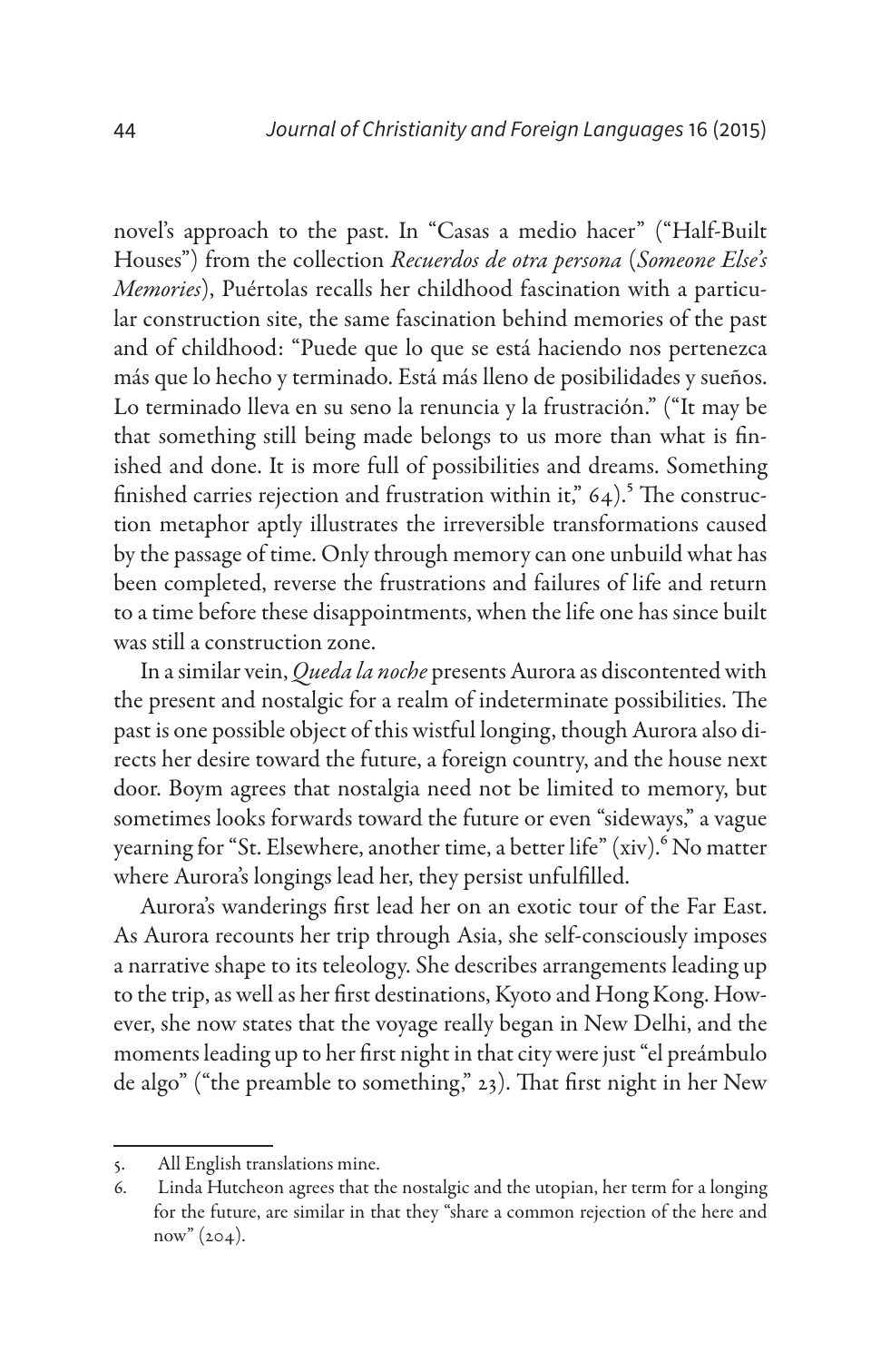novel's approach to the past. In "Casas a medio hacer" ("Half-Built Houses") from the collection *Recuerdos de otra persona* (*Someone Else's Memories*), Puértolas recalls her childhood fascination with a particular construction site, the same fascination behind memories of the past and of childhood: "Puede que lo que se está haciendo nos pertenezca más que lo hecho y terminado. Está más lleno de posibilidades y sueños. Lo terminado lleva en su seno la renuncia y la frustración." ("It may be that something still being made belongs to us more than what is finished and done. It is more full of possibilities and dreams. Something finished carries rejection and frustration within it," 64).[5] The construction metaphor aptly illustrates the irreversible transformations caused by the passage of time. Only through memory can one unbuild what has been completed, reverse the frustrations and failures of life and return to a time before these disappointments, when the life one has since built was still a construction zone.

In a similar vein, *Queda la noche* presents Aurora as discontented with the present and nostalgic for a realm of indeterminate possibilities. The past is one possible object of this wistful longing, though Aurora also directs her desire toward the future, a foreign country, and the house next door. Boym agrees that nostalgia need not be limited to memory, but sometimes looks forwards toward the future or even "sideways," a vague yearning for "St. Elsewhere, another time, a better life" (xiv).[6] No matter where Aurora's longings lead her, they persist unfulfilled.

Aurora's wanderings first lead her on an exotic tour of the Far East. As Aurora recounts her trip through Asia, she self-consciously imposes a narrative shape to its teleology. She describes arrangements leading up to the trip, as well as her first destinations, Kyoto and Hong Kong. However, she now states that the voyage really began in New Delhi, and the moments leading up to her first night in that city were just "el preámbulo de algo" ("the preamble to something," 23). That first night in her New

5. All English translations mine.

6. Linda Hutcheon agrees that the nostalgic and the utopian, her term for a longing for the future, are similar in that they "share a common rejection of the here and now" (204).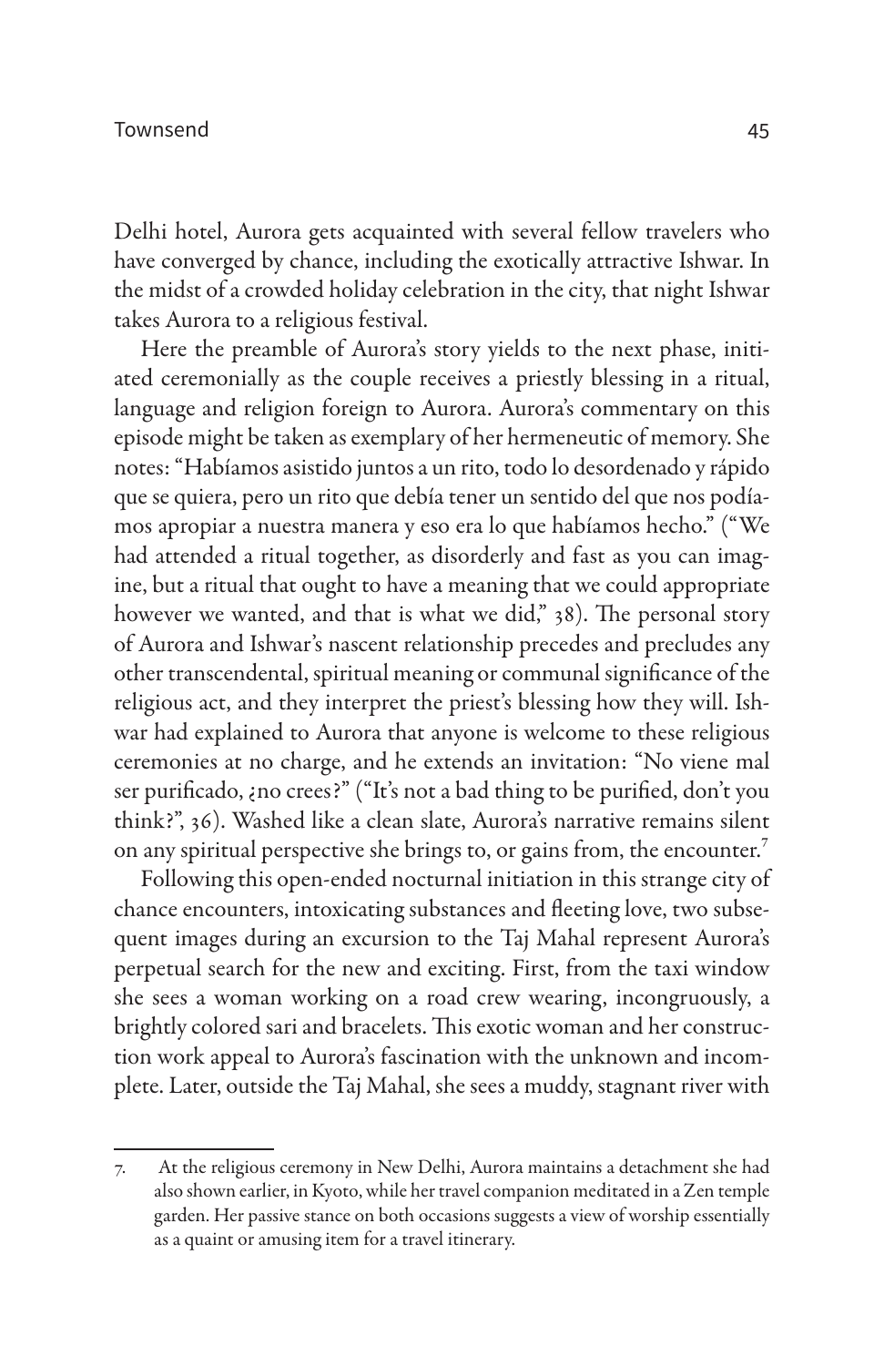Delhi hotel, Aurora gets acquainted with several fellow travelers who have converged by chance, including the exotically attractive Ishwar. In the midst of a crowded holiday celebration in the city, that night Ishwar takes Aurora to a religious festival.

Here the preamble of Aurora's story yields to the next phase, initiated ceremonially as the couple receives a priestly blessing in a ritual, language and religion foreign to Aurora. Aurora's commentary on this episode might be taken as exemplary of her hermeneutic of memory. She notes: "Habíamos asistido juntos a un rito, todo lo desordenado y rápido que se quiera, pero un rito que debía tener un sentido del que nos podíamos apropiar a nuestra manera y eso era lo que habíamos hecho." ("We had attended a ritual together, as disorderly and fast as you can imagine, but a ritual that ought to have a meaning that we could appropriate however we wanted, and that is what we did," 38). The personal story of Aurora and Ishwar's nascent relationship precedes and precludes any other transcendental, spiritual meaning or communal significance of the religious act, and they interpret the priest's blessing how they will. Ishwar had explained to Aurora that anyone is welcome to these religious ceremonies at no charge, and he extends an invitation: "No viene mal ser purificado, ¿no crees?" ("It's not a bad thing to be purified, don't you think?", 36). Washed like a clean slate, Aurora's narrative remains silent on any spiritual perspective she brings to, or gains from, the encounter.[7]

Following this open-ended nocturnal initiation in this strange city of chance encounters, intoxicating substances and fleeting love, two subsequent images during an excursion to the Taj Mahal represent Aurora's perpetual search for the new and exciting. First, from the taxi window she sees a woman working on a road crew wearing, incongruously, a brightly colored sari and bracelets. This exotic woman and her construction work appeal to Aurora's fascination with the unknown and incomplete. Later, outside the Taj Mahal, she sees a muddy, stagnant river with

---

7. At the religious ceremony in New Delhi, Aurora maintains a detachment she had also shown earlier, in Kyoto, while her travel companion meditated in a Zen temple garden. Her passive stance on both occasions suggests a view of worship essentially as a quaint or amusing item for a travel itinerary.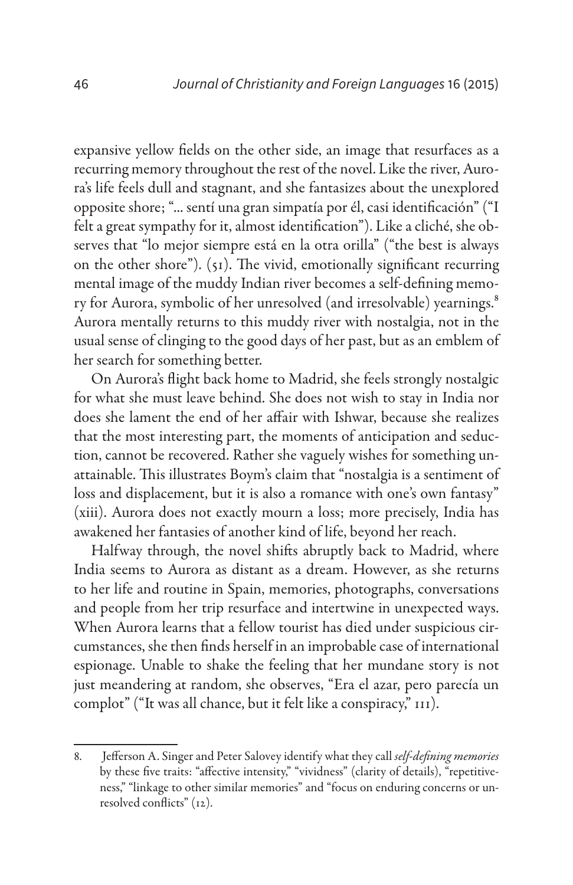expansive yellow fields on the other side, an image that resurfaces as a recurring memory throughout the rest of the novel. Like the river, Aurora's life feels dull and stagnant, and she fantasizes about the unexplored opposite shore; "... sentí una gran simpatía por él, casi identificación" ("I felt a great sympathy for it, almost identification"). Like a cliché, she observes that "lo mejor siempre está en la otra orilla" ("the best is always on the other shore"). (51). The vivid, emotionally significant recurring mental image of the muddy Indian river becomes a self-defining memory for Aurora, symbolic of her unresolved (and irresolvable) yearnings.[8] Aurora mentally returns to this muddy river with nostalgia, not in the usual sense of clinging to the good days of her past, but as an emblem of her search for something better.

On Aurora's flight back home to Madrid, she feels strongly nostalgic for what she must leave behind. She does not wish to stay in India nor does she lament the end of her affair with Ishwar, because she realizes that the most interesting part, the moments of anticipation and seduction, cannot be recovered. Rather she vaguely wishes for something unattainable. This illustrates Boym's claim that "nostalgia is a sentiment of loss and displacement, but it is also a romance with one's own fantasy" (xiii). Aurora does not exactly mourn a loss; more precisely, India has awakened her fantasies of another kind of life, beyond her reach.

Halfway through, the novel shifts abruptly back to Madrid, where India seems to Aurora as distant as a dream. However, as she returns to her life and routine in Spain, memories, photographs, conversations and people from her trip resurface and intertwine in unexpected ways. When Aurora learns that a fellow tourist has died under suspicious circumstances, she then finds herself in an improbable case of international espionage. Unable to shake the feeling that her mundane story is not just meandering at random, she observes, "Era el azar, pero parecía un complot" ("It was all chance, but it felt like a conspiracy," 111).

---

8. Jefferson A. Singer and Peter Salovey identify what they call *self-defining memories* by these five traits: "affective intensity," "vividness" (clarity of details), "repetitiveness," "linkage to other similar memories" and "focus on enduring concerns or unresolved conflicts" (12).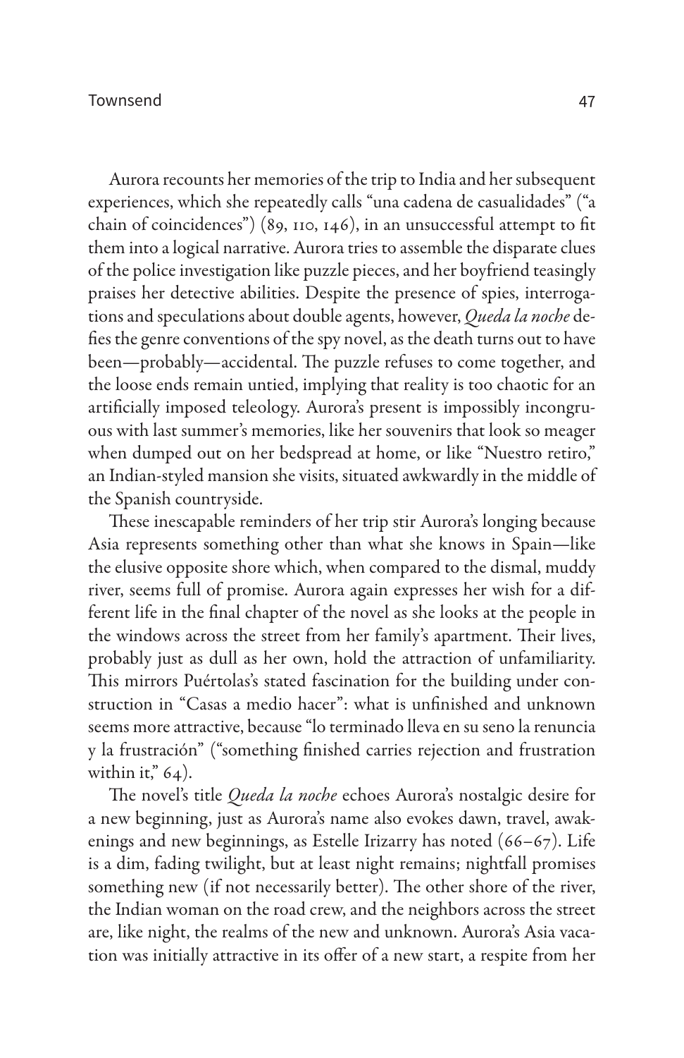Aurora recounts her memories of the trip to India and her subsequent experiences, which she repeatedly calls "una cadena de casualidades" ("a chain of coincidences") (89, 110, 146), in an unsuccessful attempt to fit them into a logical narrative. Aurora tries to assemble the disparate clues of the police investigation like puzzle pieces, and her boyfriend teasingly praises her detective abilities. Despite the presence of spies, interrogations and speculations about double agents, however, *Queda la noche* defies the genre conventions of the spy novel, as the death turns out to have been—probably—accidental. The puzzle refuses to come together, and the loose ends remain untied, implying that reality is too chaotic for an artificially imposed teleology. Aurora's present is impossibly incongruous with last summer's memories, like her souvenirs that look so meager when dumped out on her bedspread at home, or like "Nuestro retiro," an Indian-styled mansion she visits, situated awkwardly in the middle of the Spanish countryside.

These inescapable reminders of her trip stir Aurora's longing because Asia represents something other than what she knows in Spain—like the elusive opposite shore which, when compared to the dismal, muddy river, seems full of promise. Aurora again expresses her wish for a different life in the final chapter of the novel as she looks at the people in the windows across the street from her family's apartment. Their lives, probably just as dull as her own, hold the attraction of unfamiliarity. This mirrors Puértolas's stated fascination for the building under construction in "Casas a medio hacer": what is unfinished and unknown seems more attractive, because "lo terminado lleva en su seno la renuncia y la frustración" ("something finished carries rejection and frustration within it," 64).

The novel's title *Queda la noche* echoes Aurora's nostalgic desire for a new beginning, just as Aurora's name also evokes dawn, travel, awakenings and new beginnings, as Estelle Irizarry has noted (66–67). Life is a dim, fading twilight, but at least night remains; nightfall promises something new (if not necessarily better). The other shore of the river, the Indian woman on the road crew, and the neighbors across the street are, like night, the realms of the new and unknown. Aurora's Asia vacation was initially attractive in its offer of a new start, a respite from her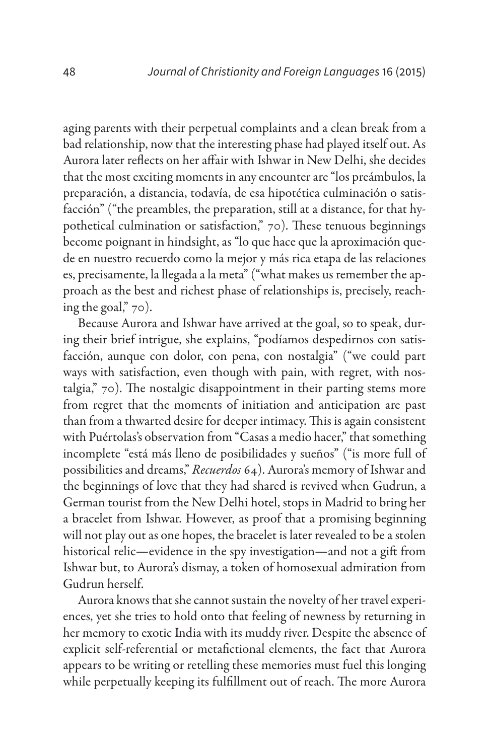aging parents with their perpetual complaints and a clean break from a bad relationship, now that the interesting phase had played itself out. As Aurora later reflects on her affair with Ishwar in New Delhi, she decides that the most exciting moments in any encounter are "los preámbulos, la preparación, a distancia, todavía, de esa hipotética culminación o satisfacción" ("the preambles, the preparation, still at a distance, for that hypothetical culmination or satisfaction," 70). These tenuous beginnings become poignant in hindsight, as "lo que hace que la aproximación quede en nuestro recuerdo como la mejor y más rica etapa de las relaciones es, precisamente, la llegada a la meta" ("what makes us remember the approach as the best and richest phase of relationships is, precisely, reaching the goal," 70).

Because Aurora and Ishwar have arrived at the goal, so to speak, during their brief intrigue, she explains, "podíamos despedirnos con satisfacción, aunque con dolor, con pena, con nostalgia" ("we could part ways with satisfaction, even though with pain, with regret, with nostalgia," 70). The nostalgic disappointment in their parting stems more from regret that the moments of initiation and anticipation are past than from a thwarted desire for deeper intimacy. This is again consistent with Puértolas's observation from "Casas a medio hacer," that something incomplete "está más lleno de posibilidades y sueños" ("is more full of possibilities and dreams," *Recuerdos* 64). Aurora's memory of Ishwar and the beginnings of love that they had shared is revived when Gudrun, a German tourist from the New Delhi hotel, stops in Madrid to bring her a bracelet from Ishwar. However, as proof that a promising beginning will not play out as one hopes, the bracelet is later revealed to be a stolen historical relic—evidence in the spy investigation—and not a gift from Ishwar but, to Aurora's dismay, a token of homosexual admiration from Gudrun herself.

Aurora knows that she cannot sustain the novelty of her travel experiences, yet she tries to hold onto that feeling of newness by returning in her memory to exotic India with its muddy river. Despite the absence of explicit self-referential or metafictional elements, the fact that Aurora appears to be writing or retelling these memories must fuel this longing while perpetually keeping its fulfillment out of reach. The more Aurora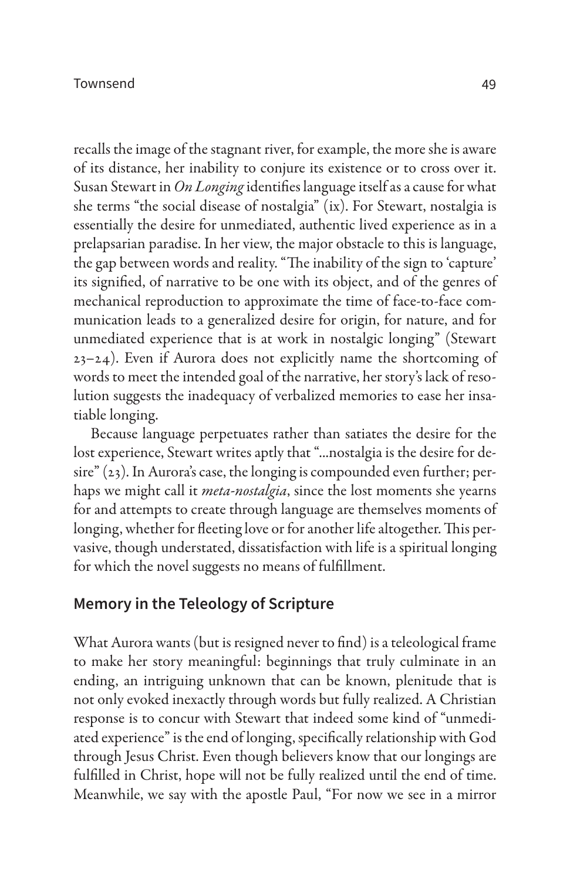recalls the image of the stagnant river, for example, the more she is aware of its distance, her inability to conjure its existence or to cross over it. Susan Stewart in *On Longing* identifies language itself as a cause for what she terms "the social disease of nostalgia" (ix). For Stewart, nostalgia is essentially the desire for unmediated, authentic lived experience as in a prelapsarian paradise. In her view, the major obstacle to this is language, the gap between words and reality. "The inability of the sign to 'capture' its signified, of narrative to be one with its object, and of the genres of mechanical reproduction to approximate the time of face-to-face communication leads to a generalized desire for origin, for nature, and for unmediated experience that is at work in nostalgic longing" (Stewart 23–24). Even if Aurora does not explicitly name the shortcoming of words to meet the intended goal of the narrative, her story's lack of resolution suggests the inadequacy of verbalized memories to ease her insatiable longing.

Because language perpetuates rather than satiates the desire for the lost experience, Stewart writes aptly that "...nostalgia is the desire for desire" (23). In Aurora's case, the longing is compounded even further; perhaps we might call it *meta-nostalgia*, since the lost moments she yearns for and attempts to create through language are themselves moments of longing, whether for fleeting love or for another life altogether. This pervasive, though understated, dissatisfaction with life is a spiritual longing for which the novel suggests no means of fulfillment.

## Memory in the Teleology of Scripture

What Aurora wants (but is resigned never to find) is a teleological frame to make her story meaningful: beginnings that truly culminate in an ending, an intriguing unknown that can be known, plenitude that is not only evoked inexactly through words but fully realized. A Christian response is to concur with Stewart that indeed some kind of "unmediated experience" is the end of longing, specifically relationship with God through Jesus Christ. Even though believers know that our longings are fulfilled in Christ, hope will not be fully realized until the end of time. Meanwhile, we say with the apostle Paul, "For now we see in a mirror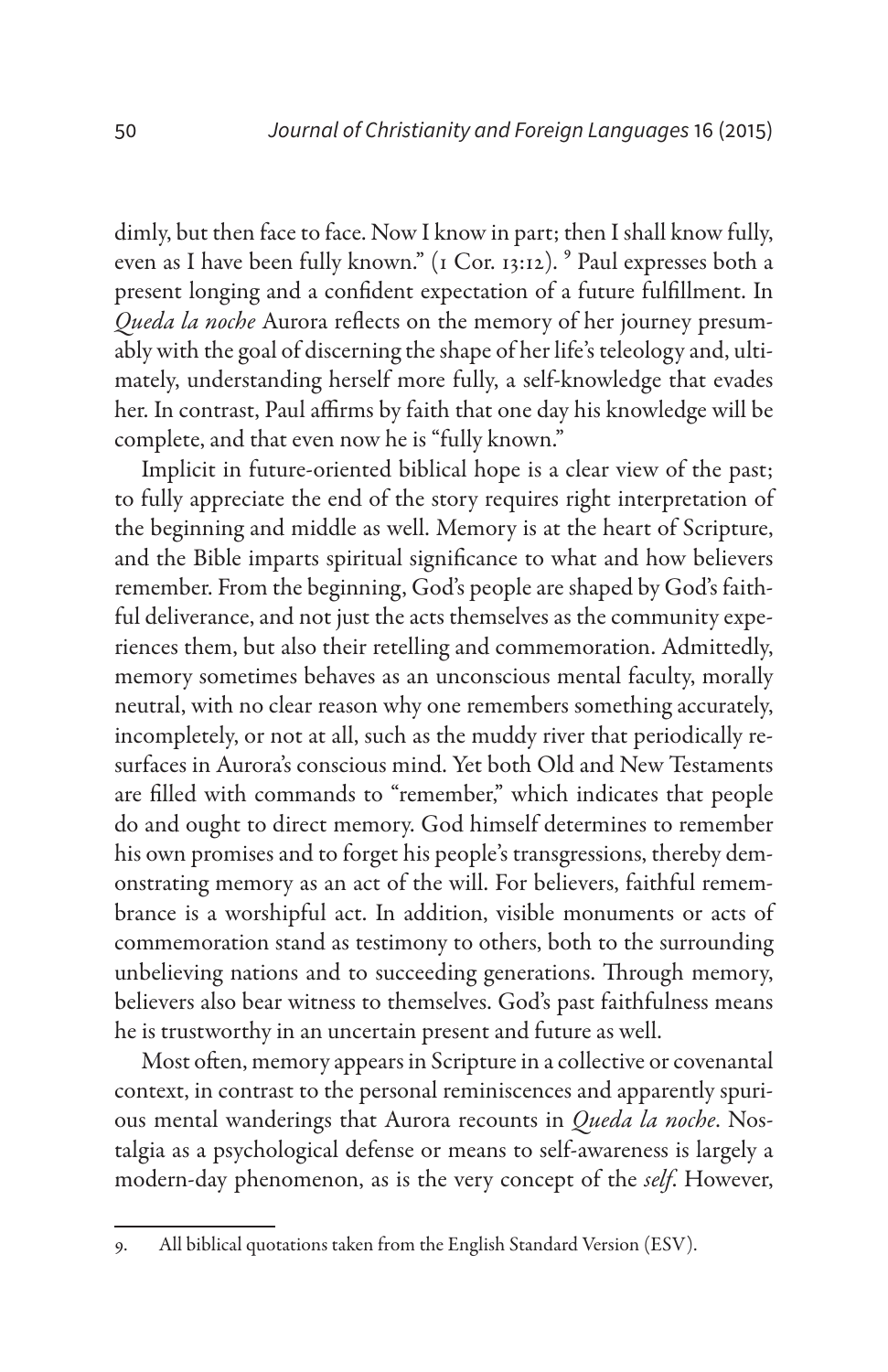dimly, but then face to face. Now I know in part; then I shall know fully, even as I have been fully known." (1 Cor. 13:12). [9] Paul expresses both a present longing and a confident expectation of a future fulfillment. In *Queda la noche* Aurora reflects on the memory of her journey presumably with the goal of discerning the shape of her life's teleology and, ultimately, understanding herself more fully, a self-knowledge that evades her. In contrast, Paul affirms by faith that one day his knowledge will be complete, and that even now he is "fully known."

Implicit in future-oriented biblical hope is a clear view of the past; to fully appreciate the end of the story requires right interpretation of the beginning and middle as well. Memory is at the heart of Scripture, and the Bible imparts spiritual significance to what and how believers remember. From the beginning, God's people are shaped by God's faithful deliverance, and not just the acts themselves as the community experiences them, but also their retelling and commemoration. Admittedly, memory sometimes behaves as an unconscious mental faculty, morally neutral, with no clear reason why one remembers something accurately, incompletely, or not at all, such as the muddy river that periodically resurfaces in Aurora's conscious mind. Yet both Old and New Testaments are filled with commands to "remember," which indicates that people do and ought to direct memory. God himself determines to remember his own promises and to forget his people's transgressions, thereby demonstrating memory as an act of the will. For believers, faithful remembrance is a worshipful act. In addition, visible monuments or acts of commemoration stand as testimony to others, both to the surrounding unbelieving nations and to succeeding generations. Through memory, believers also bear witness to themselves. God's past faithfulness means he is trustworthy in an uncertain present and future as well.

Most often, memory appears in Scripture in a collective or covenantal context, in contrast to the personal reminiscences and apparently spurious mental wanderings that Aurora recounts in *Queda la noche*. Nostalgia as a psychological defense or means to self-awareness is largely a modern-day phenomenon, as is the very concept of the *self*. However,

---

9. All biblical quotations taken from the English Standard Version (ESV).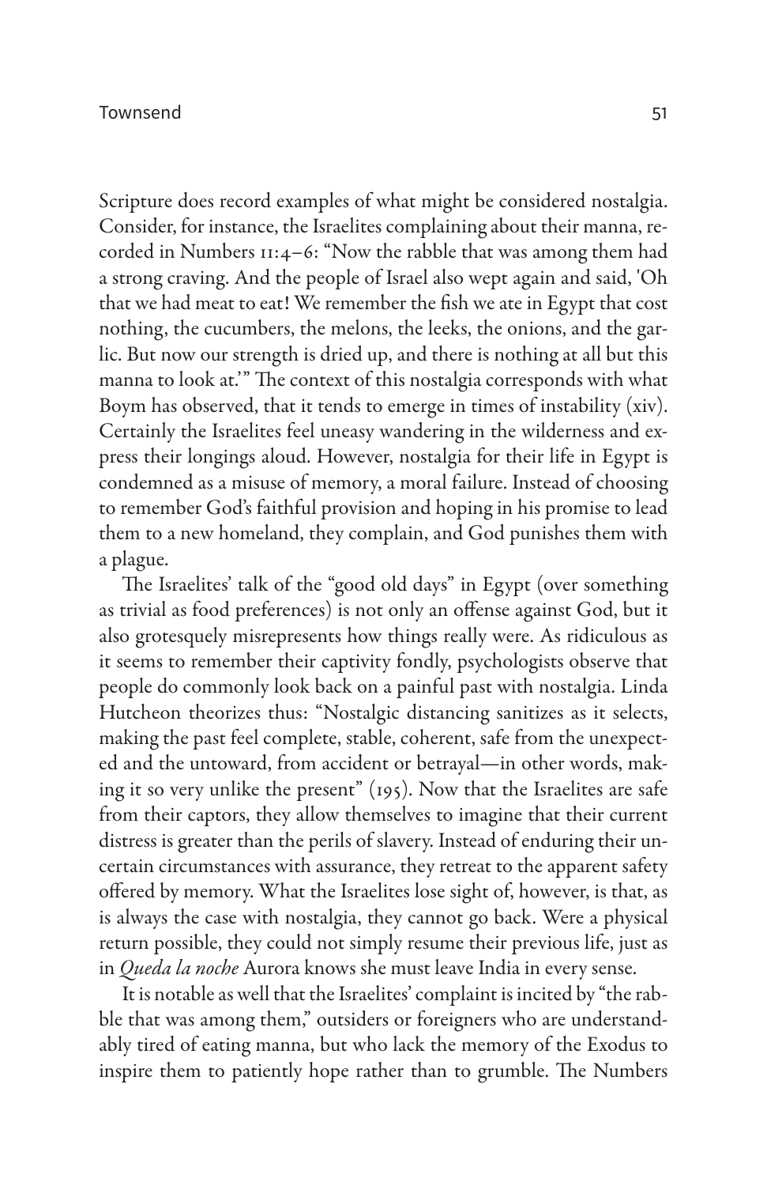Scripture does record examples of what might be considered nostalgia. Consider, for instance, the Israelites complaining about their manna, recorded in Numbers 11:4–6: "Now the rabble that was among them had a strong craving. And the people of Israel also wept again and said, 'Oh that we had meat to eat! We remember the fish we ate in Egypt that cost nothing, the cucumbers, the melons, the leeks, the onions, and the garlic. But now our strength is dried up, and there is nothing at all but this manna to look at.'" The context of this nostalgia corresponds with what Boym has observed, that it tends to emerge in times of instability (xiv). Certainly the Israelites feel uneasy wandering in the wilderness and express their longings aloud. However, nostalgia for their life in Egypt is condemned as a misuse of memory, a moral failure. Instead of choosing to remember God's faithful provision and hoping in his promise to lead them to a new homeland, they complain, and God punishes them with a plague.

The Israelites' talk of the "good old days" in Egypt (over something as trivial as food preferences) is not only an offense against God, but it also grotesquely misrepresents how things really were. As ridiculous as it seems to remember their captivity fondly, psychologists observe that people do commonly look back on a painful past with nostalgia. Linda Hutcheon theorizes thus: "Nostalgic distancing sanitizes as it selects, making the past feel complete, stable, coherent, safe from the unexpected and the untoward, from accident or betrayal—in other words, making it so very unlike the present" (195). Now that the Israelites are safe from their captors, they allow themselves to imagine that their current distress is greater than the perils of slavery. Instead of enduring their uncertain circumstances with assurance, they retreat to the apparent safety offered by memory. What the Israelites lose sight of, however, is that, as is always the case with nostalgia, they cannot go back. Were a physical return possible, they could not simply resume their previous life, just as in *Queda la noche* Aurora knows she must leave India in every sense.

It is notable as well that the Israelites' complaint is incited by "the rabble that was among them," outsiders or foreigners who are understandably tired of eating manna, but who lack the memory of the Exodus to inspire them to patiently hope rather than to grumble. The Numbers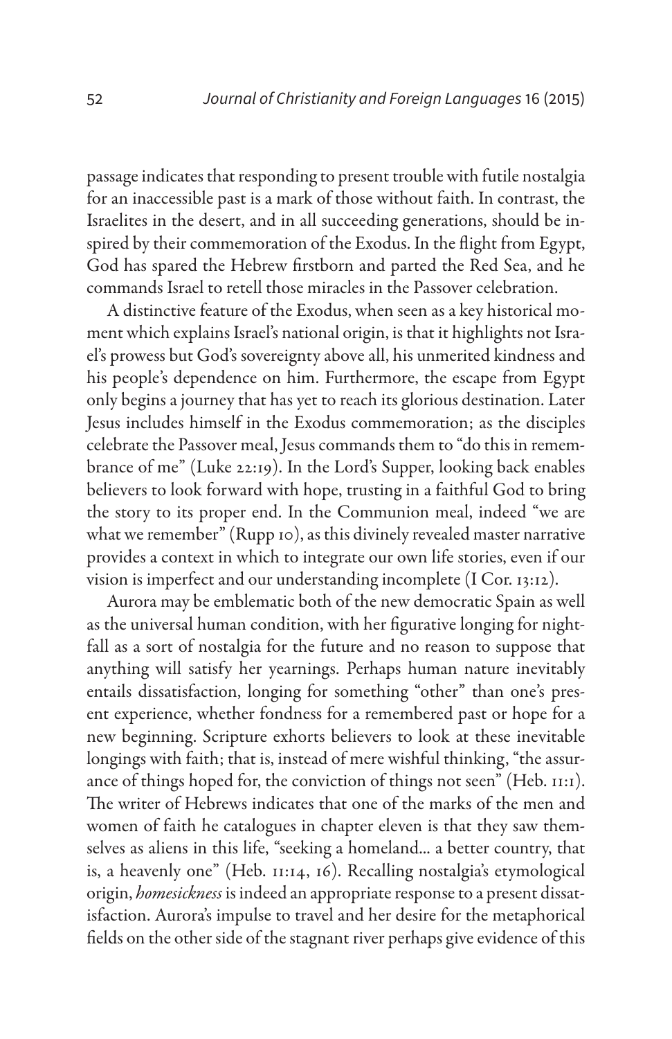passage indicates that responding to present trouble with futile nostalgia for an inaccessible past is a mark of those without faith. In contrast, the Israelites in the desert, and in all succeeding generations, should be inspired by their commemoration of the Exodus. In the flight from Egypt, God has spared the Hebrew firstborn and parted the Red Sea, and he commands Israel to retell those miracles in the Passover celebration.

A distinctive feature of the Exodus, when seen as a key historical moment which explains Israel's national origin, is that it highlights not Israel's prowess but God's sovereignty above all, his unmerited kindness and his people's dependence on him. Furthermore, the escape from Egypt only begins a journey that has yet to reach its glorious destination. Later Jesus includes himself in the Exodus commemoration; as the disciples celebrate the Passover meal, Jesus commands them to "do this in remembrance of me" (Luke 22:19). In the Lord's Supper, looking back enables believers to look forward with hope, trusting in a faithful God to bring the story to its proper end. In the Communion meal, indeed "we are what we remember" (Rupp 10), as this divinely revealed master narrative provides a context in which to integrate our own life stories, even if our vision is imperfect and our understanding incomplete (I Cor. 13:12).

Aurora may be emblematic both of the new democratic Spain as well as the universal human condition, with her figurative longing for nightfall as a sort of nostalgia for the future and no reason to suppose that anything will satisfy her yearnings. Perhaps human nature inevitably entails dissatisfaction, longing for something "other" than one's present experience, whether fondness for a remembered past or hope for a new beginning. Scripture exhorts believers to look at these inevitable longings with faith; that is, instead of mere wishful thinking, "the assurance of things hoped for, the conviction of things not seen" (Heb. 11:1). The writer of Hebrews indicates that one of the marks of the men and women of faith he catalogues in chapter eleven is that they saw themselves as aliens in this life, "seeking a homeland… a better country, that is, a heavenly one" (Heb. 11:14, 16). Recalling nostalgia's etymological origin, *homesickness* is indeed an appropriate response to a present dissatisfaction. Aurora's impulse to travel and her desire for the metaphorical fields on the other side of the stagnant river perhaps give evidence of this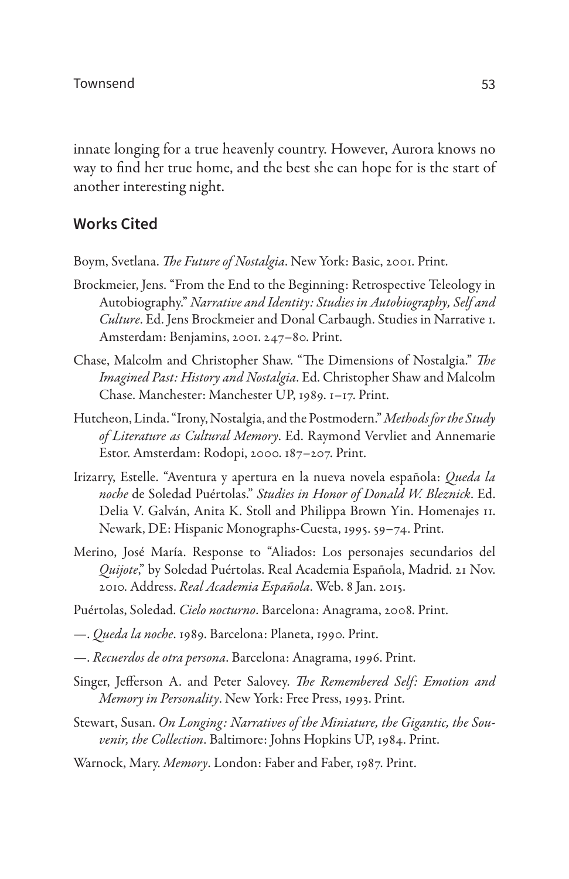innate longing for a true heavenly country. However, Aurora knows no way to find her true home, and the best she can hope for is the start of another interesting night.

## Works Cited

Boym, Svetlana. *The Future of Nostalgia*. New York: Basic, 2001. Print.

Brockmeier, Jens. "From the End to the Beginning: Retrospective Teleology in Autobiography." *Narrative and Identity: Studies in Autobiography, Self and Culture*. Ed. Jens Brockmeier and Donal Carbaugh. Studies in Narrative 1. Amsterdam: Benjamins, 2001. 247–80. Print.

Chase, Malcolm and Christopher Shaw. "The Dimensions of Nostalgia." *The Imagined Past: History and Nostalgia*. Ed. Christopher Shaw and Malcolm Chase. Manchester: Manchester UP, 1989. 1–17. Print.

Hutcheon, Linda. "Irony, Nostalgia, and the Postmodern." *Methods for the Study of Literature as Cultural Memory*. Ed. Raymond Vervliet and Annemarie Estor. Amsterdam: Rodopi, 2000. 187–207. Print.

Irizarry, Estelle. "Aventura y apertura en la nueva novela española: *Queda la noche* de Soledad Puértolas." *Studies in Honor of Donald W. Bleznick*. Ed. Delia V. Galván, Anita K. Stoll and Philippa Brown Yin. Homenajes 11. Newark, DE: Hispanic Monographs-Cuesta, 1995. 59–74. Print.

Merino, José María. Response to "Aliados: Los personajes secundarios del *Quijote*," by Soledad Puértolas. Real Academia Española, Madrid. 21 Nov. 2010. Address. *Real Academia Española*. Web. 8 Jan. 2015.

Puértolas, Soledad. *Cielo nocturno*. Barcelona: Anagrama, 2008. Print.

—. *Queda la noche*. 1989. Barcelona: Planeta, 1990. Print.

—. *Recuerdos de otra persona*. Barcelona: Anagrama, 1996. Print.

Singer, Jefferson A. and Peter Salovey. *The Remembered Self: Emotion and Memory in Personality*. New York: Free Press, 1993. Print.

Stewart, Susan. *On Longing: Narratives of the Miniature, the Gigantic, the Souvenir, the Collection*. Baltimore: Johns Hopkins UP, 1984. Print.

Warnock, Mary. *Memory*. London: Faber and Faber, 1987. Print.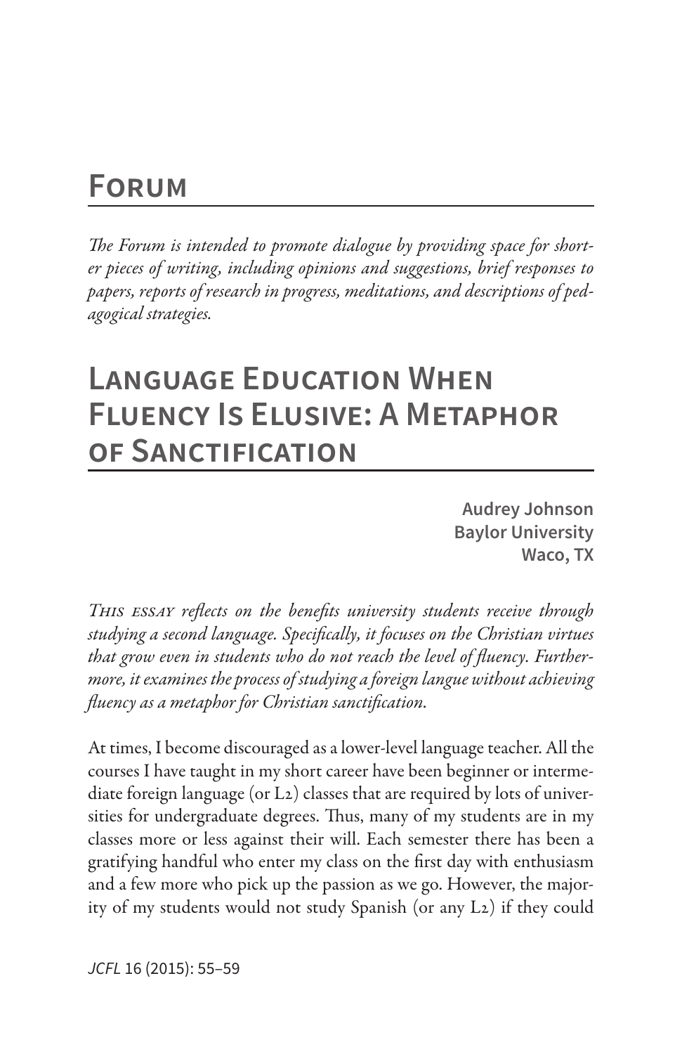# Forum

*The Forum is intended to promote dialogue by providing space for shorter pieces of writing, including opinions and suggestions, brief responses to papers, reports of research in progress, meditations, and descriptions of pedagogical strategies.*

# Language Education When Fluency Is Elusive: A Metaphor of Sanctification

**Audrey Johnson**
**Baylor University**
**Waco, TX**

*This essay reflects on the benefits university students receive through studying a second language. Specifically, it focuses on the Christian virtues that grow even in students who do not reach the level of fluency. Furthermore, it examines the process of studying a foreign langue without achieving fluency as a metaphor for Christian sanctification.*

At times, I become discouraged as a lower-level language teacher. All the courses I have taught in my short career have been beginner or intermediate foreign language (or L2) classes that are required by lots of universities for undergraduate degrees. Thus, many of my students are in my classes more or less against their will. Each semester there has been a gratifying handful who enter my class on the first day with enthusiasm and a few more who pick up the passion as we go. However, the majority of my students would not study Spanish (or any L2) if they could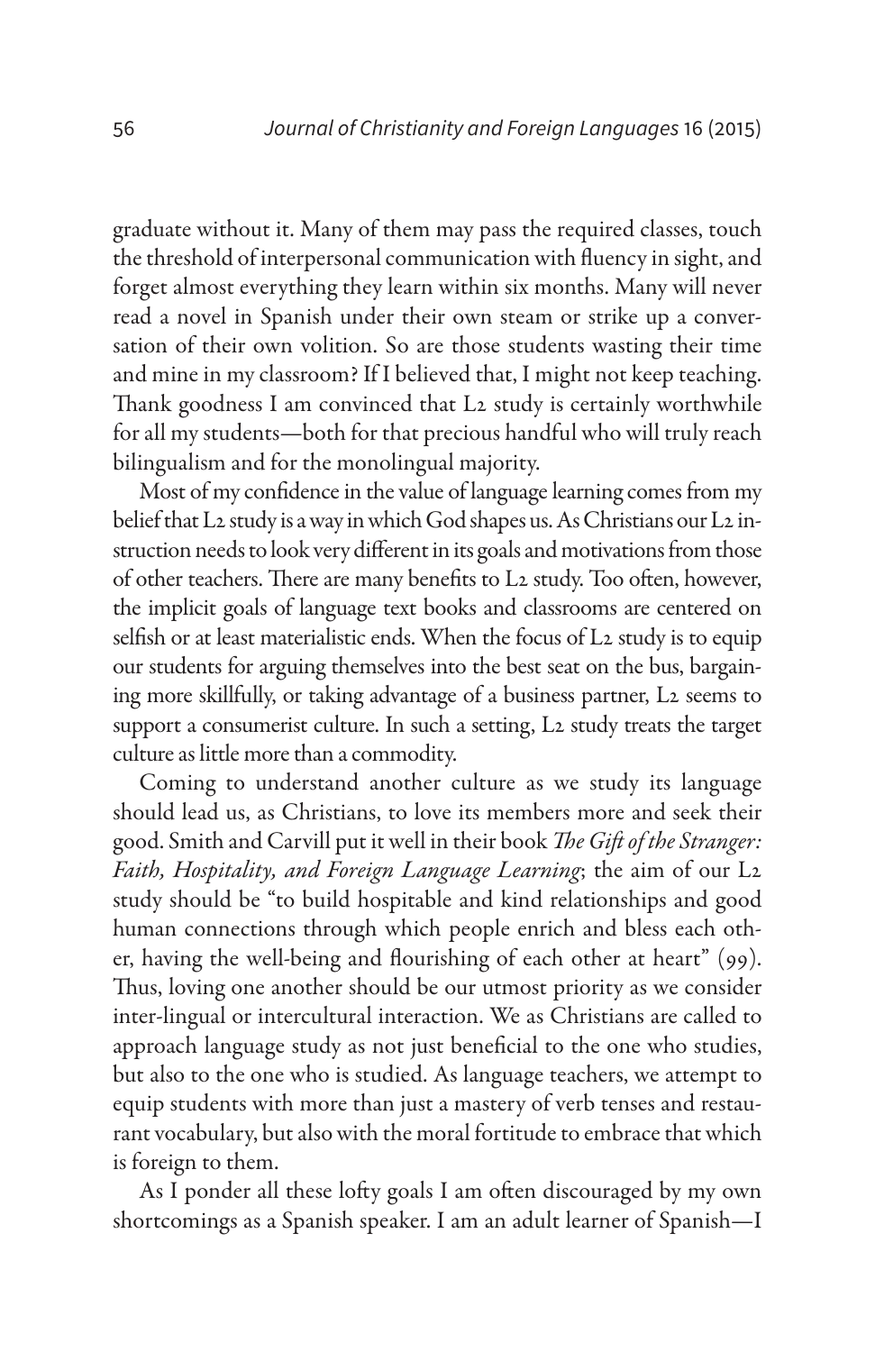graduate without it. Many of them may pass the required classes, touch the threshold of interpersonal communication with fluency in sight, and forget almost everything they learn within six months. Many will never read a novel in Spanish under their own steam or strike up a conversation of their own volition. So are those students wasting their time and mine in my classroom? If I believed that, I might not keep teaching. Thank goodness I am convinced that L2 study is certainly worthwhile for all my students—both for that precious handful who will truly reach bilingualism and for the monolingual majority.

Most of my confidence in the value of language learning comes from my belief that L2 study is a way in which God shapes us. As Christians our L2 instruction needs to look very different in its goals and motivations from those of other teachers. There are many benefits to L2 study. Too often, however, the implicit goals of language text books and classrooms are centered on selfish or at least materialistic ends. When the focus of L2 study is to equip our students for arguing themselves into the best seat on the bus, bargaining more skillfully, or taking advantage of a business partner, L2 seems to support a consumerist culture. In such a setting, L2 study treats the target culture as little more than a commodity.

Coming to understand another culture as we study its language should lead us, as Christians, to love its members more and seek their good. Smith and Carvill put it well in their book *The Gift of the Stranger: Faith, Hospitality, and Foreign Language Learning*; the aim of our L2 study should be "to build hospitable and kind relationships and good human connections through which people enrich and bless each other, having the well-being and flourishing of each other at heart" (99). Thus, loving one another should be our utmost priority as we consider inter-lingual or intercultural interaction. We as Christians are called to approach language study as not just beneficial to the one who studies, but also to the one who is studied. As language teachers, we attempt to equip students with more than just a mastery of verb tenses and restaurant vocabulary, but also with the moral fortitude to embrace that which is foreign to them.

As I ponder all these lofty goals I am often discouraged by my own shortcomings as a Spanish speaker. I am an adult learner of Spanish—I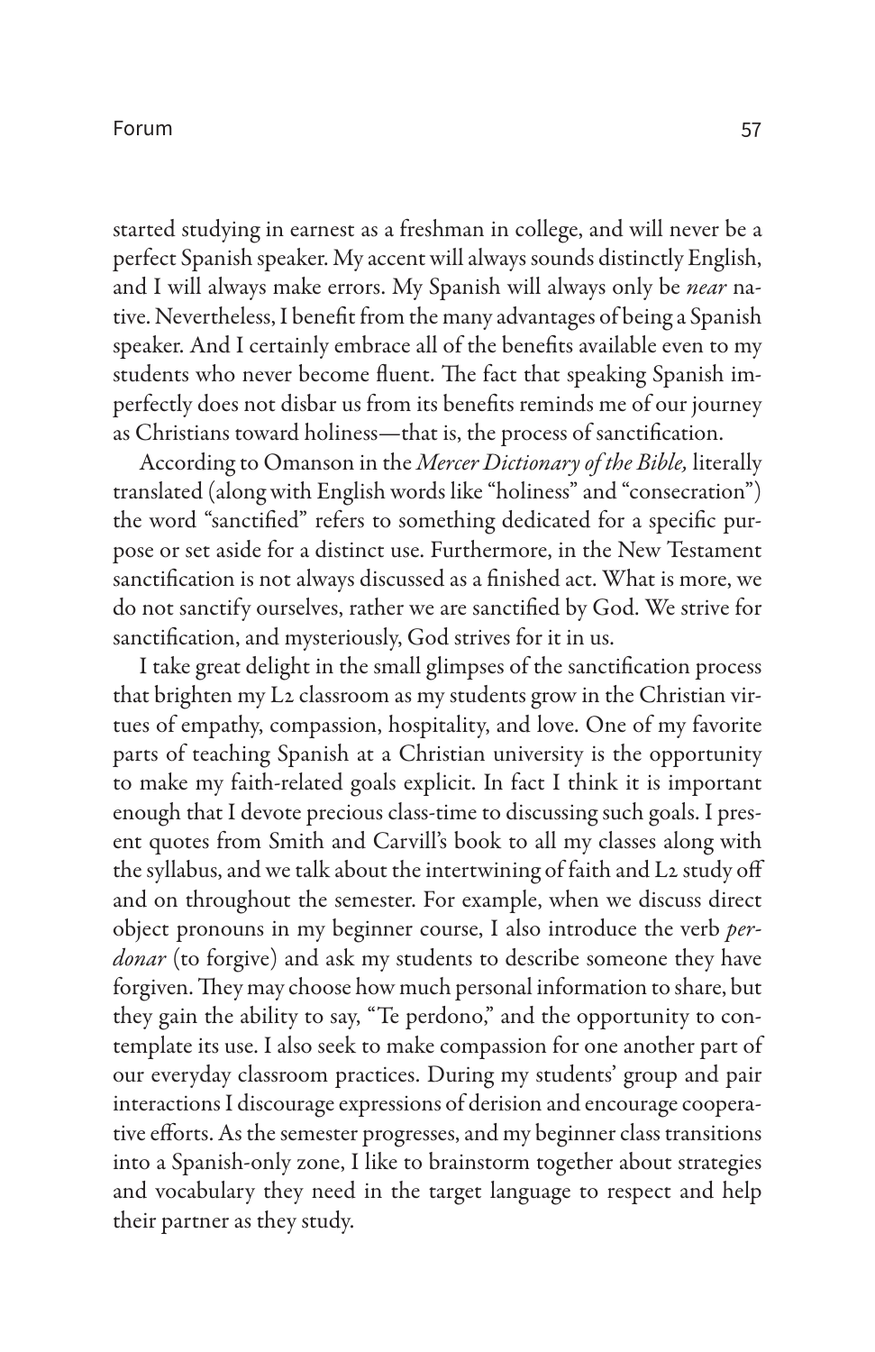started studying in earnest as a freshman in college, and will never be a perfect Spanish speaker. My accent will always sounds distinctly English, and I will always make errors. My Spanish will always only be *near* native. Nevertheless, I benefit from the many advantages of being a Spanish speaker. And I certainly embrace all of the benefits available even to my students who never become fluent. The fact that speaking Spanish imperfectly does not disbar us from its benefits reminds me of our journey as Christians toward holiness—that is, the process of sanctification.

According to Omanson in the *Mercer Dictionary of the Bible,* literally translated (along with English words like "holiness" and "consecration") the word "sanctified" refers to something dedicated for a specific purpose or set aside for a distinct use. Furthermore, in the New Testament sanctification is not always discussed as a finished act. What is more, we do not sanctify ourselves, rather we are sanctified by God. We strive for sanctification, and mysteriously, God strives for it in us.

I take great delight in the small glimpses of the sanctification process that brighten my L2 classroom as my students grow in the Christian virtues of empathy, compassion, hospitality, and love. One of my favorite parts of teaching Spanish at a Christian university is the opportunity to make my faith-related goals explicit. In fact I think it is important enough that I devote precious class-time to discussing such goals. I present quotes from Smith and Carvill's book to all my classes along with the syllabus, and we talk about the intertwining of faith and L2 study off and on throughout the semester. For example, when we discuss direct object pronouns in my beginner course, I also introduce the verb *perdonar* (to forgive) and ask my students to describe someone they have forgiven. They may choose how much personal information to share, but they gain the ability to say, "Te perdono," and the opportunity to contemplate its use. I also seek to make compassion for one another part of our everyday classroom practices. During my students' group and pair interactions I discourage expressions of derision and encourage cooperative efforts. As the semester progresses, and my beginner class transitions into a Spanish-only zone, I like to brainstorm together about strategies and vocabulary they need in the target language to respect and help their partner as they study.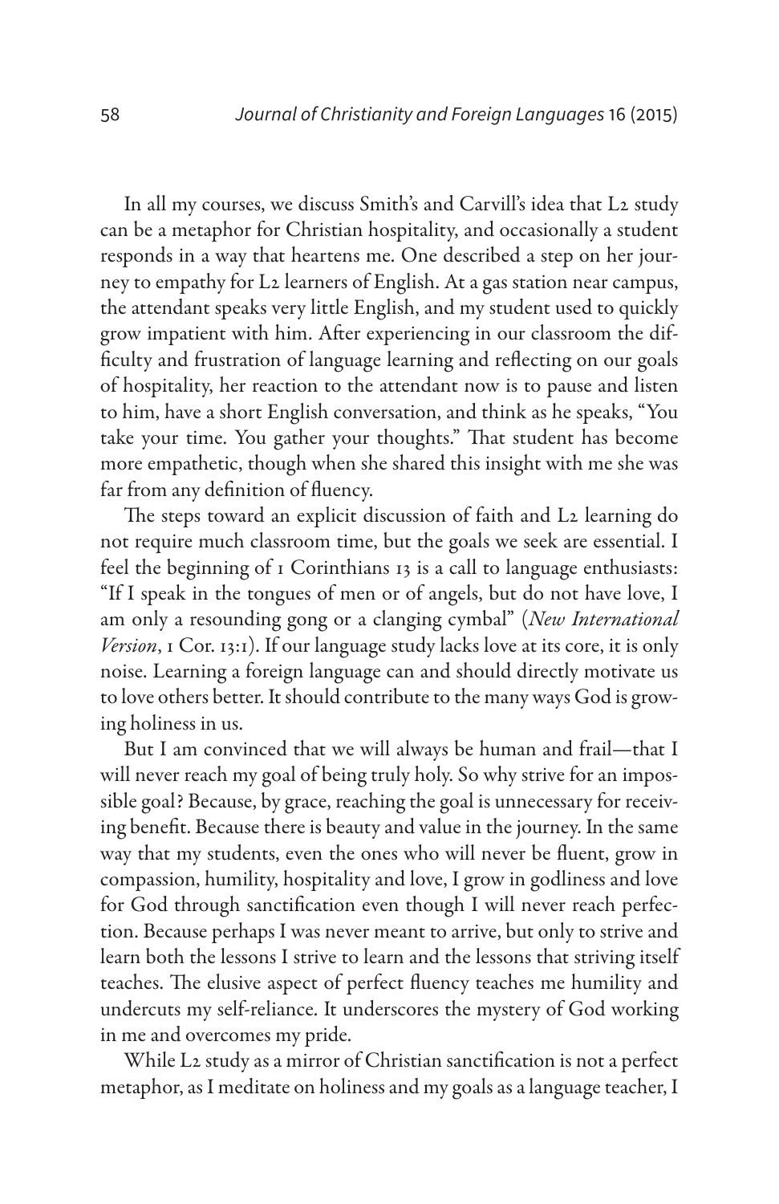In all my courses, we discuss Smith's and Carvill's idea that L2 study can be a metaphor for Christian hospitality, and occasionally a student responds in a way that heartens me. One described a step on her journey to empathy for L2 learners of English. At a gas station near campus, the attendant speaks very little English, and my student used to quickly grow impatient with him. After experiencing in our classroom the difficulty and frustration of language learning and reflecting on our goals of hospitality, her reaction to the attendant now is to pause and listen to him, have a short English conversation, and think as he speaks, "You take your time. You gather your thoughts." That student has become more empathetic, though when she shared this insight with me she was far from any definition of fluency.

The steps toward an explicit discussion of faith and L2 learning do not require much classroom time, but the goals we seek are essential. I feel the beginning of 1 Corinthians 13 is a call to language enthusiasts: "If I speak in the tongues of men or of angels, but do not have love, I am only a resounding gong or a clanging cymbal" (*New International Version*, 1 Cor. 13:1). If our language study lacks love at its core, it is only noise. Learning a foreign language can and should directly motivate us to love others better. It should contribute to the many ways God is growing holiness in us.

But I am convinced that we will always be human and frail—that I will never reach my goal of being truly holy. So why strive for an impossible goal? Because, by grace, reaching the goal is unnecessary for receiving benefit. Because there is beauty and value in the journey. In the same way that my students, even the ones who will never be fluent, grow in compassion, humility, hospitality and love, I grow in godliness and love for God through sanctification even though I will never reach perfection. Because perhaps I was never meant to arrive, but only to strive and learn both the lessons I strive to learn and the lessons that striving itself teaches. The elusive aspect of perfect fluency teaches me humility and undercuts my self-reliance. It underscores the mystery of God working in me and overcomes my pride.

While L2 study as a mirror of Christian sanctification is not a perfect metaphor, as I meditate on holiness and my goals as a language teacher, I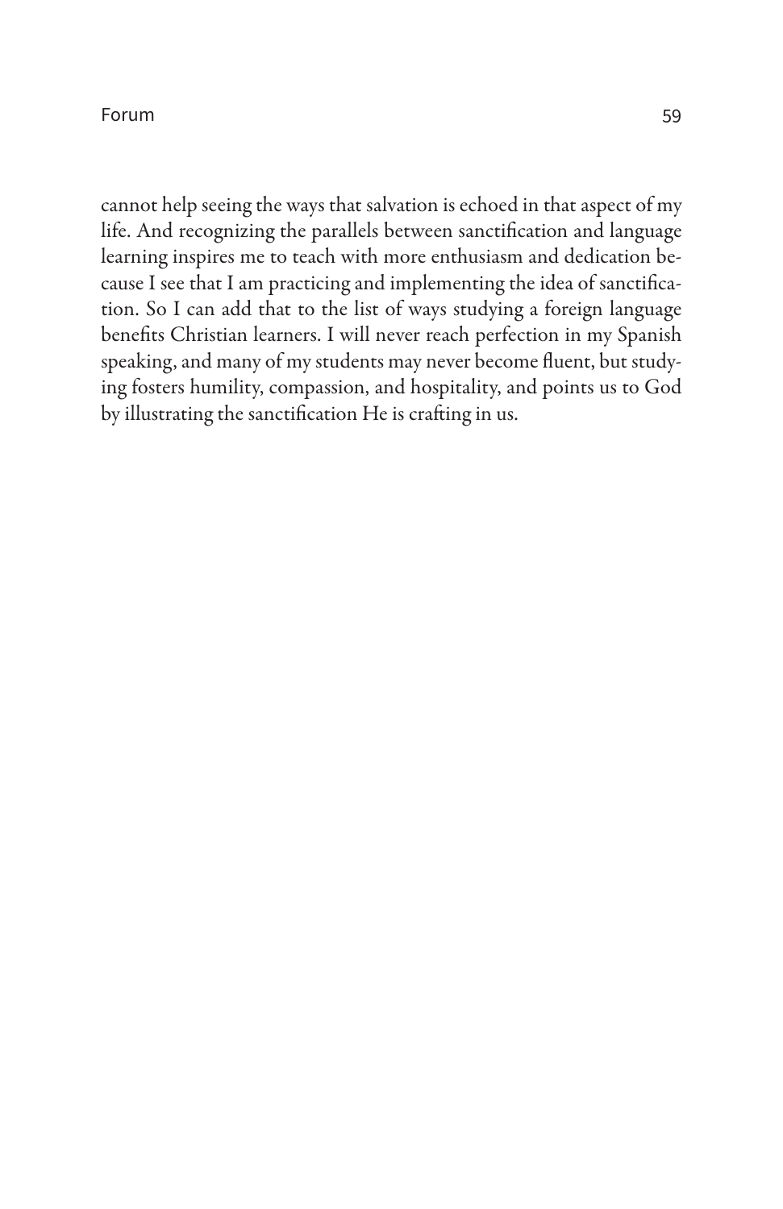cannot help seeing the ways that salvation is echoed in that aspect of my life. And recognizing the parallels between sanctification and language learning inspires me to teach with more enthusiasm and dedication because I see that I am practicing and implementing the idea of sanctification. So I can add that to the list of ways studying a foreign language benefits Christian learners. I will never reach perfection in my Spanish speaking, and many of my students may never become fluent, but studying fosters humility, compassion, and hospitality, and points us to God by illustrating the sanctification He is crafting in us.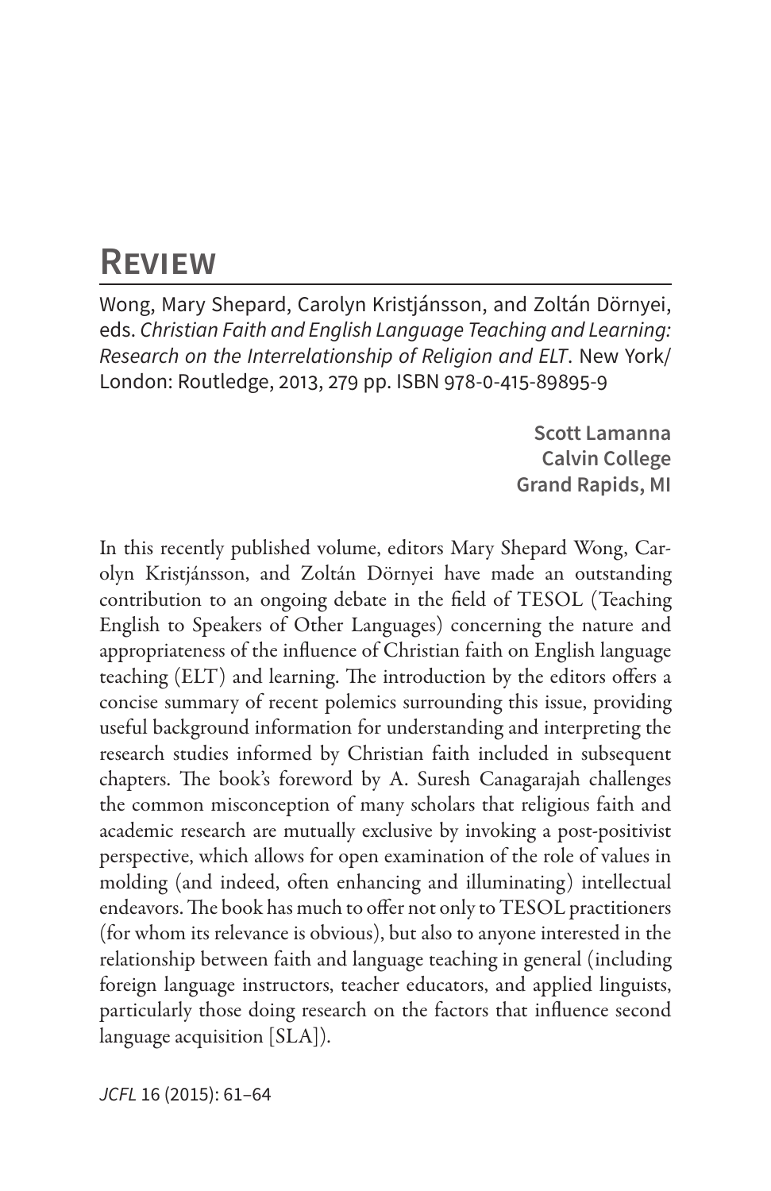# Review

Wong, Mary Shepard, Carolyn Kristjánsson, and Zoltán Dörnyei, eds. *Christian Faith and English Language Teaching and Learning: Research on the Interrelationship of Religion and ELT*. New York/London: Routledge, 2013, 279 pp. ISBN 978-0-415-89895-9

**Scott Lamanna**
**Calvin College**
**Grand Rapids, MI**

In this recently published volume, editors Mary Shepard Wong, Carolyn Kristjánsson, and Zoltán Dörnyei have made an outstanding contribution to an ongoing debate in the field of TESOL (Teaching English to Speakers of Other Languages) concerning the nature and appropriateness of the influence of Christian faith on English language teaching (ELT) and learning. The introduction by the editors offers a concise summary of recent polemics surrounding this issue, providing useful background information for understanding and interpreting the research studies informed by Christian faith included in subsequent chapters. The book's foreword by A. Suresh Canagarajah challenges the common misconception of many scholars that religious faith and academic research are mutually exclusive by invoking a post-positivist perspective, which allows for open examination of the role of values in molding (and indeed, often enhancing and illuminating) intellectual endeavors. The book has much to offer not only to TESOL practitioners (for whom its relevance is obvious), but also to anyone interested in the relationship between faith and language teaching in general (including foreign language instructors, teacher educators, and applied linguists, particularly those doing research on the factors that influence second language acquisition [SLA]).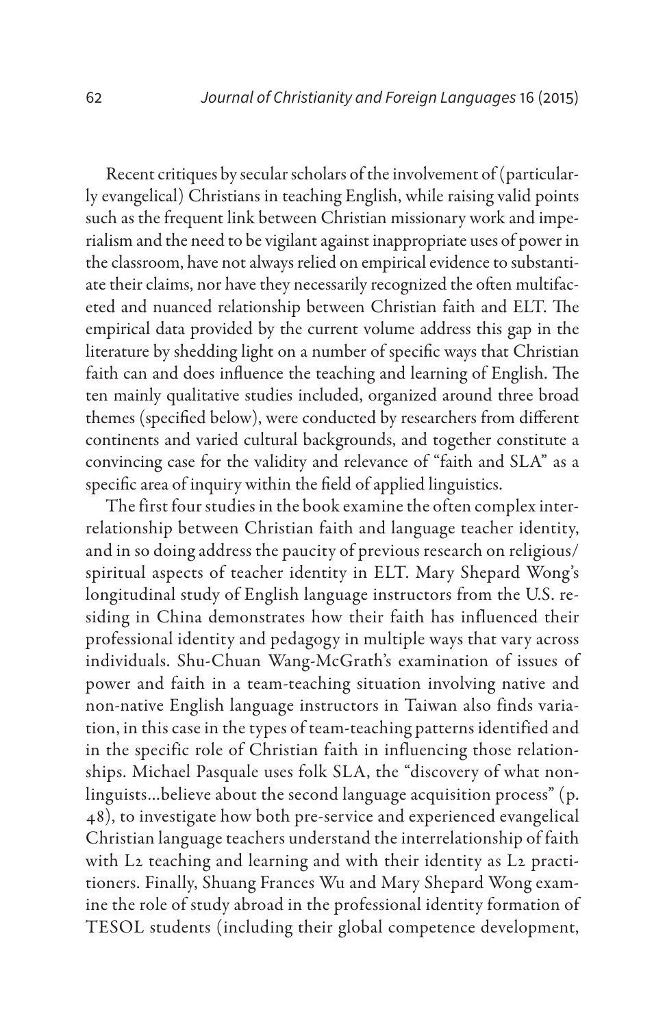Recent critiques by secular scholars of the involvement of (particularly evangelical) Christians in teaching English, while raising valid points such as the frequent link between Christian missionary work and imperialism and the need to be vigilant against inappropriate uses of power in the classroom, have not always relied on empirical evidence to substantiate their claims, nor have they necessarily recognized the often multifaceted and nuanced relationship between Christian faith and ELT. The empirical data provided by the current volume address this gap in the literature by shedding light on a number of specific ways that Christian faith can and does influence the teaching and learning of English. The ten mainly qualitative studies included, organized around three broad themes (specified below), were conducted by researchers from different continents and varied cultural backgrounds, and together constitute a convincing case for the validity and relevance of "faith and SLA" as a specific area of inquiry within the field of applied linguistics.

The first four studies in the book examine the often complex interrelationship between Christian faith and language teacher identity, and in so doing address the paucity of previous research on religious/spiritual aspects of teacher identity in ELT. Mary Shepard Wong's longitudinal study of English language instructors from the U.S. residing in China demonstrates how their faith has influenced their professional identity and pedagogy in multiple ways that vary across individuals. Shu-Chuan Wang-McGrath's examination of issues of power and faith in a team-teaching situation involving native and non-native English language instructors in Taiwan also finds variation, in this case in the types of team-teaching patterns identified and in the specific role of Christian faith in influencing those relationships. Michael Pasquale uses folk SLA, the "discovery of what non-linguists…believe about the second language acquisition process" (p. 48), to investigate how both pre-service and experienced evangelical Christian language teachers understand the interrelationship of faith with L2 teaching and learning and with their identity as L2 practitioners. Finally, Shuang Frances Wu and Mary Shepard Wong examine the role of study abroad in the professional identity formation of TESOL students (including their global competence development,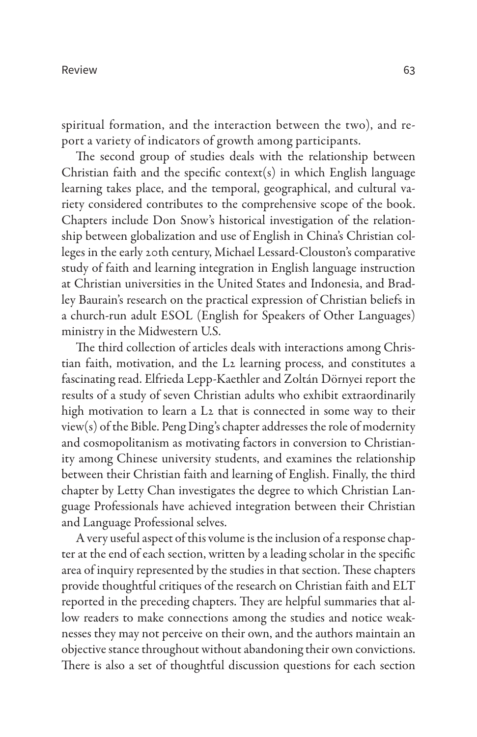spiritual formation, and the interaction between the two), and report a variety of indicators of growth among participants.

The second group of studies deals with the relationship between Christian faith and the specific context(s) in which English language learning takes place, and the temporal, geographical, and cultural variety considered contributes to the comprehensive scope of the book. Chapters include Don Snow's historical investigation of the relationship between globalization and use of English in China's Christian colleges in the early 20th century, Michael Lessard-Clouston's comparative study of faith and learning integration in English language instruction at Christian universities in the United States and Indonesia, and Bradley Baurain's research on the practical expression of Christian beliefs in a church-run adult ESOL (English for Speakers of Other Languages) ministry in the Midwestern U.S.

The third collection of articles deals with interactions among Christian faith, motivation, and the L2 learning process, and constitutes a fascinating read. Elfrieda Lepp-Kaethler and Zoltán Dörnyei report the results of a study of seven Christian adults who exhibit extraordinarily high motivation to learn a L2 that is connected in some way to their view(s) of the Bible. Peng Ding's chapter addresses the role of modernity and cosmopolitanism as motivating factors in conversion to Christianity among Chinese university students, and examines the relationship between their Christian faith and learning of English. Finally, the third chapter by Letty Chan investigates the degree to which Christian Language Professionals have achieved integration between their Christian and Language Professional selves.

A very useful aspect of this volume is the inclusion of a response chapter at the end of each section, written by a leading scholar in the specific area of inquiry represented by the studies in that section. These chapters provide thoughtful critiques of the research on Christian faith and ELT reported in the preceding chapters. They are helpful summaries that allow readers to make connections among the studies and notice weaknesses they may not perceive on their own, and the authors maintain an objective stance throughout without abandoning their own convictions. There is also a set of thoughtful discussion questions for each section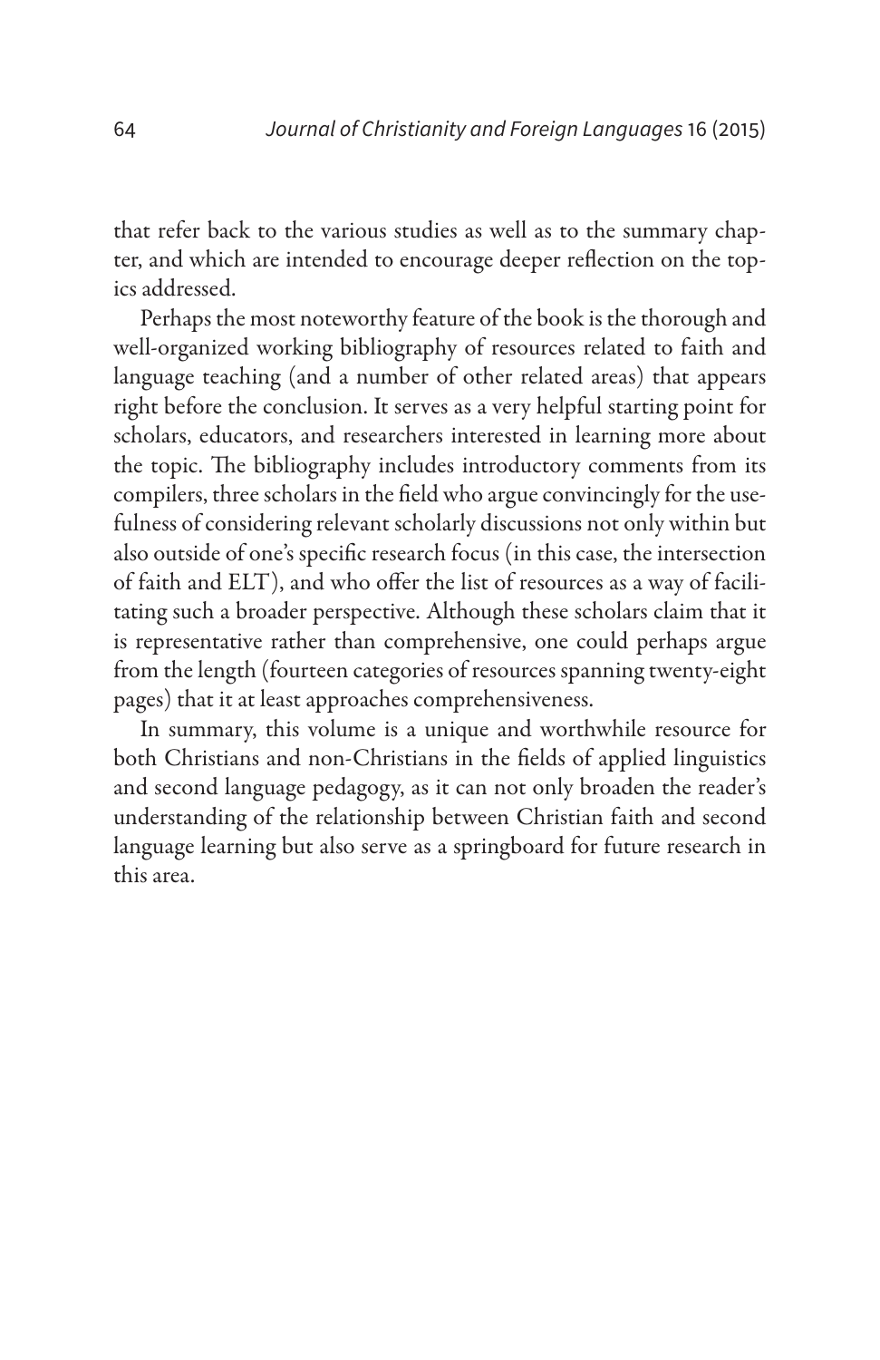that refer back to the various studies as well as to the summary chapter, and which are intended to encourage deeper reflection on the topics addressed.

Perhaps the most noteworthy feature of the book is the thorough and well-organized working bibliography of resources related to faith and language teaching (and a number of other related areas) that appears right before the conclusion. It serves as a very helpful starting point for scholars, educators, and researchers interested in learning more about the topic. The bibliography includes introductory comments from its compilers, three scholars in the field who argue convincingly for the usefulness of considering relevant scholarly discussions not only within but also outside of one's specific research focus (in this case, the intersection of faith and ELT), and who offer the list of resources as a way of facilitating such a broader perspective. Although these scholars claim that it is representative rather than comprehensive, one could perhaps argue from the length (fourteen categories of resources spanning twenty-eight pages) that it at least approaches comprehensiveness.

In summary, this volume is a unique and worthwhile resource for both Christians and non-Christians in the fields of applied linguistics and second language pedagogy, as it can not only broaden the reader's understanding of the relationship between Christian faith and second language learning but also serve as a springboard for future research in this area.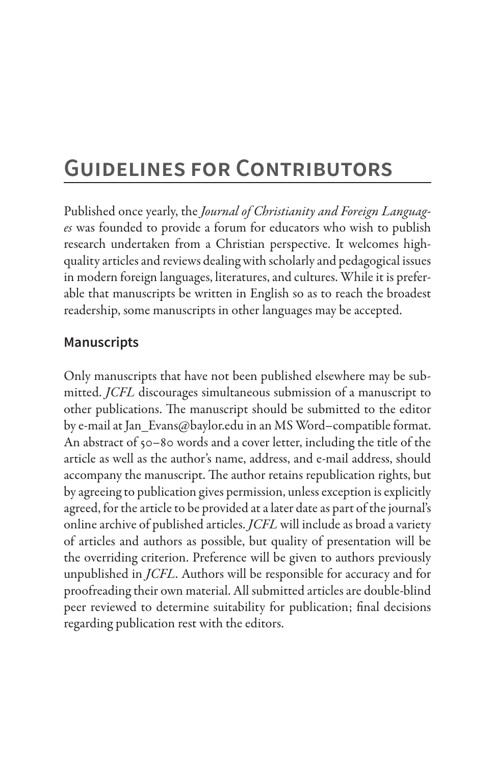# Guidelines for Contributors

Published once yearly, the *Journal of Christianity and Foreign Languages* was founded to provide a forum for educators who wish to publish research undertaken from a Christian perspective. It welcomes high-quality articles and reviews dealing with scholarly and pedagogical issues in modern foreign languages, literatures, and cultures. While it is preferable that manuscripts be written in English so as to reach the broadest readership, some manuscripts in other languages may be accepted.

## Manuscripts

Only manuscripts that have not been published elsewhere may be submitted. *JCFL* discourages simultaneous submission of a manuscript to other publications. The manuscript should be submitted to the editor by e-mail at Jan_Evans@baylor.edu in an MS Word–compatible format. An abstract of 50–80 words and a cover letter, including the title of the article as well as the author's name, address, and e-mail address, should accompany the manuscript. The author retains republication rights, but by agreeing to publication gives permission, unless exception is explicitly agreed, for the article to be provided at a later date as part of the journal's online archive of published articles. *JCFL* will include as broad a variety of articles and authors as possible, but quality of presentation will be the overriding criterion. Preference will be given to authors previously unpublished in *JCFL*. Authors will be responsible for accuracy and for proofreading their own material. All submitted articles are double-blind peer reviewed to determine suitability for publication; final decisions regarding publication rest with the editors.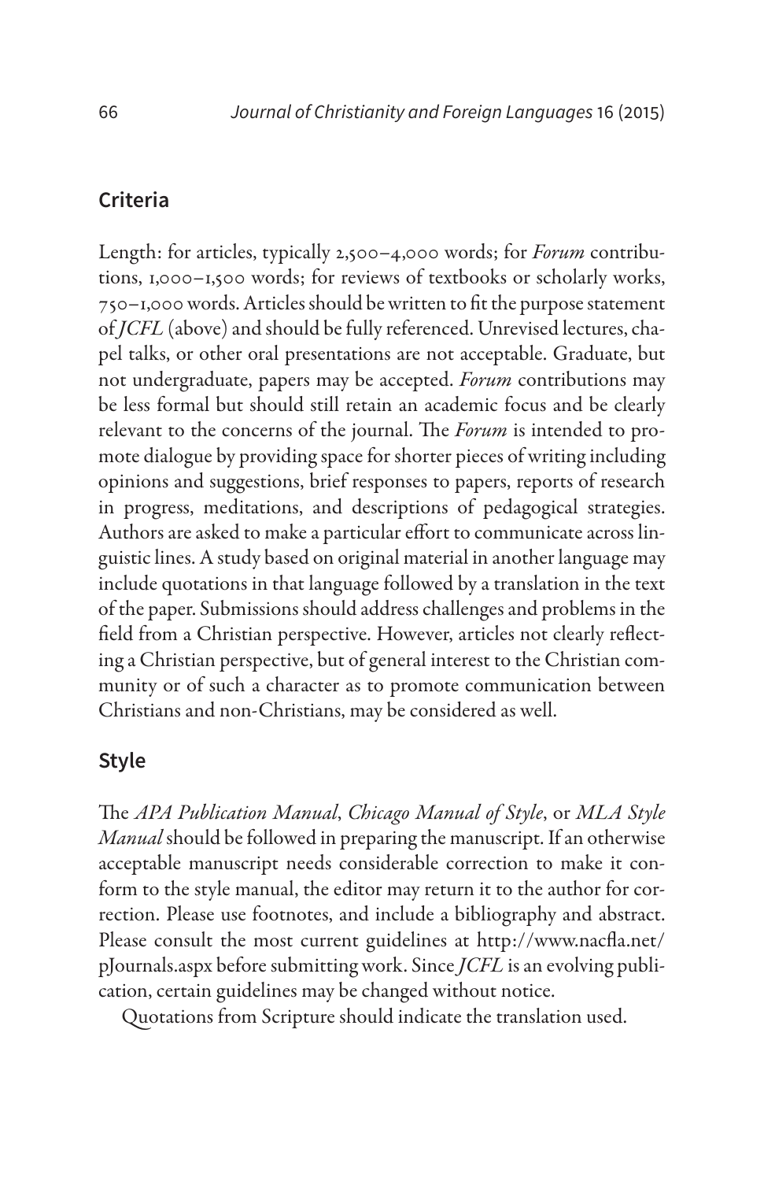## Criteria

Length: for articles, typically 2,500–4,000 words; for *Forum* contributions, 1,000–1,500 words; for reviews of textbooks or scholarly works, 750–1,000 words. Articles should be written to fit the purpose statement of *JCFL* (above) and should be fully referenced. Unrevised lectures, chapel talks, or other oral presentations are not acceptable. Graduate, but not undergraduate, papers may be accepted. *Forum* contributions may be less formal but should still retain an academic focus and be clearly relevant to the concerns of the journal. The *Forum* is intended to promote dialogue by providing space for shorter pieces of writing including opinions and suggestions, brief responses to papers, reports of research in progress, meditations, and descriptions of pedagogical strategies. Authors are asked to make a particular effort to communicate across linguistic lines. A study based on original material in another language may include quotations in that language followed by a translation in the text of the paper. Submissions should address challenges and problems in the field from a Christian perspective. However, articles not clearly reflecting a Christian perspective, but of general interest to the Christian community or of such a character as to promote communication between Christians and non-Christians, may be considered as well.

## Style

The *APA Publication Manual*, *Chicago Manual of Style*, or *MLA Style Manual* should be followed in preparing the manuscript. If an otherwise acceptable manuscript needs considerable correction to make it conform to the style manual, the editor may return it to the author for correction. Please use footnotes, and include a bibliography and abstract. Please consult the most current guidelines at http://www.nacfla.net/pJournals.aspx before submitting work. Since *JCFL* is an evolving publication, certain guidelines may be changed without notice.

Quotations from Scripture should indicate the translation used.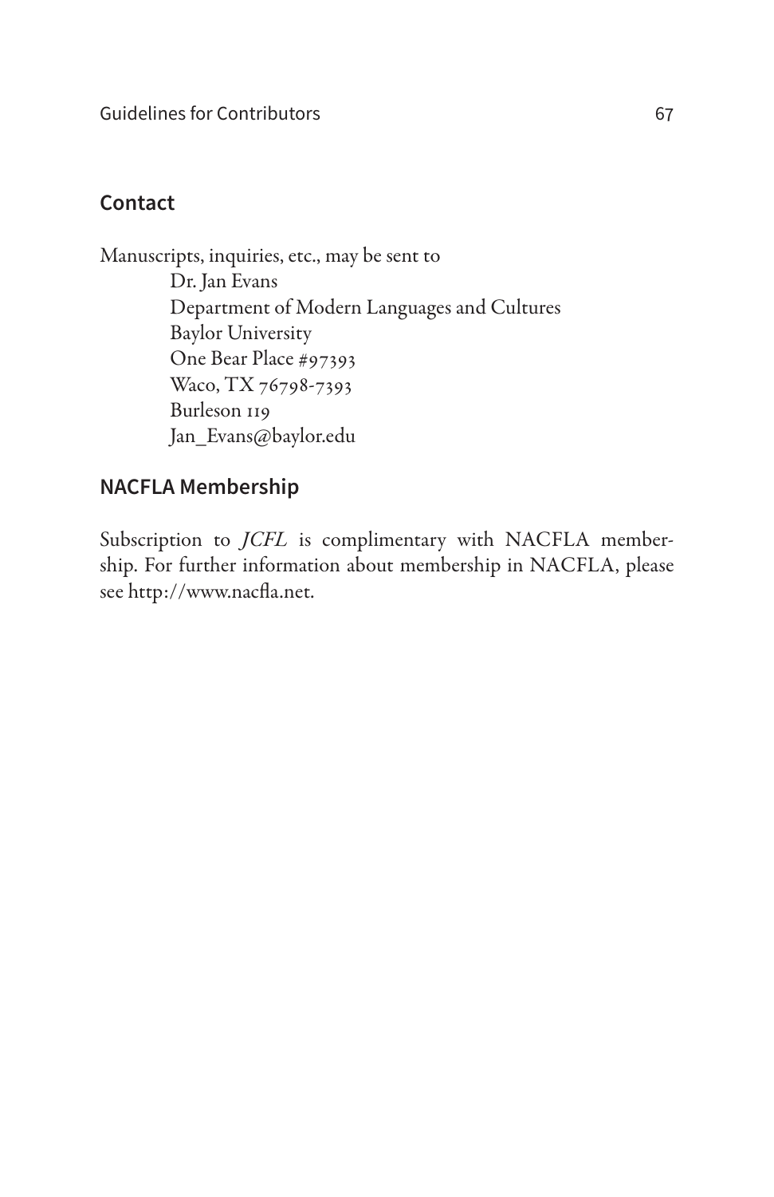## Contact

Manuscripts, inquiries, etc., may be sent to

Dr. Jan Evans
Department of Modern Languages and Cultures
Baylor University
One Bear Place #97393
Waco, TX 76798-7393
Burleson 119
Jan_Evans@baylor.edu

## NACFLA Membership

Subscription to *JCFL* is complimentary with NACFLA membership. For further information about membership in NACFLA, please see http://www.nacfla.net.